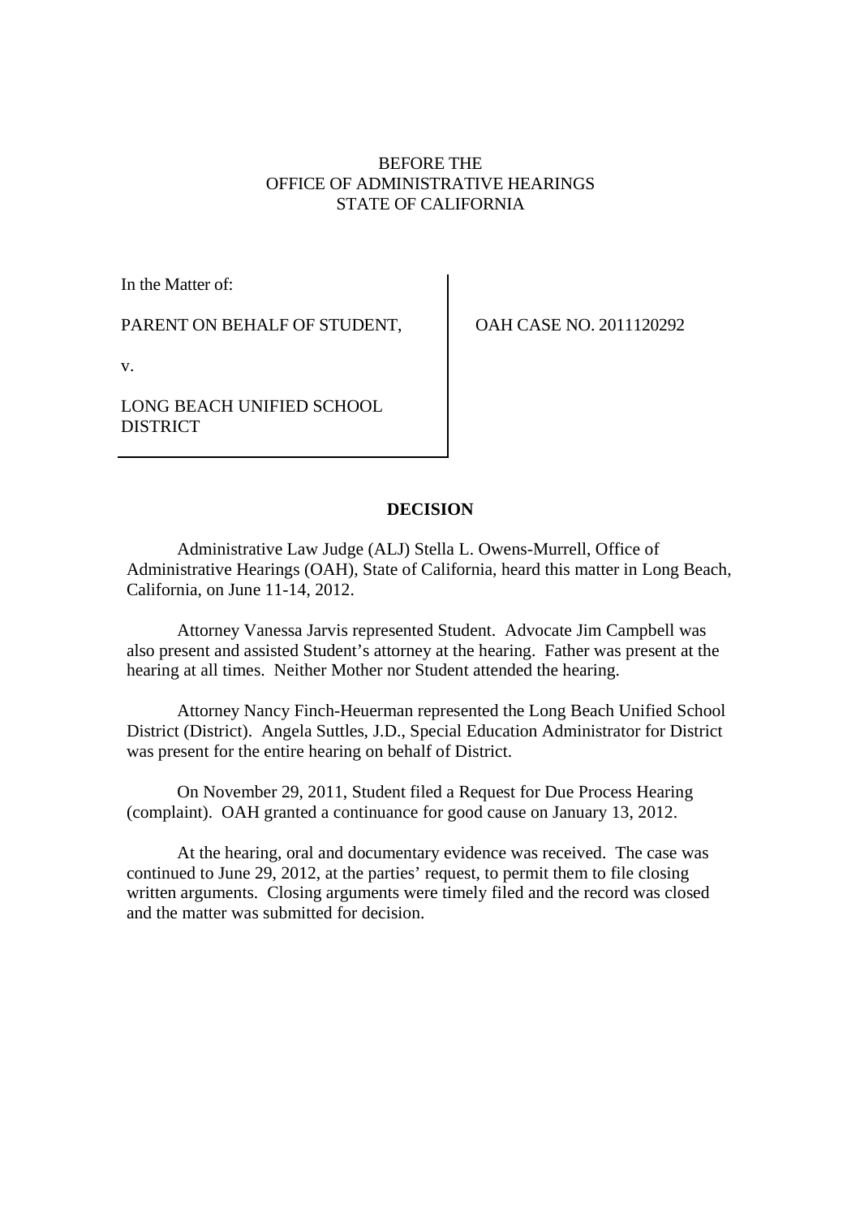BEFORE THE
OFFICE OF ADMINISTRATIVE HEARINGS
STATE OF CALIFORNIA

| In the Matter of: | OAH CASE NO. 2011120292 |
|---|---|
| PARENT ON BEHALF OF STUDENT, | |
| v. | |
| LONG BEACH UNIFIED SCHOOL DISTRICT | |

## DECISION

Administrative Law Judge (ALJ) Stella L. Owens-Murrell, Office of Administrative Hearings (OAH), State of California, heard this matter in Long Beach, California, on June 11-14, 2012.

Attorney Vanessa Jarvis represented Student. Advocate Jim Campbell was also present and assisted Student's attorney at the hearing. Father was present at the hearing at all times. Neither Mother nor Student attended the hearing.

Attorney Nancy Finch-Heuerman represented the Long Beach Unified School District (District). Angela Suttles, J.D., Special Education Administrator for District was present for the entire hearing on behalf of District.

On November 29, 2011, Student filed a Request for Due Process Hearing (complaint). OAH granted a continuance for good cause on January 13, 2012.

At the hearing, oral and documentary evidence was received. The case was continued to June 29, 2012, at the parties' request, to permit them to file closing written arguments. Closing arguments were timely filed and the record was closed and the matter was submitted for decision.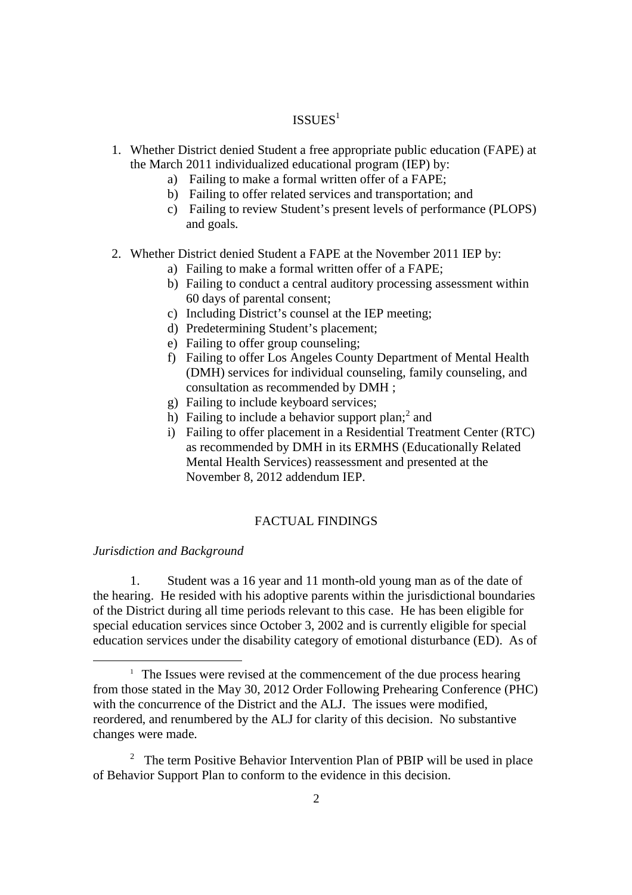## ISSUES[1]

1. Whether District denied Student a free appropriate public education (FAPE) at the March 2011 individualized educational program (IEP) by:
   a) Failing to make a formal written offer of a FAPE;
   b) Failing to offer related services and transportation; and
   c) Failing to review Student's present levels of performance (PLOPS) and goals.

2. Whether District denied Student a FAPE at the November 2011 IEP by:
   a) Failing to make a formal written offer of a FAPE;
   b) Failing to conduct a central auditory processing assessment within 60 days of parental consent;
   c) Including District's counsel at the IEP meeting;
   d) Predetermining Student's placement;
   e) Failing to offer group counseling;
   f) Failing to offer Los Angeles County Department of Mental Health (DMH) services for individual counseling, family counseling, and consultation as recommended by DMH ;
   g) Failing to include keyboard services;
   h) Failing to include a behavior support plan;[2] and
   i) Failing to offer placement in a Residential Treatment Center (RTC) as recommended by DMH in its ERMHS (Educationally Related Mental Health Services) reassessment and presented at the November 8, 2012 addendum IEP.

## FACTUAL FINDINGS

*Jurisdiction and Background*

1. Student was a 16 year and 11 month-old young man as of the date of the hearing. He resided with his adoptive parents within the jurisdictional boundaries of the District during all time periods relevant to this case. He has been eligible for special education services since October 3, 2002 and is currently eligible for special education services under the disability category of emotional disturbance (ED). As of

---

[1] The Issues were revised at the commencement of the due process hearing from those stated in the May 30, 2012 Order Following Prehearing Conference (PHC) with the concurrence of the District and the ALJ. The issues were modified, reordered, and renumbered by the ALJ for clarity of this decision. No substantive changes were made.

[2] The term Positive Behavior Intervention Plan of PBIP will be used in place of Behavior Support Plan to conform to the evidence in this decision.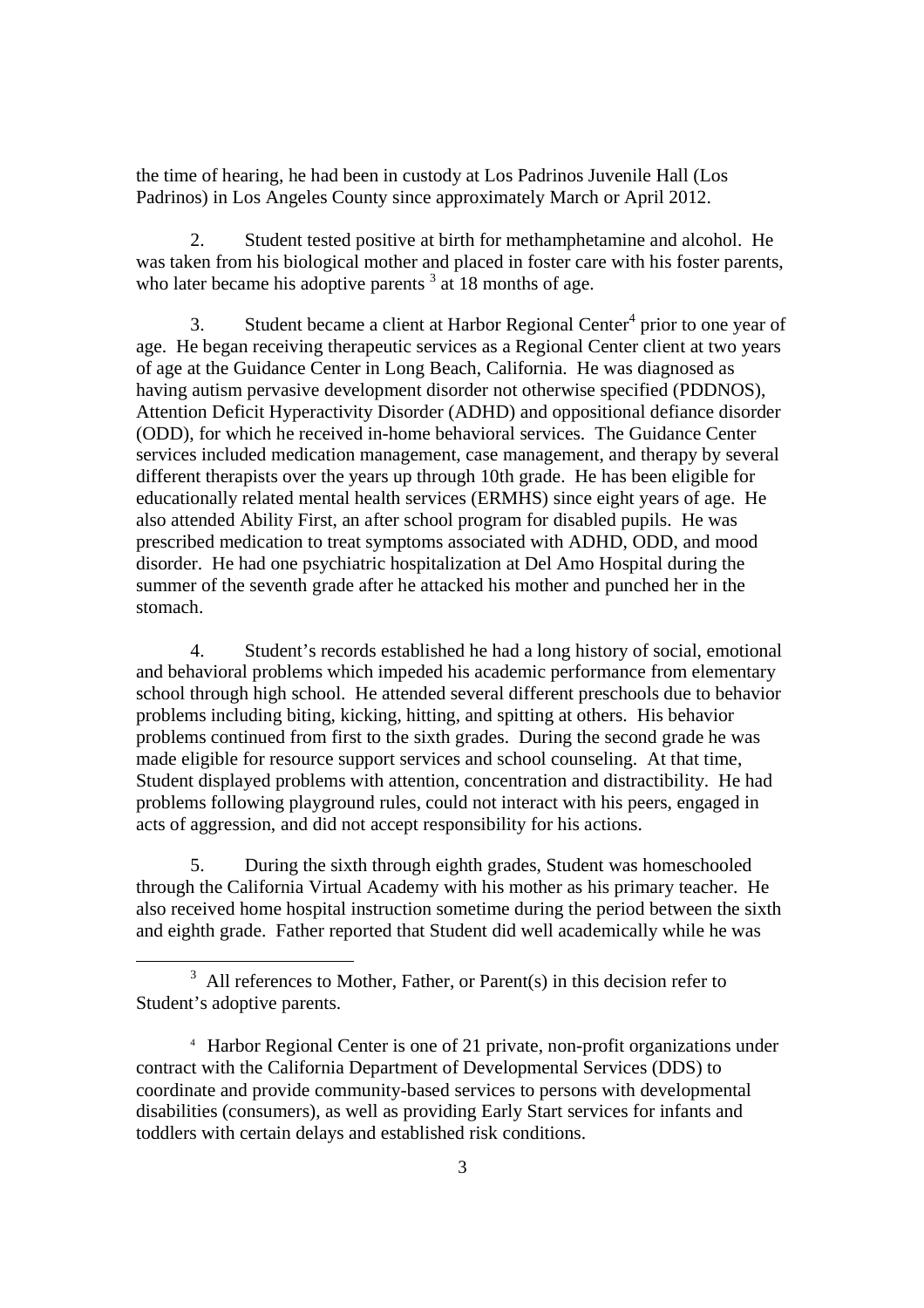the time of hearing, he had been in custody at Los Padrinos Juvenile Hall (Los Padrinos) in Los Angeles County since approximately March or April 2012.

2. Student tested positive at birth for methamphetamine and alcohol. He was taken from his biological mother and placed in foster care with his foster parents, who later became his adoptive parents [3] at 18 months of age.

3. Student became a client at Harbor Regional Center[4] prior to one year of age. He began receiving therapeutic services as a Regional Center client at two years of age at the Guidance Center in Long Beach, California. He was diagnosed as having autism pervasive development disorder not otherwise specified (PDDNOS), Attention Deficit Hyperactivity Disorder (ADHD) and oppositional defiance disorder (ODD), for which he received in-home behavioral services. The Guidance Center services included medication management, case management, and therapy by several different therapists over the years up through 10th grade. He has been eligible for educationally related mental health services (ERMHS) since eight years of age. He also attended Ability First, an after school program for disabled pupils. He was prescribed medication to treat symptoms associated with ADHD, ODD, and mood disorder. He had one psychiatric hospitalization at Del Amo Hospital during the summer of the seventh grade after he attacked his mother and punched her in the stomach.

4. Student's records established he had a long history of social, emotional and behavioral problems which impeded his academic performance from elementary school through high school. He attended several different preschools due to behavior problems including biting, kicking, hitting, and spitting at others. His behavior problems continued from first to the sixth grades. During the second grade he was made eligible for resource support services and school counseling. At that time, Student displayed problems with attention, concentration and distractibility. He had problems following playground rules, could not interact with his peers, engaged in acts of aggression, and did not accept responsibility for his actions.

5. During the sixth through eighth grades, Student was homeschooled through the California Virtual Academy with his mother as his primary teacher. He also received home hospital instruction sometime during the period between the sixth and eighth grade. Father reported that Student did well academically while he was

---

[3] All references to Mother, Father, or Parent(s) in this decision refer to Student's adoptive parents.

[4] Harbor Regional Center is one of 21 private, non-profit organizations under contract with the California Department of Developmental Services (DDS) to coordinate and provide community-based services to persons with developmental disabilities (consumers), as well as providing Early Start services for infants and toddlers with certain delays and established risk conditions.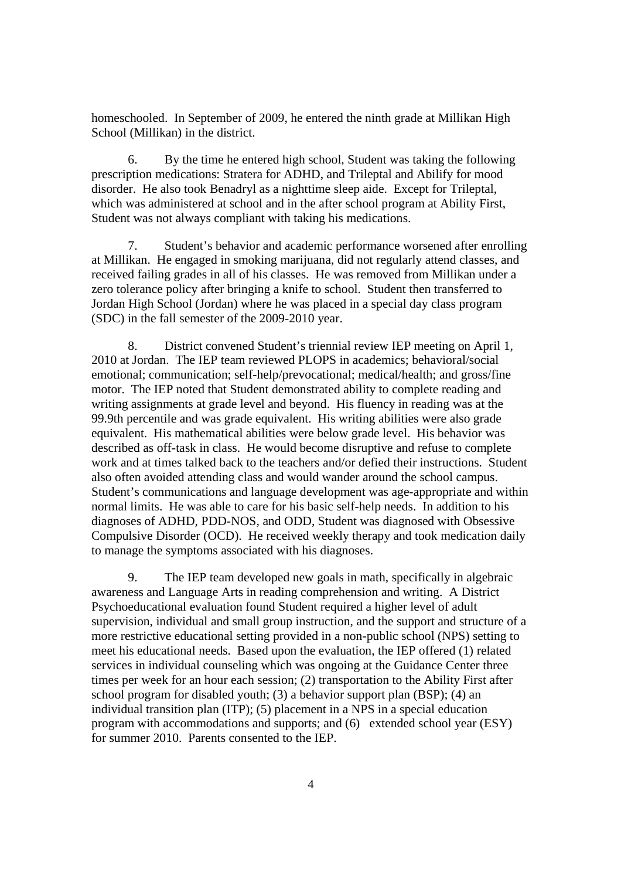homeschooled. In September of 2009, he entered the ninth grade at Millikan High School (Millikan) in the district.

6. By the time he entered high school, Student was taking the following prescription medications: Stratera for ADHD, and Trileptal and Abilify for mood disorder. He also took Benadryl as a nighttime sleep aide. Except for Trileptal, which was administered at school and in the after school program at Ability First, Student was not always compliant with taking his medications.

7. Student's behavior and academic performance worsened after enrolling at Millikan. He engaged in smoking marijuana, did not regularly attend classes, and received failing grades in all of his classes. He was removed from Millikan under a zero tolerance policy after bringing a knife to school. Student then transferred to Jordan High School (Jordan) where he was placed in a special day class program (SDC) in the fall semester of the 2009-2010 year.

8. District convened Student's triennial review IEP meeting on April 1, 2010 at Jordan. The IEP team reviewed PLOPS in academics; behavioral/social emotional; communication; self-help/prevocational; medical/health; and gross/fine motor. The IEP noted that Student demonstrated ability to complete reading and writing assignments at grade level and beyond. His fluency in reading was at the 99.9th percentile and was grade equivalent. His writing abilities were also grade equivalent. His mathematical abilities were below grade level. His behavior was described as off-task in class. He would become disruptive and refuse to complete work and at times talked back to the teachers and/or defied their instructions. Student also often avoided attending class and would wander around the school campus. Student's communications and language development was age-appropriate and within normal limits. He was able to care for his basic self-help needs. In addition to his diagnoses of ADHD, PDD-NOS, and ODD, Student was diagnosed with Obsessive Compulsive Disorder (OCD). He received weekly therapy and took medication daily to manage the symptoms associated with his diagnoses.

9. The IEP team developed new goals in math, specifically in algebraic awareness and Language Arts in reading comprehension and writing. A District Psychoeducational evaluation found Student required a higher level of adult supervision, individual and small group instruction, and the support and structure of a more restrictive educational setting provided in a non-public school (NPS) setting to meet his educational needs. Based upon the evaluation, the IEP offered (1) related services in individual counseling which was ongoing at the Guidance Center three times per week for an hour each session; (2) transportation to the Ability First after school program for disabled youth; (3) a behavior support plan (BSP); (4) an individual transition plan (ITP); (5) placement in a NPS in a special education program with accommodations and supports; and (6) extended school year (ESY) for summer 2010. Parents consented to the IEP.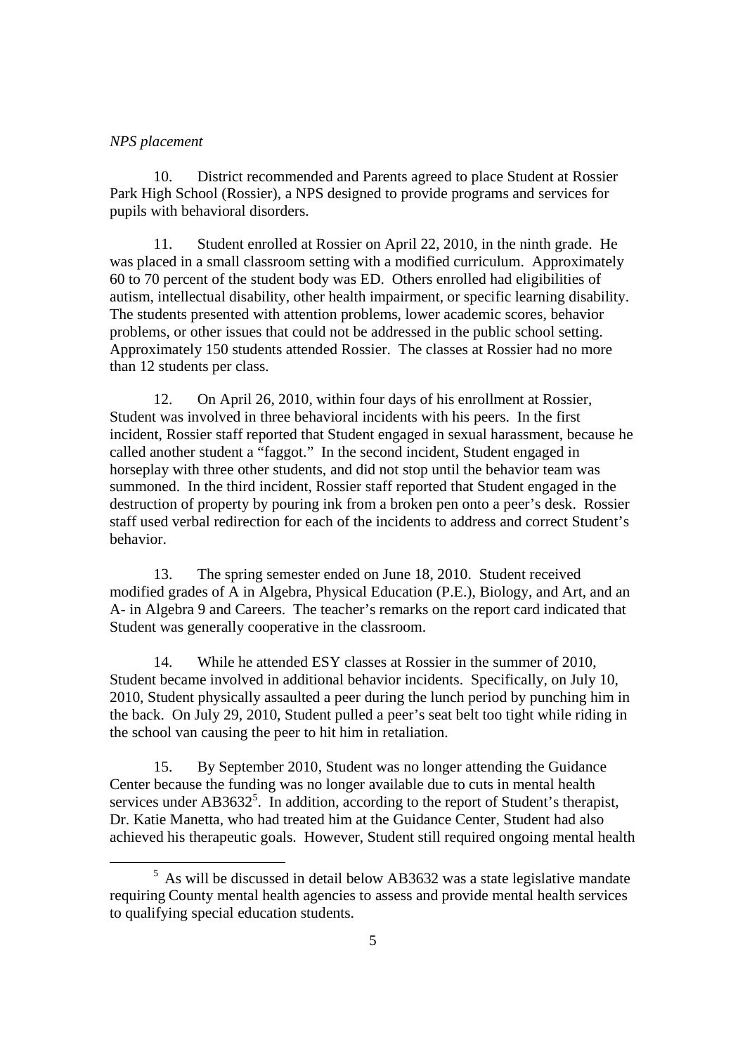*NPS placement*

10. District recommended and Parents agreed to place Student at Rossier Park High School (Rossier), a NPS designed to provide programs and services for pupils with behavioral disorders.

11. Student enrolled at Rossier on April 22, 2010, in the ninth grade. He was placed in a small classroom setting with a modified curriculum. Approximately 60 to 70 percent of the student body was ED. Others enrolled had eligibilities of autism, intellectual disability, other health impairment, or specific learning disability. The students presented with attention problems, lower academic scores, behavior problems, or other issues that could not be addressed in the public school setting. Approximately 150 students attended Rossier. The classes at Rossier had no more than 12 students per class.

12. On April 26, 2010, within four days of his enrollment at Rossier, Student was involved in three behavioral incidents with his peers. In the first incident, Rossier staff reported that Student engaged in sexual harassment, because he called another student a "faggot." In the second incident, Student engaged in horseplay with three other students, and did not stop until the behavior team was summoned. In the third incident, Rossier staff reported that Student engaged in the destruction of property by pouring ink from a broken pen onto a peer's desk. Rossier staff used verbal redirection for each of the incidents to address and correct Student's behavior.

13. The spring semester ended on June 18, 2010. Student received modified grades of A in Algebra, Physical Education (P.E.), Biology, and Art, and an A- in Algebra 9 and Careers. The teacher's remarks on the report card indicated that Student was generally cooperative in the classroom.

14. While he attended ESY classes at Rossier in the summer of 2010, Student became involved in additional behavior incidents. Specifically, on July 10, 2010, Student physically assaulted a peer during the lunch period by punching him in the back. On July 29, 2010, Student pulled a peer's seat belt too tight while riding in the school van causing the peer to hit him in retaliation.

15. By September 2010, Student was no longer attending the Guidance Center because the funding was no longer available due to cuts in mental health services under AB3632[5]. In addition, according to the report of Student's therapist, Dr. Katie Manetta, who had treated him at the Guidance Center, Student had also achieved his therapeutic goals. However, Student still required ongoing mental health

[5] As will be discussed in detail below AB3632 was a state legislative mandate requiring County mental health agencies to assess and provide mental health services to qualifying special education students.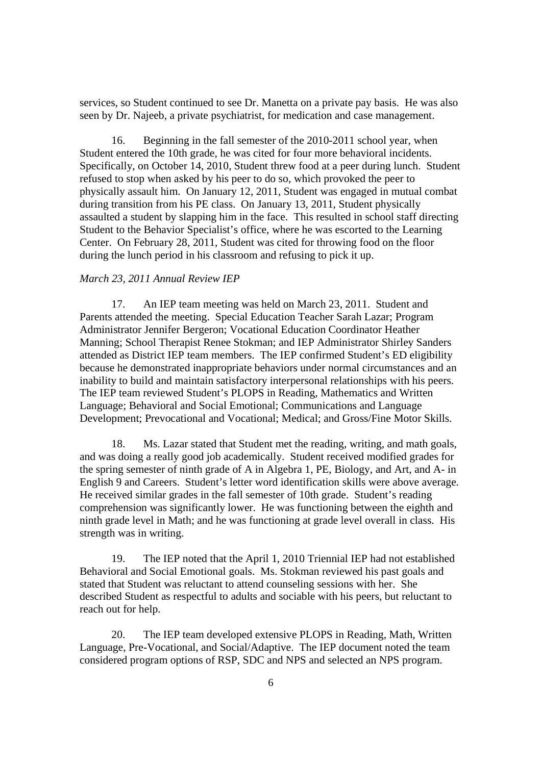services, so Student continued to see Dr. Manetta on a private pay basis. He was also seen by Dr. Najeeb, a private psychiatrist, for medication and case management.

16. Beginning in the fall semester of the 2010-2011 school year, when Student entered the 10th grade, he was cited for four more behavioral incidents. Specifically, on October 14, 2010, Student threw food at a peer during lunch. Student refused to stop when asked by his peer to do so, which provoked the peer to physically assault him. On January 12, 2011, Student was engaged in mutual combat during transition from his PE class. On January 13, 2011, Student physically assaulted a student by slapping him in the face. This resulted in school staff directing Student to the Behavior Specialist's office, where he was escorted to the Learning Center. On February 28, 2011, Student was cited for throwing food on the floor during the lunch period in his classroom and refusing to pick it up.

*March 23, 2011 Annual Review IEP*

17. An IEP team meeting was held on March 23, 2011. Student and Parents attended the meeting. Special Education Teacher Sarah Lazar; Program Administrator Jennifer Bergeron; Vocational Education Coordinator Heather Manning; School Therapist Renee Stokman; and IEP Administrator Shirley Sanders attended as District IEP team members. The IEP confirmed Student's ED eligibility because he demonstrated inappropriate behaviors under normal circumstances and an inability to build and maintain satisfactory interpersonal relationships with his peers. The IEP team reviewed Student's PLOPS in Reading, Mathematics and Written Language; Behavioral and Social Emotional; Communications and Language Development; Prevocational and Vocational; Medical; and Gross/Fine Motor Skills.

18. Ms. Lazar stated that Student met the reading, writing, and math goals, and was doing a really good job academically. Student received modified grades for the spring semester of ninth grade of A in Algebra 1, PE, Biology, and Art, and A- in English 9 and Careers. Student's letter word identification skills were above average. He received similar grades in the fall semester of 10th grade. Student's reading comprehension was significantly lower. He was functioning between the eighth and ninth grade level in Math; and he was functioning at grade level overall in class. His strength was in writing.

19. The IEP noted that the April 1, 2010 Triennial IEP had not established Behavioral and Social Emotional goals. Ms. Stokman reviewed his past goals and stated that Student was reluctant to attend counseling sessions with her. She described Student as respectful to adults and sociable with his peers, but reluctant to reach out for help.

20. The IEP team developed extensive PLOPS in Reading, Math, Written Language, Pre-Vocational, and Social/Adaptive. The IEP document noted the team considered program options of RSP, SDC and NPS and selected an NPS program.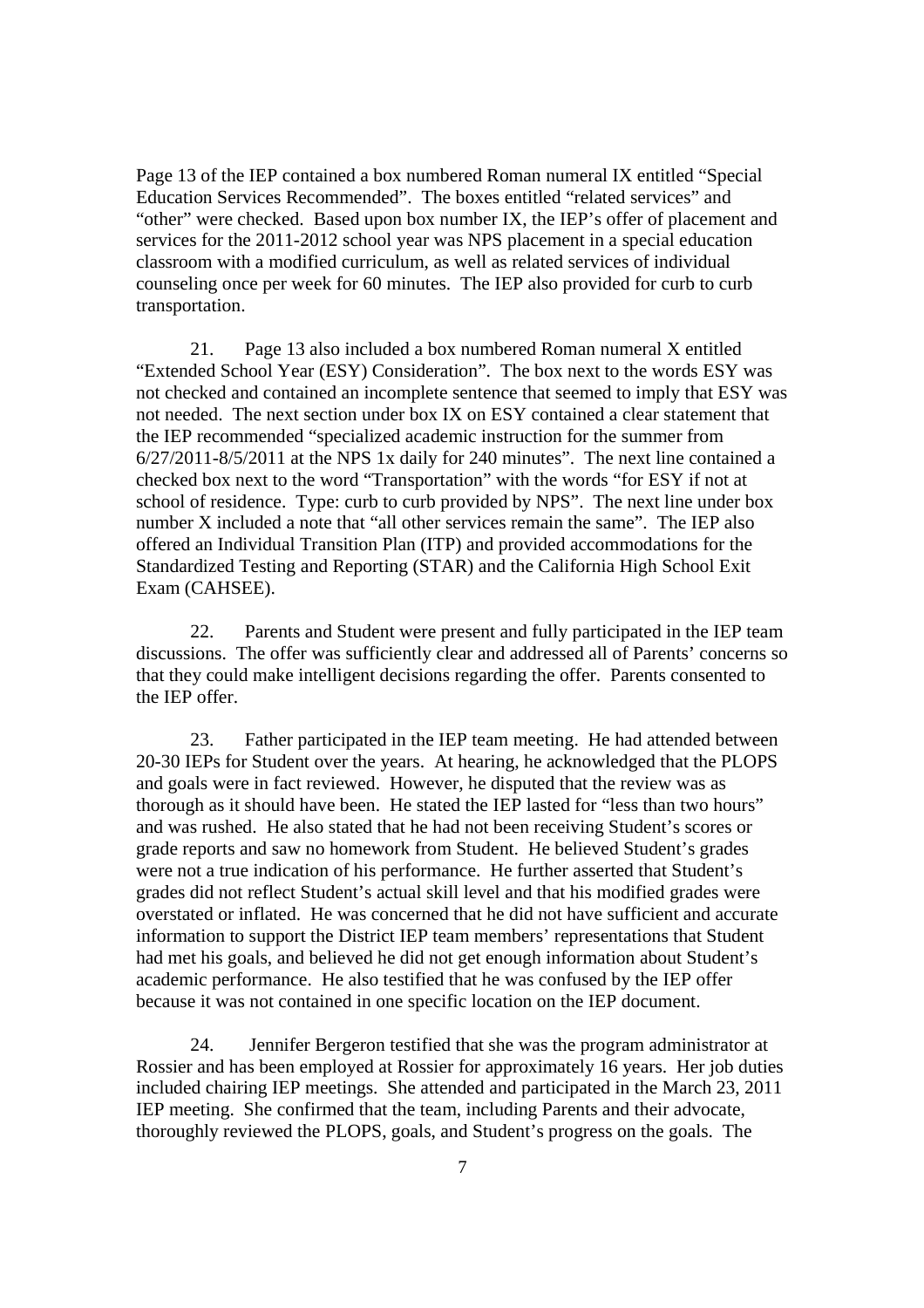Page 13 of the IEP contained a box numbered Roman numeral IX entitled "Special Education Services Recommended". The boxes entitled "related services" and "other" were checked. Based upon box number IX, the IEP's offer of placement and services for the 2011-2012 school year was NPS placement in a special education classroom with a modified curriculum, as well as related services of individual counseling once per week for 60 minutes. The IEP also provided for curb to curb transportation.

21. Page 13 also included a box numbered Roman numeral X entitled "Extended School Year (ESY) Consideration". The box next to the words ESY was not checked and contained an incomplete sentence that seemed to imply that ESY was not needed. The next section under box IX on ESY contained a clear statement that the IEP recommended "specialized academic instruction for the summer from 6/27/2011-8/5/2011 at the NPS 1x daily for 240 minutes". The next line contained a checked box next to the word "Transportation" with the words "for ESY if not at school of residence. Type: curb to curb provided by NPS". The next line under box number X included a note that "all other services remain the same". The IEP also offered an Individual Transition Plan (ITP) and provided accommodations for the Standardized Testing and Reporting (STAR) and the California High School Exit Exam (CAHSEE).

22. Parents and Student were present and fully participated in the IEP team discussions. The offer was sufficiently clear and addressed all of Parents' concerns so that they could make intelligent decisions regarding the offer. Parents consented to the IEP offer.

23. Father participated in the IEP team meeting. He had attended between 20-30 IEPs for Student over the years. At hearing, he acknowledged that the PLOPS and goals were in fact reviewed. However, he disputed that the review was as thorough as it should have been. He stated the IEP lasted for "less than two hours" and was rushed. He also stated that he had not been receiving Student's scores or grade reports and saw no homework from Student. He believed Student's grades were not a true indication of his performance. He further asserted that Student's grades did not reflect Student's actual skill level and that his modified grades were overstated or inflated. He was concerned that he did not have sufficient and accurate information to support the District IEP team members' representations that Student had met his goals, and believed he did not get enough information about Student's academic performance. He also testified that he was confused by the IEP offer because it was not contained in one specific location on the IEP document.

24. Jennifer Bergeron testified that she was the program administrator at Rossier and has been employed at Rossier for approximately 16 years. Her job duties included chairing IEP meetings. She attended and participated in the March 23, 2011 IEP meeting. She confirmed that the team, including Parents and their advocate, thoroughly reviewed the PLOPS, goals, and Student's progress on the goals. The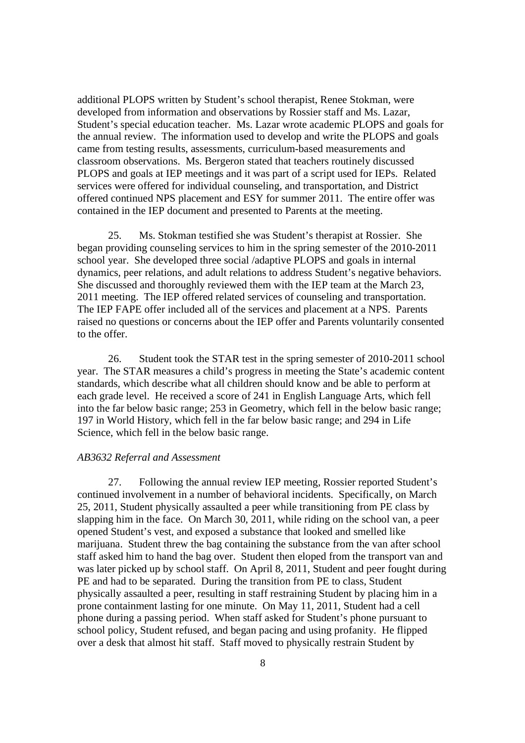additional PLOPS written by Student's school therapist, Renee Stokman, were developed from information and observations by Rossier staff and Ms. Lazar, Student's special education teacher. Ms. Lazar wrote academic PLOPS and goals for the annual review. The information used to develop and write the PLOPS and goals came from testing results, assessments, curriculum-based measurements and classroom observations. Ms. Bergeron stated that teachers routinely discussed PLOPS and goals at IEP meetings and it was part of a script used for IEPs. Related services were offered for individual counseling, and transportation, and District offered continued NPS placement and ESY for summer 2011. The entire offer was contained in the IEP document and presented to Parents at the meeting.

25. Ms. Stokman testified she was Student's therapist at Rossier. She began providing counseling services to him in the spring semester of the 2010-2011 school year. She developed three social /adaptive PLOPS and goals in internal dynamics, peer relations, and adult relations to address Student's negative behaviors. She discussed and thoroughly reviewed them with the IEP team at the March 23, 2011 meeting. The IEP offered related services of counseling and transportation. The IEP FAPE offer included all of the services and placement at a NPS. Parents raised no questions or concerns about the IEP offer and Parents voluntarily consented to the offer.

26. Student took the STAR test in the spring semester of 2010-2011 school year. The STAR measures a child's progress in meeting the State's academic content standards, which describe what all children should know and be able to perform at each grade level. He received a score of 241 in English Language Arts, which fell into the far below basic range; 253 in Geometry, which fell in the below basic range; 197 in World History, which fell in the far below basic range; and 294 in Life Science, which fell in the below basic range.

*AB3632 Referral and Assessment*

27. Following the annual review IEP meeting, Rossier reported Student's continued involvement in a number of behavioral incidents. Specifically, on March 25, 2011, Student physically assaulted a peer while transitioning from PE class by slapping him in the face. On March 30, 2011, while riding on the school van, a peer opened Student's vest, and exposed a substance that looked and smelled like marijuana. Student threw the bag containing the substance from the van after school staff asked him to hand the bag over. Student then eloped from the transport van and was later picked up by school staff. On April 8, 2011, Student and peer fought during PE and had to be separated. During the transition from PE to class, Student physically assaulted a peer, resulting in staff restraining Student by placing him in a prone containment lasting for one minute. On May 11, 2011, Student had a cell phone during a passing period. When staff asked for Student's phone pursuant to school policy, Student refused, and began pacing and using profanity. He flipped over a desk that almost hit staff. Staff moved to physically restrain Student by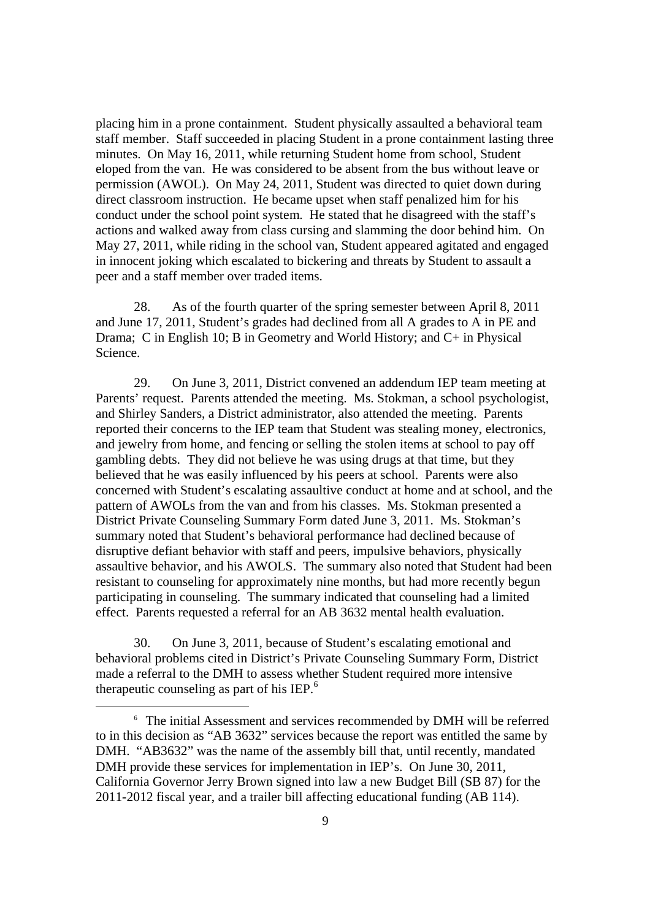placing him in a prone containment. Student physically assaulted a behavioral team staff member. Staff succeeded in placing Student in a prone containment lasting three minutes. On May 16, 2011, while returning Student home from school, Student eloped from the van. He was considered to be absent from the bus without leave or permission (AWOL). On May 24, 2011, Student was directed to quiet down during direct classroom instruction. He became upset when staff penalized him for his conduct under the school point system. He stated that he disagreed with the staff's actions and walked away from class cursing and slamming the door behind him. On May 27, 2011, while riding in the school van, Student appeared agitated and engaged in innocent joking which escalated to bickering and threats by Student to assault a peer and a staff member over traded items.

28. As of the fourth quarter of the spring semester between April 8, 2011 and June 17, 2011, Student's grades had declined from all A grades to A in PE and Drama; C in English 10; B in Geometry and World History; and C+ in Physical Science.

29. On June 3, 2011, District convened an addendum IEP team meeting at Parents' request. Parents attended the meeting. Ms. Stokman, a school psychologist, and Shirley Sanders, a District administrator, also attended the meeting. Parents reported their concerns to the IEP team that Student was stealing money, electronics, and jewelry from home, and fencing or selling the stolen items at school to pay off gambling debts. They did not believe he was using drugs at that time, but they believed that he was easily influenced by his peers at school. Parents were also concerned with Student's escalating assaultive conduct at home and at school, and the pattern of AWOLs from the van and from his classes. Ms. Stokman presented a District Private Counseling Summary Form dated June 3, 2011. Ms. Stokman's summary noted that Student's behavioral performance had declined because of disruptive defiant behavior with staff and peers, impulsive behaviors, physically assaultive behavior, and his AWOLS. The summary also noted that Student had been resistant to counseling for approximately nine months, but had more recently begun participating in counseling. The summary indicated that counseling had a limited effect. Parents requested a referral for an AB 3632 mental health evaluation.

30. On June 3, 2011, because of Student's escalating emotional and behavioral problems cited in District's Private Counseling Summary Form, District made a referral to the DMH to assess whether Student required more intensive therapeutic counseling as part of his IEP.[6]

---

[6] The initial Assessment and services recommended by DMH will be referred to in this decision as "AB 3632" services because the report was entitled the same by DMH. "AB3632" was the name of the assembly bill that, until recently, mandated DMH provide these services for implementation in IEP's. On June 30, 2011, California Governor Jerry Brown signed into law a new Budget Bill (SB 87) for the 2011-2012 fiscal year, and a trailer bill affecting educational funding (AB 114).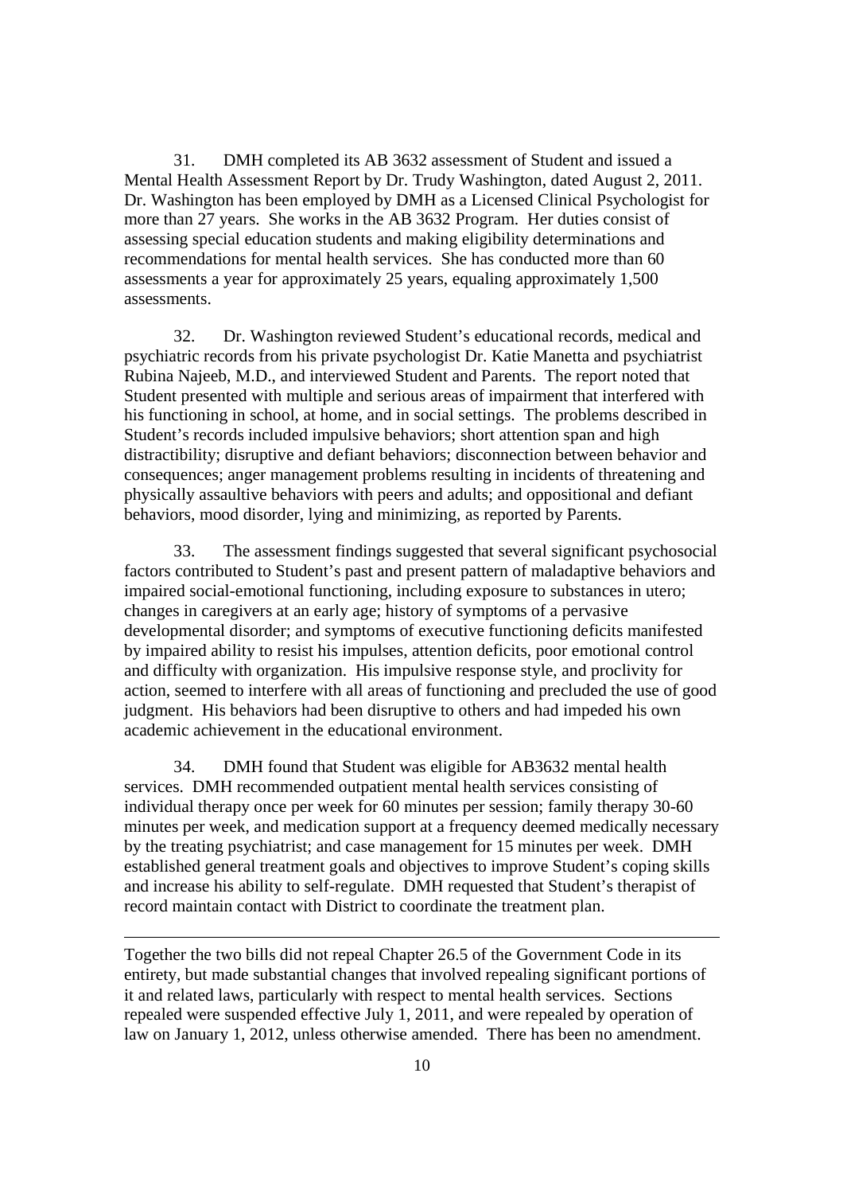31. DMH completed its AB 3632 assessment of Student and issued a Mental Health Assessment Report by Dr. Trudy Washington, dated August 2, 2011. Dr. Washington has been employed by DMH as a Licensed Clinical Psychologist for more than 27 years. She works in the AB 3632 Program. Her duties consist of assessing special education students and making eligibility determinations and recommendations for mental health services. She has conducted more than 60 assessments a year for approximately 25 years, equaling approximately 1,500 assessments.

32. Dr. Washington reviewed Student's educational records, medical and psychiatric records from his private psychologist Dr. Katie Manetta and psychiatrist Rubina Najeeb, M.D., and interviewed Student and Parents. The report noted that Student presented with multiple and serious areas of impairment that interfered with his functioning in school, at home, and in social settings. The problems described in Student's records included impulsive behaviors; short attention span and high distractibility; disruptive and defiant behaviors; disconnection between behavior and consequences; anger management problems resulting in incidents of threatening and physically assaultive behaviors with peers and adults; and oppositional and defiant behaviors, mood disorder, lying and minimizing, as reported by Parents.

33. The assessment findings suggested that several significant psychosocial factors contributed to Student's past and present pattern of maladaptive behaviors and impaired social-emotional functioning, including exposure to substances in utero; changes in caregivers at an early age; history of symptoms of a pervasive developmental disorder; and symptoms of executive functioning deficits manifested by impaired ability to resist his impulses, attention deficits, poor emotional control and difficulty with organization. His impulsive response style, and proclivity for action, seemed to interfere with all areas of functioning and precluded the use of good judgment. His behaviors had been disruptive to others and had impeded his own academic achievement in the educational environment.

34. DMH found that Student was eligible for AB3632 mental health services. DMH recommended outpatient mental health services consisting of individual therapy once per week for 60 minutes per session; family therapy 30-60 minutes per week, and medication support at a frequency deemed medically necessary by the treating psychiatrist; and case management for 15 minutes per week. DMH established general treatment goals and objectives to improve Student's coping skills and increase his ability to self-regulate. DMH requested that Student's therapist of record maintain contact with District to coordinate the treatment plan.

---

Together the two bills did not repeal Chapter 26.5 of the Government Code in its entirety, but made substantial changes that involved repealing significant portions of it and related laws, particularly with respect to mental health services. Sections repealed were suspended effective July 1, 2011, and were repealed by operation of law on January 1, 2012, unless otherwise amended. There has been no amendment.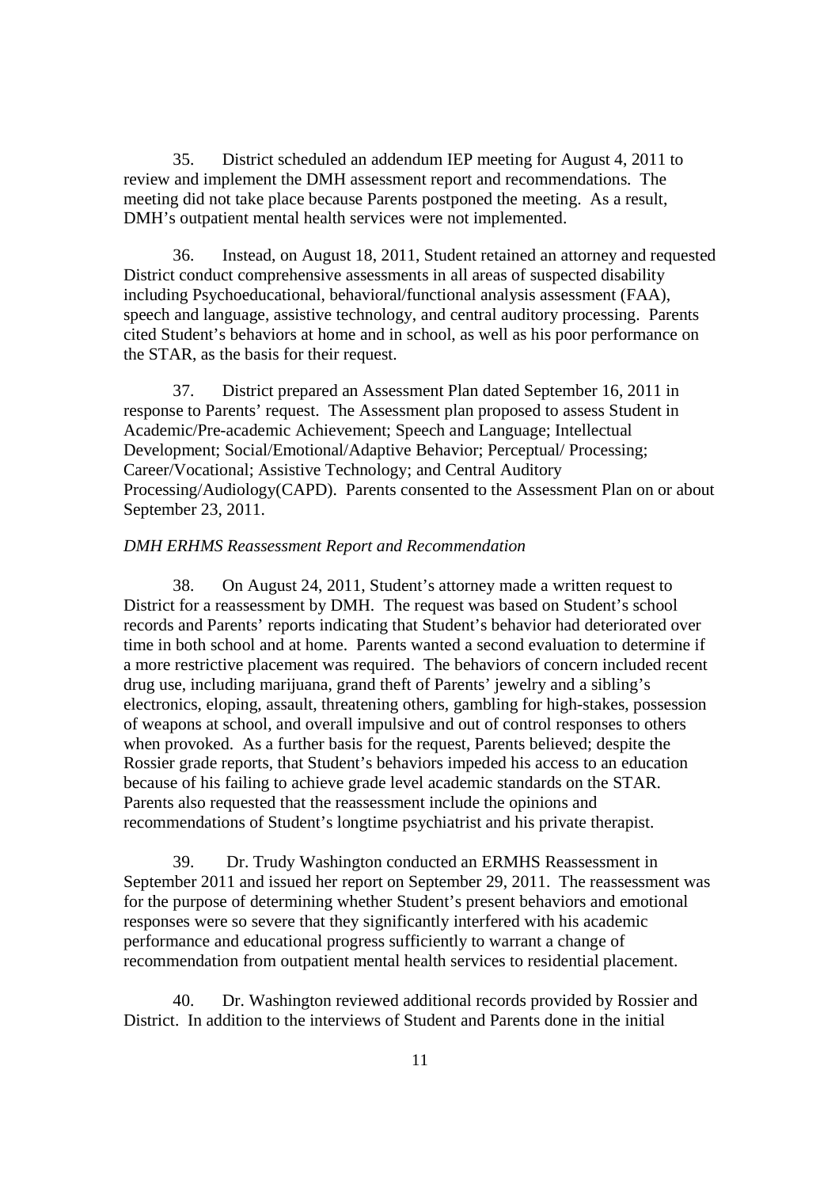35. District scheduled an addendum IEP meeting for August 4, 2011 to review and implement the DMH assessment report and recommendations. The meeting did not take place because Parents postponed the meeting. As a result, DMH's outpatient mental health services were not implemented.

36. Instead, on August 18, 2011, Student retained an attorney and requested District conduct comprehensive assessments in all areas of suspected disability including Psychoeducational, behavioral/functional analysis assessment (FAA), speech and language, assistive technology, and central auditory processing. Parents cited Student's behaviors at home and in school, as well as his poor performance on the STAR, as the basis for their request.

37. District prepared an Assessment Plan dated September 16, 2011 in response to Parents' request. The Assessment plan proposed to assess Student in Academic/Pre-academic Achievement; Speech and Language; Intellectual Development; Social/Emotional/Adaptive Behavior; Perceptual/ Processing; Career/Vocational; Assistive Technology; and Central Auditory Processing/Audiology(CAPD). Parents consented to the Assessment Plan on or about September 23, 2011.

*DMH ERHMS Reassessment Report and Recommendation*

38. On August 24, 2011, Student's attorney made a written request to District for a reassessment by DMH. The request was based on Student's school records and Parents' reports indicating that Student's behavior had deteriorated over time in both school and at home. Parents wanted a second evaluation to determine if a more restrictive placement was required. The behaviors of concern included recent drug use, including marijuana, grand theft of Parents' jewelry and a sibling's electronics, eloping, assault, threatening others, gambling for high-stakes, possession of weapons at school, and overall impulsive and out of control responses to others when provoked. As a further basis for the request, Parents believed; despite the Rossier grade reports, that Student's behaviors impeded his access to an education because of his failing to achieve grade level academic standards on the STAR. Parents also requested that the reassessment include the opinions and recommendations of Student's longtime psychiatrist and his private therapist.

39. Dr. Trudy Washington conducted an ERMHS Reassessment in September 2011 and issued her report on September 29, 2011. The reassessment was for the purpose of determining whether Student's present behaviors and emotional responses were so severe that they significantly interfered with his academic performance and educational progress sufficiently to warrant a change of recommendation from outpatient mental health services to residential placement.

40. Dr. Washington reviewed additional records provided by Rossier and District. In addition to the interviews of Student and Parents done in the initial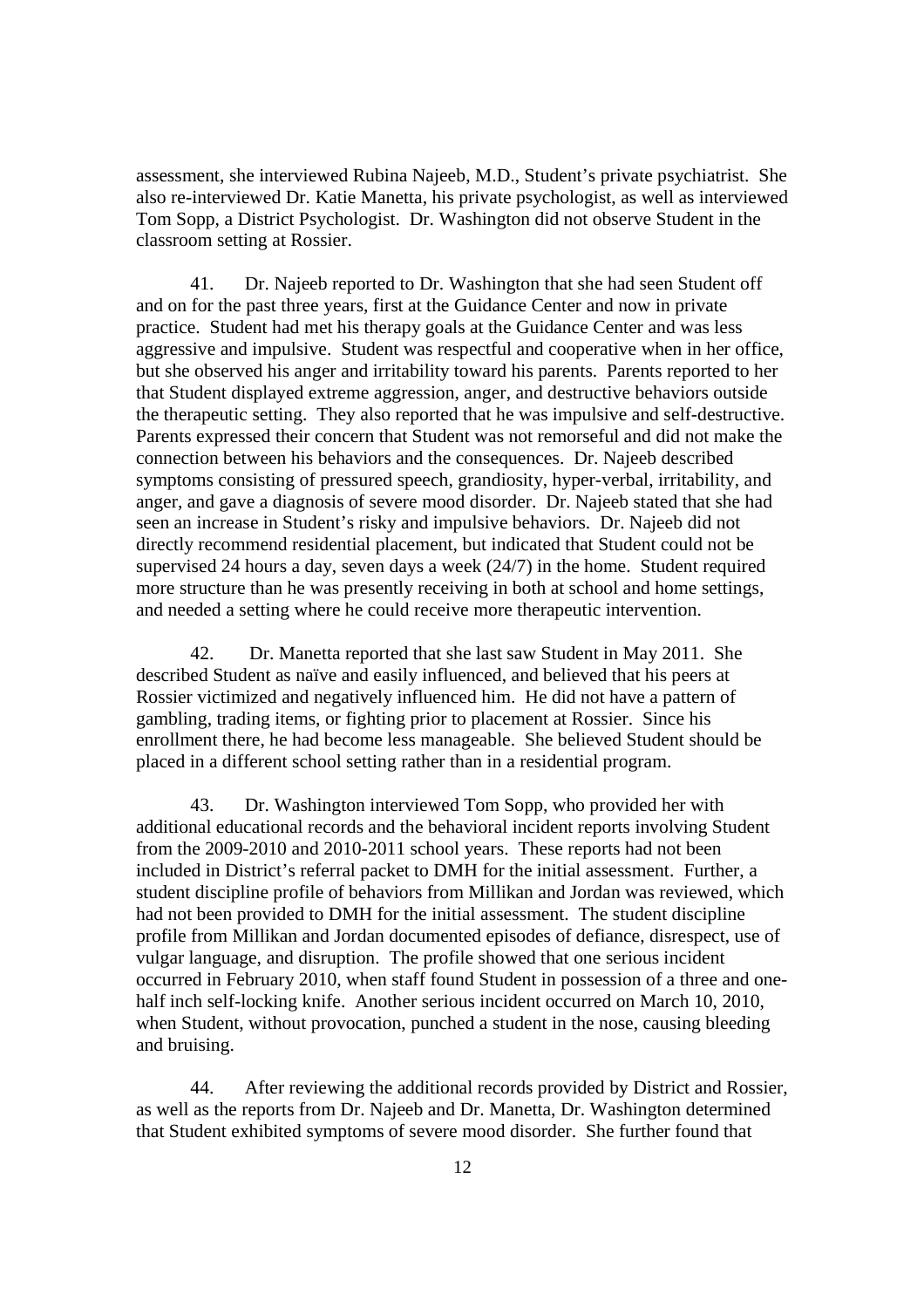assessment, she interviewed Rubina Najeeb, M.D., Student's private psychiatrist. She also re-interviewed Dr. Katie Manetta, his private psychologist, as well as interviewed Tom Sopp, a District Psychologist. Dr. Washington did not observe Student in the classroom setting at Rossier.

41. Dr. Najeeb reported to Dr. Washington that she had seen Student off and on for the past three years, first at the Guidance Center and now in private practice. Student had met his therapy goals at the Guidance Center and was less aggressive and impulsive. Student was respectful and cooperative when in her office, but she observed his anger and irritability toward his parents. Parents reported to her that Student displayed extreme aggression, anger, and destructive behaviors outside the therapeutic setting. They also reported that he was impulsive and self-destructive. Parents expressed their concern that Student was not remorseful and did not make the connection between his behaviors and the consequences. Dr. Najeeb described symptoms consisting of pressured speech, grandiosity, hyper-verbal, irritability, and anger, and gave a diagnosis of severe mood disorder. Dr. Najeeb stated that she had seen an increase in Student's risky and impulsive behaviors. Dr. Najeeb did not directly recommend residential placement, but indicated that Student could not be supervised 24 hours a day, seven days a week (24/7) in the home. Student required more structure than he was presently receiving in both at school and home settings, and needed a setting where he could receive more therapeutic intervention.

42. Dr. Manetta reported that she last saw Student in May 2011. She described Student as naïve and easily influenced, and believed that his peers at Rossier victimized and negatively influenced him. He did not have a pattern of gambling, trading items, or fighting prior to placement at Rossier. Since his enrollment there, he had become less manageable. She believed Student should be placed in a different school setting rather than in a residential program.

43. Dr. Washington interviewed Tom Sopp, who provided her with additional educational records and the behavioral incident reports involving Student from the 2009-2010 and 2010-2011 school years. These reports had not been included in District's referral packet to DMH for the initial assessment. Further, a student discipline profile of behaviors from Millikan and Jordan was reviewed, which had not been provided to DMH for the initial assessment. The student discipline profile from Millikan and Jordan documented episodes of defiance, disrespect, use of vulgar language, and disruption. The profile showed that one serious incident occurred in February 2010, when staff found Student in possession of a three and one-half inch self-locking knife. Another serious incident occurred on March 10, 2010, when Student, without provocation, punched a student in the nose, causing bleeding and bruising.

44. After reviewing the additional records provided by District and Rossier, as well as the reports from Dr. Najeeb and Dr. Manetta, Dr. Washington determined that Student exhibited symptoms of severe mood disorder. She further found that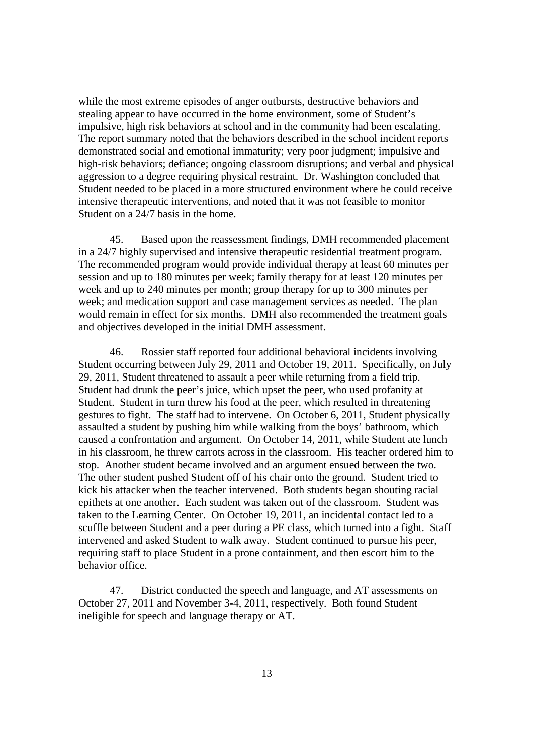while the most extreme episodes of anger outbursts, destructive behaviors and stealing appear to have occurred in the home environment, some of Student's impulsive, high risk behaviors at school and in the community had been escalating. The report summary noted that the behaviors described in the school incident reports demonstrated social and emotional immaturity; very poor judgment; impulsive and high-risk behaviors; defiance; ongoing classroom disruptions; and verbal and physical aggression to a degree requiring physical restraint. Dr. Washington concluded that Student needed to be placed in a more structured environment where he could receive intensive therapeutic interventions, and noted that it was not feasible to monitor Student on a 24/7 basis in the home.

45. Based upon the reassessment findings, DMH recommended placement in a 24/7 highly supervised and intensive therapeutic residential treatment program. The recommended program would provide individual therapy at least 60 minutes per session and up to 180 minutes per week; family therapy for at least 120 minutes per week and up to 240 minutes per month; group therapy for up to 300 minutes per week; and medication support and case management services as needed. The plan would remain in effect for six months. DMH also recommended the treatment goals and objectives developed in the initial DMH assessment.

46. Rossier staff reported four additional behavioral incidents involving Student occurring between July 29, 2011 and October 19, 2011. Specifically, on July 29, 2011, Student threatened to assault a peer while returning from a field trip. Student had drunk the peer's juice, which upset the peer, who used profanity at Student. Student in turn threw his food at the peer, which resulted in threatening gestures to fight. The staff had to intervene. On October 6, 2011, Student physically assaulted a student by pushing him while walking from the boys' bathroom, which caused a confrontation and argument. On October 14, 2011, while Student ate lunch in his classroom, he threw carrots across in the classroom. His teacher ordered him to stop. Another student became involved and an argument ensued between the two. The other student pushed Student off of his chair onto the ground. Student tried to kick his attacker when the teacher intervened. Both students began shouting racial epithets at one another. Each student was taken out of the classroom. Student was taken to the Learning Center. On October 19, 2011, an incidental contact led to a scuffle between Student and a peer during a PE class, which turned into a fight. Staff intervened and asked Student to walk away. Student continued to pursue his peer, requiring staff to place Student in a prone containment, and then escort him to the behavior office.

47. District conducted the speech and language, and AT assessments on October 27, 2011 and November 3-4, 2011, respectively. Both found Student ineligible for speech and language therapy or AT.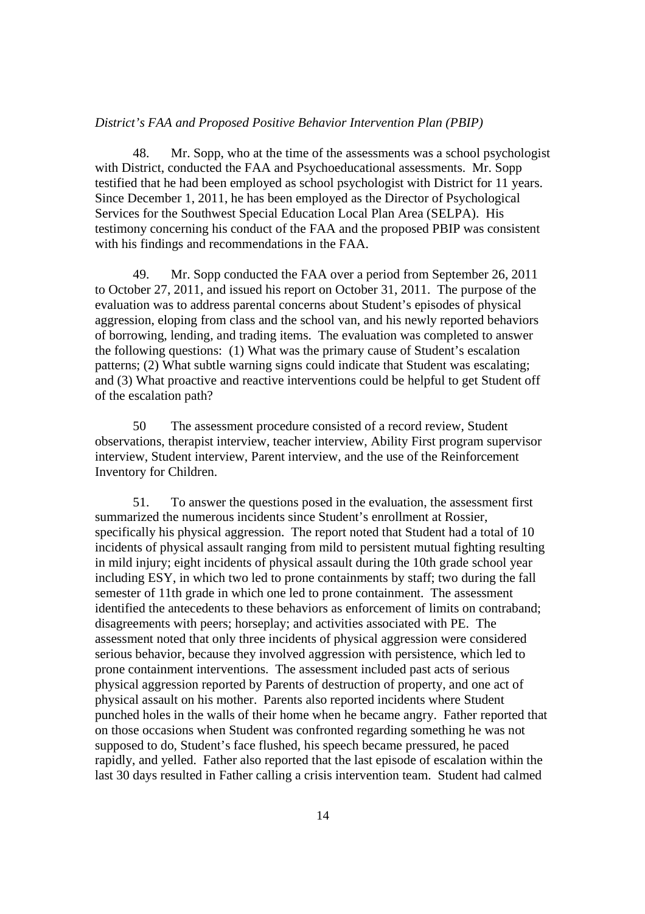*District's FAA and Proposed Positive Behavior Intervention Plan (PBIP)*

48. Mr. Sopp, who at the time of the assessments was a school psychologist with District, conducted the FAA and Psychoeducational assessments. Mr. Sopp testified that he had been employed as school psychologist with District for 11 years. Since December 1, 2011, he has been employed as the Director of Psychological Services for the Southwest Special Education Local Plan Area (SELPA). His testimony concerning his conduct of the FAA and the proposed PBIP was consistent with his findings and recommendations in the FAA.

49. Mr. Sopp conducted the FAA over a period from September 26, 2011 to October 27, 2011, and issued his report on October 31, 2011. The purpose of the evaluation was to address parental concerns about Student's episodes of physical aggression, eloping from class and the school van, and his newly reported behaviors of borrowing, lending, and trading items. The evaluation was completed to answer the following questions: (1) What was the primary cause of Student's escalation patterns; (2) What subtle warning signs could indicate that Student was escalating; and (3) What proactive and reactive interventions could be helpful to get Student off of the escalation path?

50 The assessment procedure consisted of a record review, Student observations, therapist interview, teacher interview, Ability First program supervisor interview, Student interview, Parent interview, and the use of the Reinforcement Inventory for Children.

51. To answer the questions posed in the evaluation, the assessment first summarized the numerous incidents since Student's enrollment at Rossier, specifically his physical aggression. The report noted that Student had a total of 10 incidents of physical assault ranging from mild to persistent mutual fighting resulting in mild injury; eight incidents of physical assault during the 10th grade school year including ESY, in which two led to prone containments by staff; two during the fall semester of 11th grade in which one led to prone containment. The assessment identified the antecedents to these behaviors as enforcement of limits on contraband; disagreements with peers; horseplay; and activities associated with PE. The assessment noted that only three incidents of physical aggression were considered serious behavior, because they involved aggression with persistence, which led to prone containment interventions. The assessment included past acts of serious physical aggression reported by Parents of destruction of property, and one act of physical assault on his mother. Parents also reported incidents where Student punched holes in the walls of their home when he became angry. Father reported that on those occasions when Student was confronted regarding something he was not supposed to do, Student's face flushed, his speech became pressured, he paced rapidly, and yelled. Father also reported that the last episode of escalation within the last 30 days resulted in Father calling a crisis intervention team. Student had calmed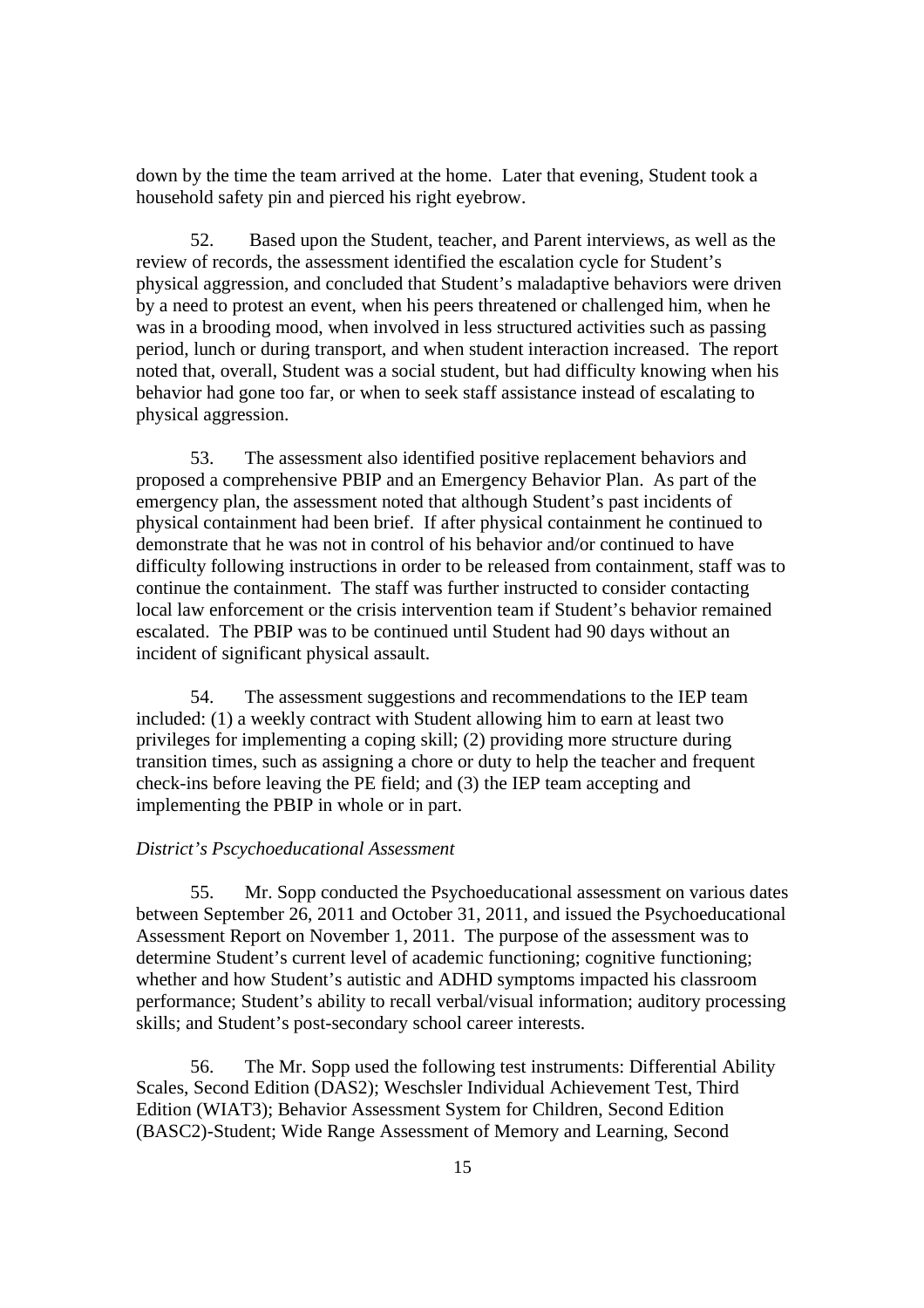down by the time the team arrived at the home. Later that evening, Student took a household safety pin and pierced his right eyebrow.

52. Based upon the Student, teacher, and Parent interviews, as well as the review of records, the assessment identified the escalation cycle for Student's physical aggression, and concluded that Student's maladaptive behaviors were driven by a need to protest an event, when his peers threatened or challenged him, when he was in a brooding mood, when involved in less structured activities such as passing period, lunch or during transport, and when student interaction increased. The report noted that, overall, Student was a social student, but had difficulty knowing when his behavior had gone too far, or when to seek staff assistance instead of escalating to physical aggression.

53. The assessment also identified positive replacement behaviors and proposed a comprehensive PBIP and an Emergency Behavior Plan. As part of the emergency plan, the assessment noted that although Student's past incidents of physical containment had been brief. If after physical containment he continued to demonstrate that he was not in control of his behavior and/or continued to have difficulty following instructions in order to be released from containment, staff was to continue the containment. The staff was further instructed to consider contacting local law enforcement or the crisis intervention team if Student's behavior remained escalated. The PBIP was to be continued until Student had 90 days without an incident of significant physical assault.

54. The assessment suggestions and recommendations to the IEP team included: (1) a weekly contract with Student allowing him to earn at least two privileges for implementing a coping skill; (2) providing more structure during transition times, such as assigning a chore or duty to help the teacher and frequent check-ins before leaving the PE field; and (3) the IEP team accepting and implementing the PBIP in whole or in part.

*District's Pscychoeducational Assessment*

55. Mr. Sopp conducted the Psychoeducational assessment on various dates between September 26, 2011 and October 31, 2011, and issued the Psychoeducational Assessment Report on November 1, 2011. The purpose of the assessment was to determine Student's current level of academic functioning; cognitive functioning; whether and how Student's autistic and ADHD symptoms impacted his classroom performance; Student's ability to recall verbal/visual information; auditory processing skills; and Student's post-secondary school career interests.

56. The Mr. Sopp used the following test instruments: Differential Ability Scales, Second Edition (DAS2); Weschsler Individual Achievement Test, Third Edition (WIAT3); Behavior Assessment System for Children, Second Edition (BASC2)-Student; Wide Range Assessment of Memory and Learning, Second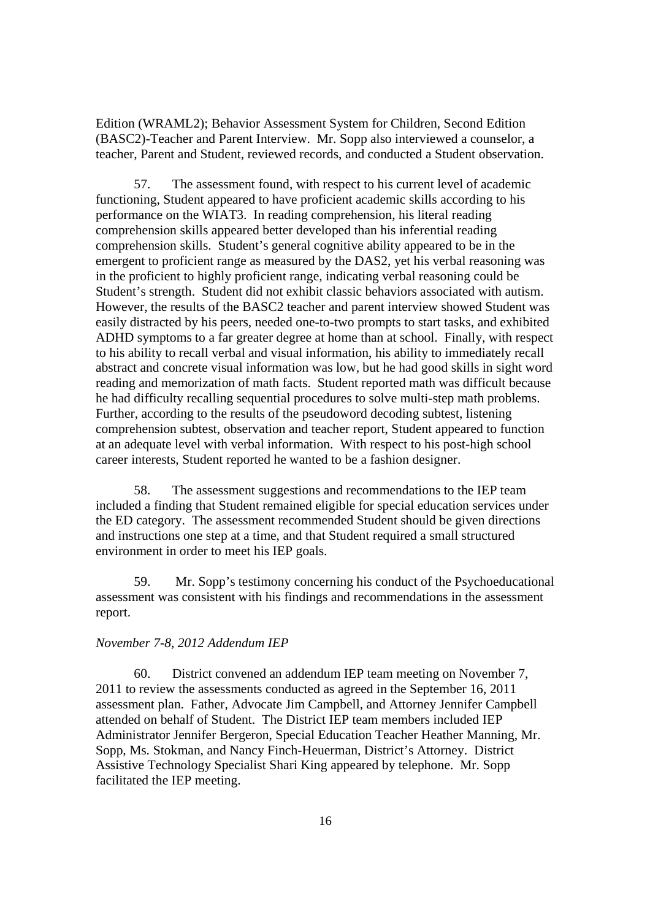Edition (WRAML2); Behavior Assessment System for Children, Second Edition (BASC2)-Teacher and Parent Interview. Mr. Sopp also interviewed a counselor, a teacher, Parent and Student, reviewed records, and conducted a Student observation.

57. The assessment found, with respect to his current level of academic functioning, Student appeared to have proficient academic skills according to his performance on the WIAT3. In reading comprehension, his literal reading comprehension skills appeared better developed than his inferential reading comprehension skills. Student's general cognitive ability appeared to be in the emergent to proficient range as measured by the DAS2, yet his verbal reasoning was in the proficient to highly proficient range, indicating verbal reasoning could be Student's strength. Student did not exhibit classic behaviors associated with autism. However, the results of the BASC2 teacher and parent interview showed Student was easily distracted by his peers, needed one-to-two prompts to start tasks, and exhibited ADHD symptoms to a far greater degree at home than at school. Finally, with respect to his ability to recall verbal and visual information, his ability to immediately recall abstract and concrete visual information was low, but he had good skills in sight word reading and memorization of math facts. Student reported math was difficult because he had difficulty recalling sequential procedures to solve multi-step math problems. Further, according to the results of the pseudoword decoding subtest, listening comprehension subtest, observation and teacher report, Student appeared to function at an adequate level with verbal information. With respect to his post-high school career interests, Student reported he wanted to be a fashion designer.

58. The assessment suggestions and recommendations to the IEP team included a finding that Student remained eligible for special education services under the ED category. The assessment recommended Student should be given directions and instructions one step at a time, and that Student required a small structured environment in order to meet his IEP goals.

59. Mr. Sopp's testimony concerning his conduct of the Psychoeducational assessment was consistent with his findings and recommendations in the assessment report.

*November 7-8, 2012 Addendum IEP*

60. District convened an addendum IEP team meeting on November 7, 2011 to review the assessments conducted as agreed in the September 16, 2011 assessment plan. Father, Advocate Jim Campbell, and Attorney Jennifer Campbell attended on behalf of Student. The District IEP team members included IEP Administrator Jennifer Bergeron, Special Education Teacher Heather Manning, Mr. Sopp, Ms. Stokman, and Nancy Finch-Heuerman, District's Attorney. District Assistive Technology Specialist Shari King appeared by telephone. Mr. Sopp facilitated the IEP meeting.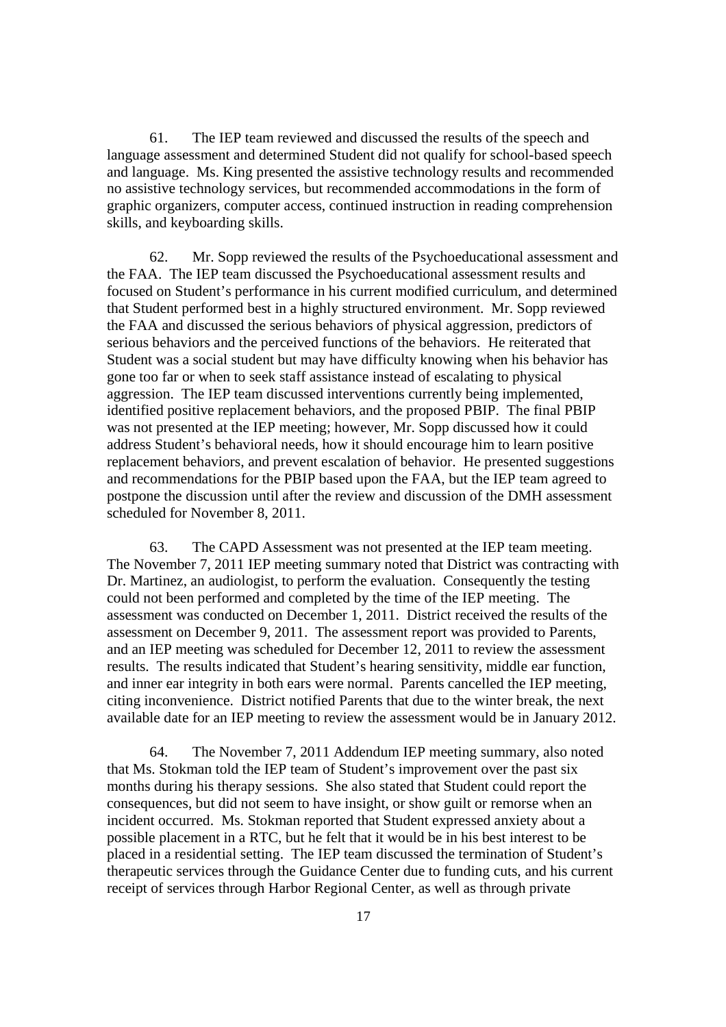61. The IEP team reviewed and discussed the results of the speech and language assessment and determined Student did not qualify for school-based speech and language. Ms. King presented the assistive technology results and recommended no assistive technology services, but recommended accommodations in the form of graphic organizers, computer access, continued instruction in reading comprehension skills, and keyboarding skills.

62. Mr. Sopp reviewed the results of the Psychoeducational assessment and the FAA. The IEP team discussed the Psychoeducational assessment results and focused on Student's performance in his current modified curriculum, and determined that Student performed best in a highly structured environment. Mr. Sopp reviewed the FAA and discussed the serious behaviors of physical aggression, predictors of serious behaviors and the perceived functions of the behaviors. He reiterated that Student was a social student but may have difficulty knowing when his behavior has gone too far or when to seek staff assistance instead of escalating to physical aggression. The IEP team discussed interventions currently being implemented, identified positive replacement behaviors, and the proposed PBIP. The final PBIP was not presented at the IEP meeting; however, Mr. Sopp discussed how it could address Student's behavioral needs, how it should encourage him to learn positive replacement behaviors, and prevent escalation of behavior. He presented suggestions and recommendations for the PBIP based upon the FAA, but the IEP team agreed to postpone the discussion until after the review and discussion of the DMH assessment scheduled for November 8, 2011.

63. The CAPD Assessment was not presented at the IEP team meeting. The November 7, 2011 IEP meeting summary noted that District was contracting with Dr. Martinez, an audiologist, to perform the evaluation. Consequently the testing could not been performed and completed by the time of the IEP meeting. The assessment was conducted on December 1, 2011. District received the results of the assessment on December 9, 2011. The assessment report was provided to Parents, and an IEP meeting was scheduled for December 12, 2011 to review the assessment results. The results indicated that Student's hearing sensitivity, middle ear function, and inner ear integrity in both ears were normal. Parents cancelled the IEP meeting, citing inconvenience. District notified Parents that due to the winter break, the next available date for an IEP meeting to review the assessment would be in January 2012.

64. The November 7, 2011 Addendum IEP meeting summary, also noted that Ms. Stokman told the IEP team of Student's improvement over the past six months during his therapy sessions. She also stated that Student could report the consequences, but did not seem to have insight, or show guilt or remorse when an incident occurred. Ms. Stokman reported that Student expressed anxiety about a possible placement in a RTC, but he felt that it would be in his best interest to be placed in a residential setting. The IEP team discussed the termination of Student's therapeutic services through the Guidance Center due to funding cuts, and his current receipt of services through Harbor Regional Center, as well as through private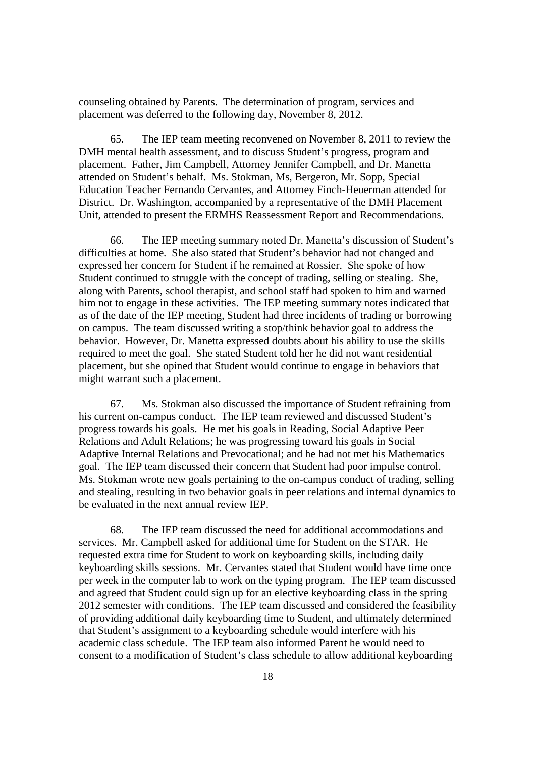counseling obtained by Parents. The determination of program, services and placement was deferred to the following day, November 8, 2012.

65. The IEP team meeting reconvened on November 8, 2011 to review the DMH mental health assessment, and to discuss Student's progress, program and placement. Father, Jim Campbell, Attorney Jennifer Campbell, and Dr. Manetta attended on Student's behalf. Ms. Stokman, Ms, Bergeron, Mr. Sopp, Special Education Teacher Fernando Cervantes, and Attorney Finch-Heuerman attended for District. Dr. Washington, accompanied by a representative of the DMH Placement Unit, attended to present the ERMHS Reassessment Report and Recommendations.

66. The IEP meeting summary noted Dr. Manetta's discussion of Student's difficulties at home. She also stated that Student's behavior had not changed and expressed her concern for Student if he remained at Rossier. She spoke of how Student continued to struggle with the concept of trading, selling or stealing. She, along with Parents, school therapist, and school staff had spoken to him and warned him not to engage in these activities. The IEP meeting summary notes indicated that as of the date of the IEP meeting, Student had three incidents of trading or borrowing on campus. The team discussed writing a stop/think behavior goal to address the behavior. However, Dr. Manetta expressed doubts about his ability to use the skills required to meet the goal. She stated Student told her he did not want residential placement, but she opined that Student would continue to engage in behaviors that might warrant such a placement.

67. Ms. Stokman also discussed the importance of Student refraining from his current on-campus conduct. The IEP team reviewed and discussed Student's progress towards his goals. He met his goals in Reading, Social Adaptive Peer Relations and Adult Relations; he was progressing toward his goals in Social Adaptive Internal Relations and Prevocational; and he had not met his Mathematics goal. The IEP team discussed their concern that Student had poor impulse control. Ms. Stokman wrote new goals pertaining to the on-campus conduct of trading, selling and stealing, resulting in two behavior goals in peer relations and internal dynamics to be evaluated in the next annual review IEP.

68. The IEP team discussed the need for additional accommodations and services. Mr. Campbell asked for additional time for Student on the STAR. He requested extra time for Student to work on keyboarding skills, including daily keyboarding skills sessions. Mr. Cervantes stated that Student would have time once per week in the computer lab to work on the typing program. The IEP team discussed and agreed that Student could sign up for an elective keyboarding class in the spring 2012 semester with conditions. The IEP team discussed and considered the feasibility of providing additional daily keyboarding time to Student, and ultimately determined that Student's assignment to a keyboarding schedule would interfere with his academic class schedule. The IEP team also informed Parent he would need to consent to a modification of Student's class schedule to allow additional keyboarding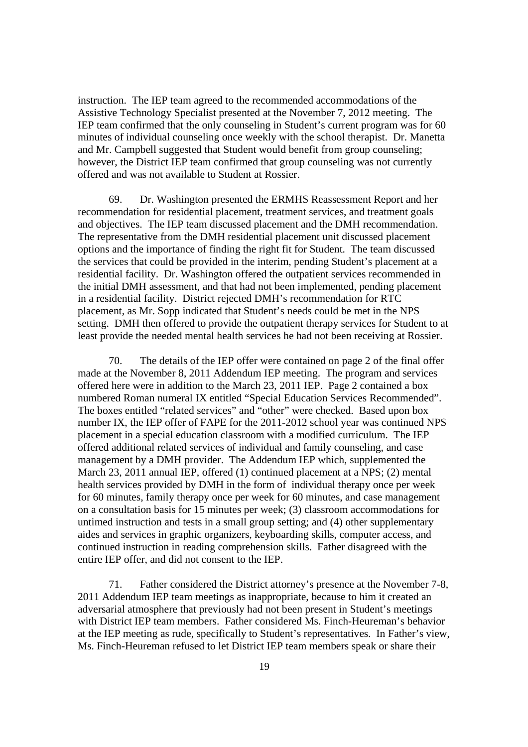instruction. The IEP team agreed to the recommended accommodations of the Assistive Technology Specialist presented at the November 7, 2012 meeting. The IEP team confirmed that the only counseling in Student's current program was for 60 minutes of individual counseling once weekly with the school therapist. Dr. Manetta and Mr. Campbell suggested that Student would benefit from group counseling; however, the District IEP team confirmed that group counseling was not currently offered and was not available to Student at Rossier.

69. Dr. Washington presented the ERMHS Reassessment Report and her recommendation for residential placement, treatment services, and treatment goals and objectives. The IEP team discussed placement and the DMH recommendation. The representative from the DMH residential placement unit discussed placement options and the importance of finding the right fit for Student. The team discussed the services that could be provided in the interim, pending Student's placement at a residential facility. Dr. Washington offered the outpatient services recommended in the initial DMH assessment, and that had not been implemented, pending placement in a residential facility. District rejected DMH's recommendation for RTC placement, as Mr. Sopp indicated that Student's needs could be met in the NPS setting. DMH then offered to provide the outpatient therapy services for Student to at least provide the needed mental health services he had not been receiving at Rossier.

70. The details of the IEP offer were contained on page 2 of the final offer made at the November 8, 2011 Addendum IEP meeting. The program and services offered here were in addition to the March 23, 2011 IEP. Page 2 contained a box numbered Roman numeral IX entitled "Special Education Services Recommended". The boxes entitled "related services" and "other" were checked. Based upon box number IX, the IEP offer of FAPE for the 2011-2012 school year was continued NPS placement in a special education classroom with a modified curriculum. The IEP offered additional related services of individual and family counseling, and case management by a DMH provider. The Addendum IEP which, supplemented the March 23, 2011 annual IEP, offered (1) continued placement at a NPS; (2) mental health services provided by DMH in the form of individual therapy once per week for 60 minutes, family therapy once per week for 60 minutes, and case management on a consultation basis for 15 minutes per week; (3) classroom accommodations for untimed instruction and tests in a small group setting; and (4) other supplementary aides and services in graphic organizers, keyboarding skills, computer access, and continued instruction in reading comprehension skills. Father disagreed with the entire IEP offer, and did not consent to the IEP.

71. Father considered the District attorney's presence at the November 7-8, 2011 Addendum IEP team meetings as inappropriate, because to him it created an adversarial atmosphere that previously had not been present in Student's meetings with District IEP team members. Father considered Ms. Finch-Heureman's behavior at the IEP meeting as rude, specifically to Student's representatives. In Father's view, Ms. Finch-Heureman refused to let District IEP team members speak or share their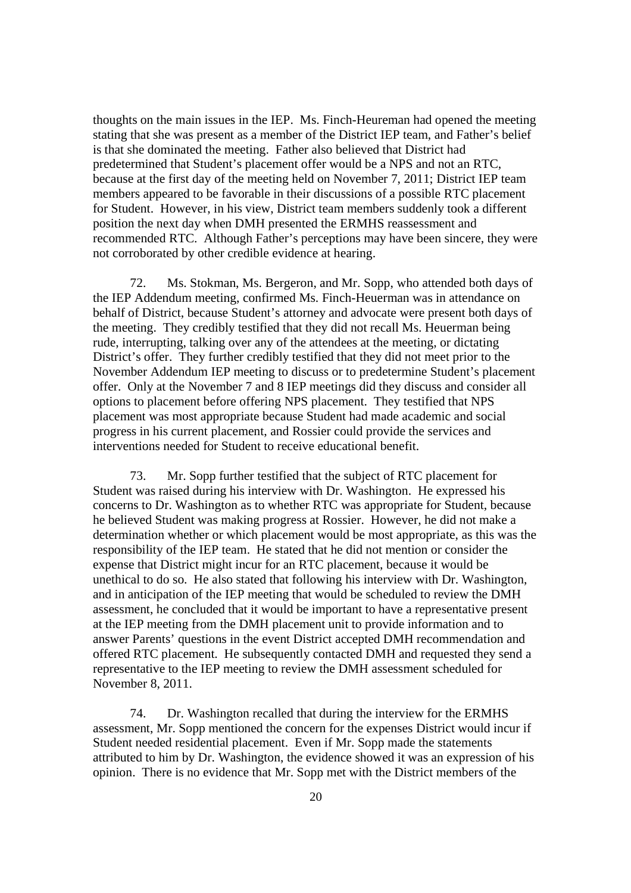thoughts on the main issues in the IEP. Ms. Finch-Heureman had opened the meeting stating that she was present as a member of the District IEP team, and Father's belief is that she dominated the meeting. Father also believed that District had predetermined that Student's placement offer would be a NPS and not an RTC, because at the first day of the meeting held on November 7, 2011; District IEP team members appeared to be favorable in their discussions of a possible RTC placement for Student. However, in his view, District team members suddenly took a different position the next day when DMH presented the ERMHS reassessment and recommended RTC. Although Father's perceptions may have been sincere, they were not corroborated by other credible evidence at hearing.

72. Ms. Stokman, Ms. Bergeron, and Mr. Sopp, who attended both days of the IEP Addendum meeting, confirmed Ms. Finch-Heuerman was in attendance on behalf of District, because Student's attorney and advocate were present both days of the meeting. They credibly testified that they did not recall Ms. Heuerman being rude, interrupting, talking over any of the attendees at the meeting, or dictating District's offer. They further credibly testified that they did not meet prior to the November Addendum IEP meeting to discuss or to predetermine Student's placement offer. Only at the November 7 and 8 IEP meetings did they discuss and consider all options to placement before offering NPS placement. They testified that NPS placement was most appropriate because Student had made academic and social progress in his current placement, and Rossier could provide the services and interventions needed for Student to receive educational benefit.

73. Mr. Sopp further testified that the subject of RTC placement for Student was raised during his interview with Dr. Washington. He expressed his concerns to Dr. Washington as to whether RTC was appropriate for Student, because he believed Student was making progress at Rossier. However, he did not make a determination whether or which placement would be most appropriate, as this was the responsibility of the IEP team. He stated that he did not mention or consider the expense that District might incur for an RTC placement, because it would be unethical to do so. He also stated that following his interview with Dr. Washington, and in anticipation of the IEP meeting that would be scheduled to review the DMH assessment, he concluded that it would be important to have a representative present at the IEP meeting from the DMH placement unit to provide information and to answer Parents' questions in the event District accepted DMH recommendation and offered RTC placement. He subsequently contacted DMH and requested they send a representative to the IEP meeting to review the DMH assessment scheduled for November 8, 2011.

74. Dr. Washington recalled that during the interview for the ERMHS assessment, Mr. Sopp mentioned the concern for the expenses District would incur if Student needed residential placement. Even if Mr. Sopp made the statements attributed to him by Dr. Washington, the evidence showed it was an expression of his opinion. There is no evidence that Mr. Sopp met with the District members of the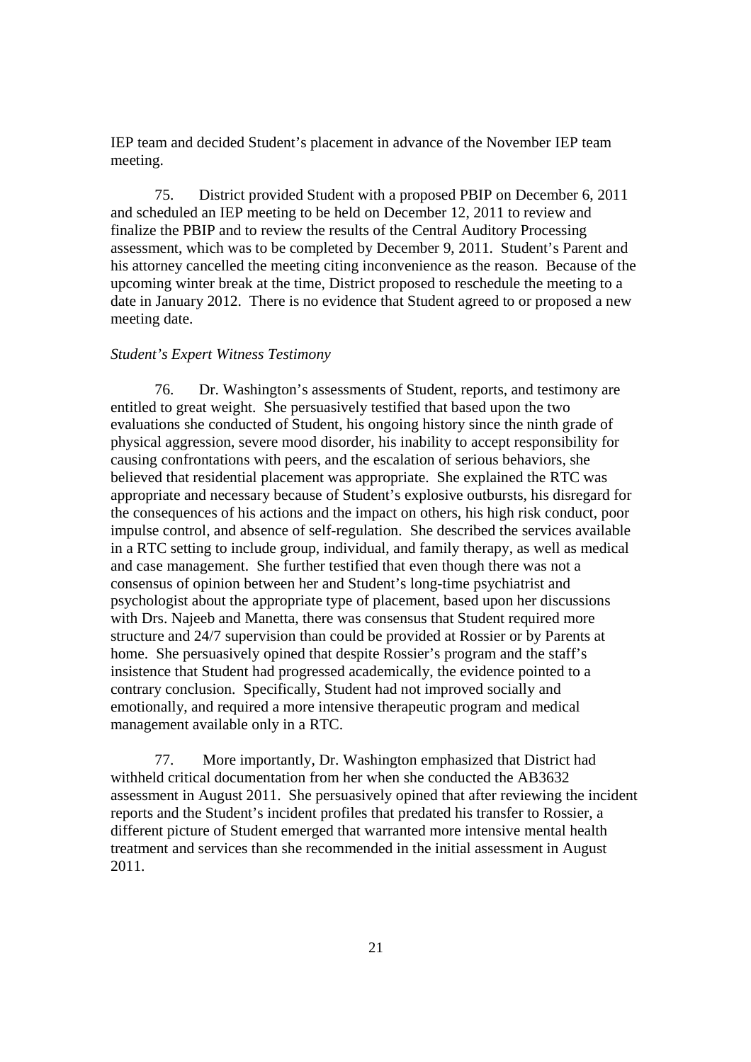IEP team and decided Student's placement in advance of the November IEP team meeting.

75. District provided Student with a proposed PBIP on December 6, 2011 and scheduled an IEP meeting to be held on December 12, 2011 to review and finalize the PBIP and to review the results of the Central Auditory Processing assessment, which was to be completed by December 9, 2011. Student's Parent and his attorney cancelled the meeting citing inconvenience as the reason. Because of the upcoming winter break at the time, District proposed to reschedule the meeting to a date in January 2012. There is no evidence that Student agreed to or proposed a new meeting date.

*Student's Expert Witness Testimony*

76. Dr. Washington's assessments of Student, reports, and testimony are entitled to great weight. She persuasively testified that based upon the two evaluations she conducted of Student, his ongoing history since the ninth grade of physical aggression, severe mood disorder, his inability to accept responsibility for causing confrontations with peers, and the escalation of serious behaviors, she believed that residential placement was appropriate. She explained the RTC was appropriate and necessary because of Student's explosive outbursts, his disregard for the consequences of his actions and the impact on others, his high risk conduct, poor impulse control, and absence of self-regulation. She described the services available in a RTC setting to include group, individual, and family therapy, as well as medical and case management. She further testified that even though there was not a consensus of opinion between her and Student's long-time psychiatrist and psychologist about the appropriate type of placement, based upon her discussions with Drs. Najeeb and Manetta, there was consensus that Student required more structure and 24/7 supervision than could be provided at Rossier or by Parents at home. She persuasively opined that despite Rossier's program and the staff's insistence that Student had progressed academically, the evidence pointed to a contrary conclusion. Specifically, Student had not improved socially and emotionally, and required a more intensive therapeutic program and medical management available only in a RTC.

77. More importantly, Dr. Washington emphasized that District had withheld critical documentation from her when she conducted the AB3632 assessment in August 2011. She persuasively opined that after reviewing the incident reports and the Student's incident profiles that predated his transfer to Rossier, a different picture of Student emerged that warranted more intensive mental health treatment and services than she recommended in the initial assessment in August 2011.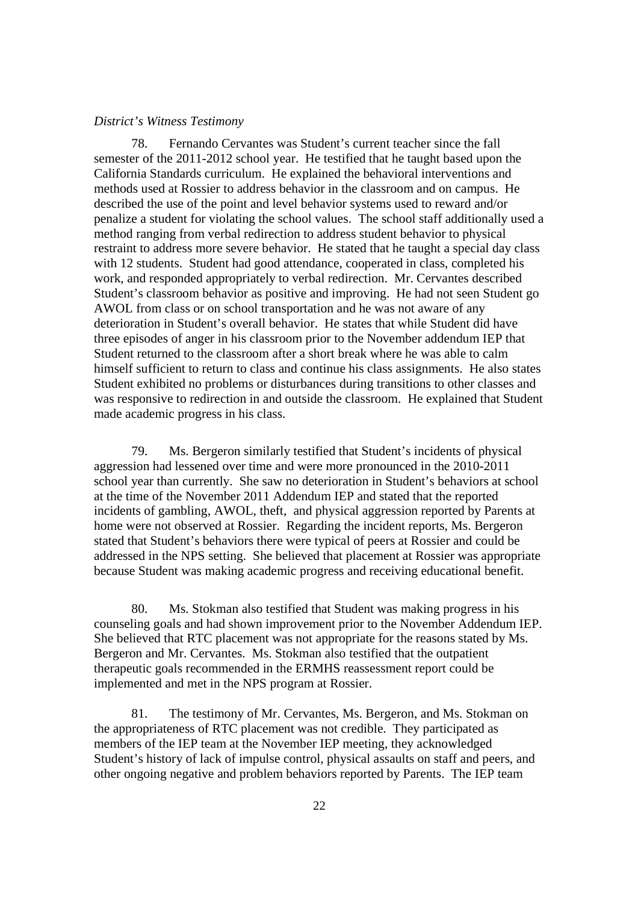*District's Witness Testimony*

78. Fernando Cervantes was Student's current teacher since the fall semester of the 2011-2012 school year. He testified that he taught based upon the California Standards curriculum. He explained the behavioral interventions and methods used at Rossier to address behavior in the classroom and on campus. He described the use of the point and level behavior systems used to reward and/or penalize a student for violating the school values. The school staff additionally used a method ranging from verbal redirection to address student behavior to physical restraint to address more severe behavior. He stated that he taught a special day class with 12 students. Student had good attendance, cooperated in class, completed his work, and responded appropriately to verbal redirection. Mr. Cervantes described Student's classroom behavior as positive and improving. He had not seen Student go AWOL from class or on school transportation and he was not aware of any deterioration in Student's overall behavior. He states that while Student did have three episodes of anger in his classroom prior to the November addendum IEP that Student returned to the classroom after a short break where he was able to calm himself sufficient to return to class and continue his class assignments. He also states Student exhibited no problems or disturbances during transitions to other classes and was responsive to redirection in and outside the classroom. He explained that Student made academic progress in his class.

79. Ms. Bergeron similarly testified that Student's incidents of physical aggression had lessened over time and were more pronounced in the 2010-2011 school year than currently. She saw no deterioration in Student's behaviors at school at the time of the November 2011 Addendum IEP and stated that the reported incidents of gambling, AWOL, theft, and physical aggression reported by Parents at home were not observed at Rossier. Regarding the incident reports, Ms. Bergeron stated that Student's behaviors there were typical of peers at Rossier and could be addressed in the NPS setting. She believed that placement at Rossier was appropriate because Student was making academic progress and receiving educational benefit.

80. Ms. Stokman also testified that Student was making progress in his counseling goals and had shown improvement prior to the November Addendum IEP. She believed that RTC placement was not appropriate for the reasons stated by Ms. Bergeron and Mr. Cervantes. Ms. Stokman also testified that the outpatient therapeutic goals recommended in the ERMHS reassessment report could be implemented and met in the NPS program at Rossier.

81. The testimony of Mr. Cervantes, Ms. Bergeron, and Ms. Stokman on the appropriateness of RTC placement was not credible. They participated as members of the IEP team at the November IEP meeting, they acknowledged Student's history of lack of impulse control, physical assaults on staff and peers, and other ongoing negative and problem behaviors reported by Parents. The IEP team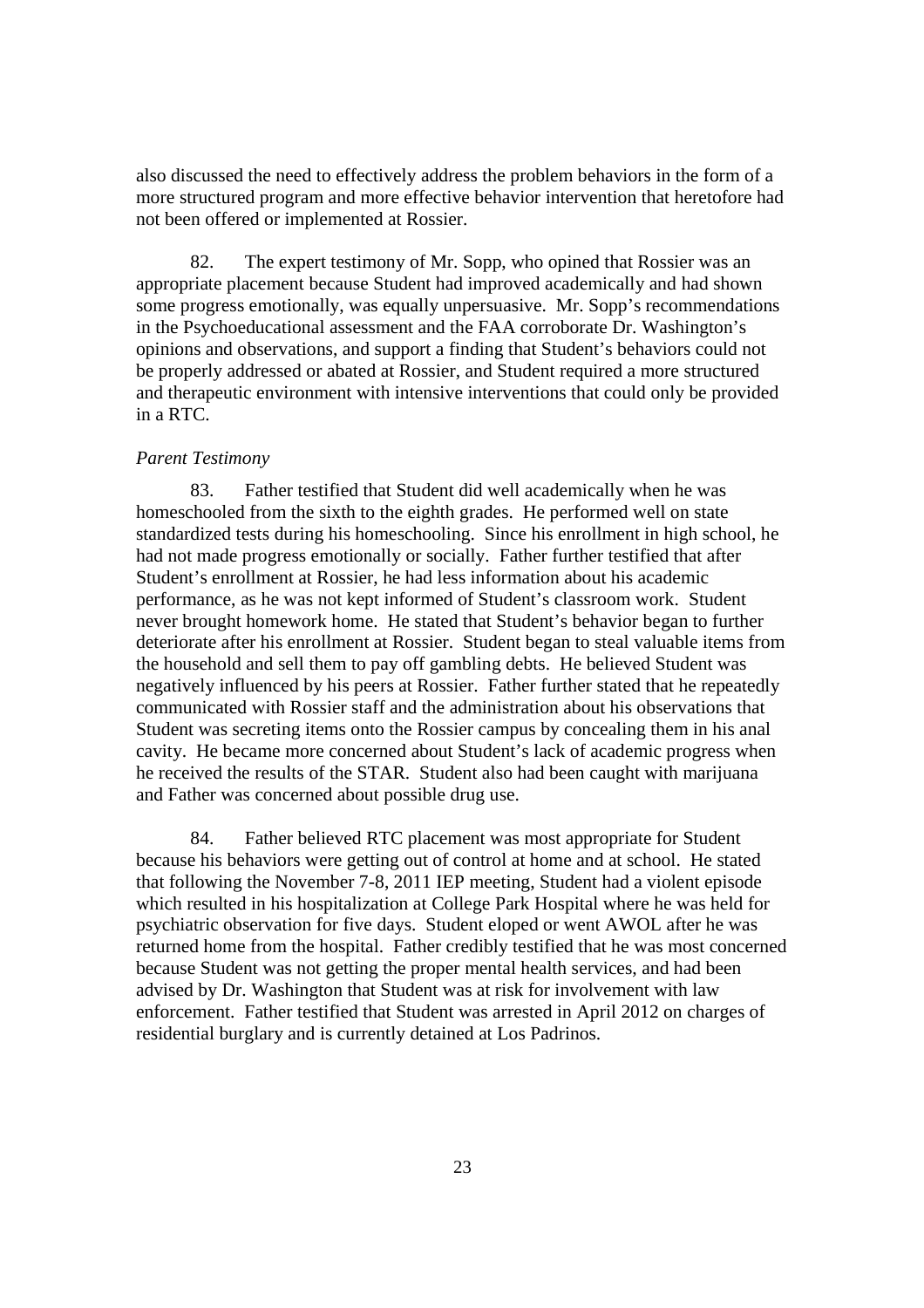also discussed the need to effectively address the problem behaviors in the form of a more structured program and more effective behavior intervention that heretofore had not been offered or implemented at Rossier.

82. The expert testimony of Mr. Sopp, who opined that Rossier was an appropriate placement because Student had improved academically and had shown some progress emotionally, was equally unpersuasive. Mr. Sopp's recommendations in the Psychoeducational assessment and the FAA corroborate Dr. Washington's opinions and observations, and support a finding that Student's behaviors could not be properly addressed or abated at Rossier, and Student required a more structured and therapeutic environment with intensive interventions that could only be provided in a RTC.

*Parent Testimony*

83. Father testified that Student did well academically when he was homeschooled from the sixth to the eighth grades. He performed well on state standardized tests during his homeschooling. Since his enrollment in high school, he had not made progress emotionally or socially. Father further testified that after Student's enrollment at Rossier, he had less information about his academic performance, as he was not kept informed of Student's classroom work. Student never brought homework home. He stated that Student's behavior began to further deteriorate after his enrollment at Rossier. Student began to steal valuable items from the household and sell them to pay off gambling debts. He believed Student was negatively influenced by his peers at Rossier. Father further stated that he repeatedly communicated with Rossier staff and the administration about his observations that Student was secreting items onto the Rossier campus by concealing them in his anal cavity. He became more concerned about Student's lack of academic progress when he received the results of the STAR. Student also had been caught with marijuana and Father was concerned about possible drug use.

84. Father believed RTC placement was most appropriate for Student because his behaviors were getting out of control at home and at school. He stated that following the November 7-8, 2011 IEP meeting, Student had a violent episode which resulted in his hospitalization at College Park Hospital where he was held for psychiatric observation for five days. Student eloped or went AWOL after he was returned home from the hospital. Father credibly testified that he was most concerned because Student was not getting the proper mental health services, and had been advised by Dr. Washington that Student was at risk for involvement with law enforcement. Father testified that Student was arrested in April 2012 on charges of residential burglary and is currently detained at Los Padrinos.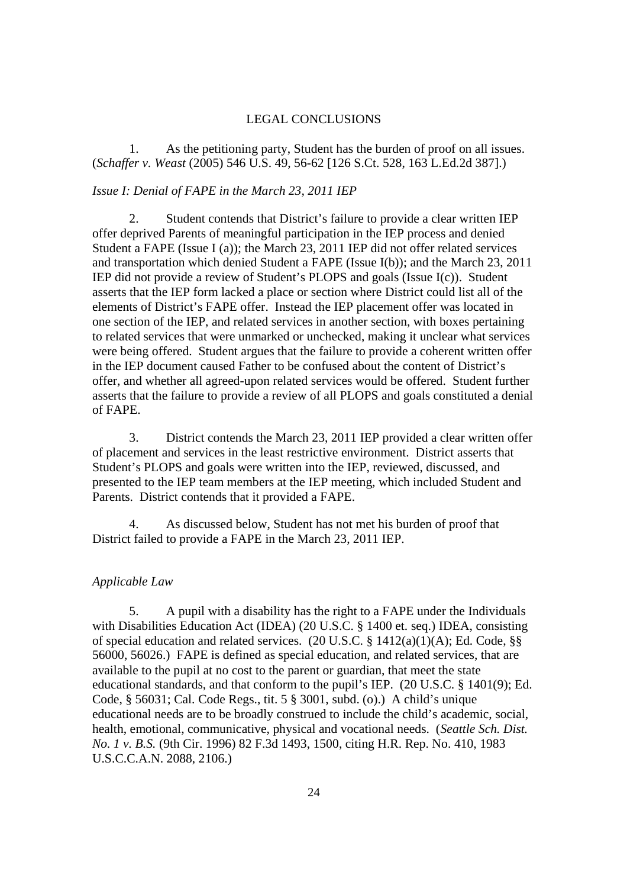## LEGAL CONCLUSIONS

1. As the petitioning party, Student has the burden of proof on all issues. (*Schaffer v. Weast* (2005) 546 U.S. 49, 56-62 [126 S.Ct. 528, 163 L.Ed.2d 387].)

*Issue I: Denial of FAPE in the March 23, 2011 IEP*

2. Student contends that District's failure to provide a clear written IEP offer deprived Parents of meaningful participation in the IEP process and denied Student a FAPE (Issue I (a)); the March 23, 2011 IEP did not offer related services and transportation which denied Student a FAPE (Issue I(b)); and the March 23, 2011 IEP did not provide a review of Student's PLOPS and goals (Issue I(c)). Student asserts that the IEP form lacked a place or section where District could list all of the elements of District's FAPE offer. Instead the IEP placement offer was located in one section of the IEP, and related services in another section, with boxes pertaining to related services that were unmarked or unchecked, making it unclear what services were being offered. Student argues that the failure to provide a coherent written offer in the IEP document caused Father to be confused about the content of District's offer, and whether all agreed-upon related services would be offered. Student further asserts that the failure to provide a review of all PLOPS and goals constituted a denial of FAPE.

3. District contends the March 23, 2011 IEP provided a clear written offer of placement and services in the least restrictive environment. District asserts that Student's PLOPS and goals were written into the IEP, reviewed, discussed, and presented to the IEP team members at the IEP meeting, which included Student and Parents. District contends that it provided a FAPE.

4. As discussed below, Student has not met his burden of proof that District failed to provide a FAPE in the March 23, 2011 IEP.

*Applicable Law*

5. A pupil with a disability has the right to a FAPE under the Individuals with Disabilities Education Act (IDEA) (20 U.S.C. § 1400 et. seq.) IDEA, consisting of special education and related services. (20 U.S.C. § 1412(a)(1)(A); Ed. Code, §§ 56000, 56026.) FAPE is defined as special education, and related services, that are available to the pupil at no cost to the parent or guardian, that meet the state educational standards, and that conform to the pupil's IEP. (20 U.S.C. § 1401(9); Ed. Code, § 56031; Cal. Code Regs., tit. 5 § 3001, subd. (o).) A child's unique educational needs are to be broadly construed to include the child's academic, social, health, emotional, communicative, physical and vocational needs. (*Seattle Sch. Dist. No. 1 v. B.S.* (9th Cir. 1996) 82 F.3d 1493, 1500, citing H.R. Rep. No. 410, 1983 U.S.C.C.A.N. 2088, 2106.)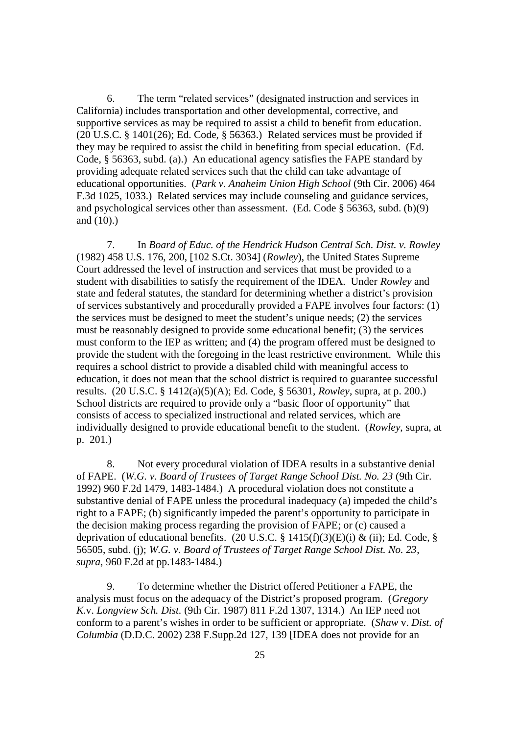6. The term "related services" (designated instruction and services in California) includes transportation and other developmental, corrective, and supportive services as may be required to assist a child to benefit from education. (20 U.S.C. § 1401(26); Ed. Code, § 56363.) Related services must be provided if they may be required to assist the child in benefiting from special education. (Ed. Code, § 56363, subd. (a).) An educational agency satisfies the FAPE standard by providing adequate related services such that the child can take advantage of educational opportunities. (*Park v. Anaheim Union High School* (9th Cir. 2006) 464 F.3d 1025, 1033.) Related services may include counseling and guidance services, and psychological services other than assessment. (Ed. Code § 56363, subd. (b)(9) and (10).)

7. In *Board of Educ. of the Hendrick Hudson Central Sch. Dist. v. Rowley* (1982) 458 U.S. 176, 200, [102 S.Ct. 3034] (*Rowley*), the United States Supreme Court addressed the level of instruction and services that must be provided to a student with disabilities to satisfy the requirement of the IDEA. Under *Rowley* and state and federal statutes, the standard for determining whether a district's provision of services substantively and procedurally provided a FAPE involves four factors: (1) the services must be designed to meet the student's unique needs; (2) the services must be reasonably designed to provide some educational benefit; (3) the services must conform to the IEP as written; and (4) the program offered must be designed to provide the student with the foregoing in the least restrictive environment. While this requires a school district to provide a disabled child with meaningful access to education, it does not mean that the school district is required to guarantee successful results. (20 U.S.C. § 1412(a)(5)(A); Ed. Code, § 56301, *Rowley*, supra, at p. 200.) School districts are required to provide only a "basic floor of opportunity" that consists of access to specialized instructional and related services, which are individually designed to provide educational benefit to the student. (*Rowley*, supra, at p. 201.)

8. Not every procedural violation of IDEA results in a substantive denial of FAPE. (*W.G. v. Board of Trustees of Target Range School Dist. No. 23* (9th Cir. 1992) 960 F.2d 1479, 1483-1484.) A procedural violation does not constitute a substantive denial of FAPE unless the procedural inadequacy (a) impeded the child's right to a FAPE; (b) significantly impeded the parent's opportunity to participate in the decision making process regarding the provision of FAPE; or (c) caused a deprivation of educational benefits. (20 U.S.C. § 1415(f)(3)(E)(i) & (ii); Ed. Code, § 56505, subd. (j); *W.G. v. Board of Trustees of Target Range School Dist. No. 23*, *supra*, 960 F.2d at pp.1483-1484.)

9. To determine whether the District offered Petitioner a FAPE, the analysis must focus on the adequacy of the District's proposed program. (*Gregory K.*v. *Longview Sch. Dist.* (9th Cir. 1987) 811 F.2d 1307, 1314.) An IEP need not conform to a parent's wishes in order to be sufficient or appropriate. (*Shaw* v. *Dist. of Columbia* (D.D.C. 2002) 238 F.Supp.2d 127, 139 [IDEA does not provide for an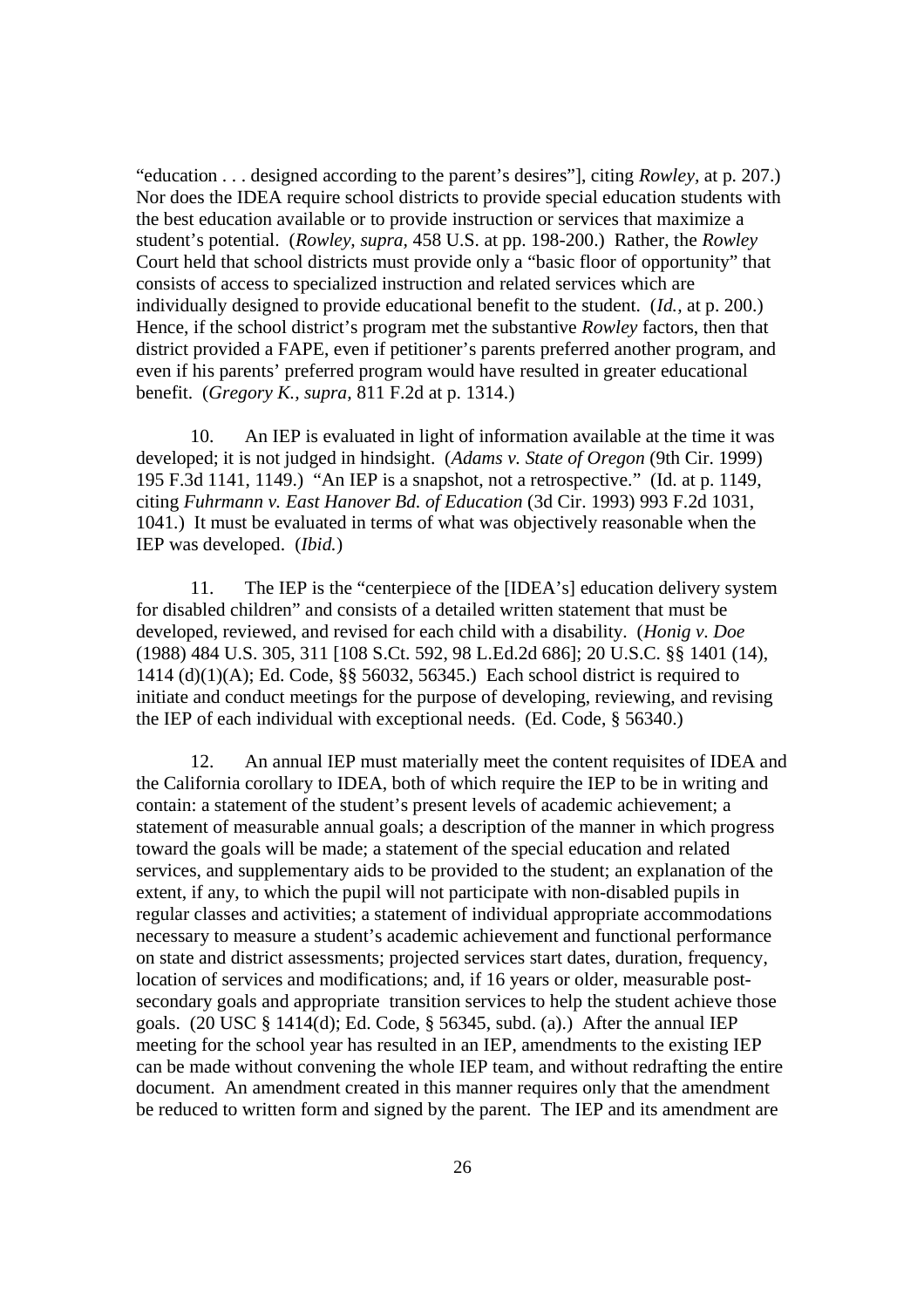"education . . . designed according to the parent's desires"], citing *Rowley*, at p. 207.) Nor does the IDEA require school districts to provide special education students with the best education available or to provide instruction or services that maximize a student's potential. (*Rowley*, *supra*, 458 U.S. at pp. 198-200.) Rather, the *Rowley* Court held that school districts must provide only a "basic floor of opportunity" that consists of access to specialized instruction and related services which are individually designed to provide educational benefit to the student. (*Id.*, at p. 200.) Hence, if the school district's program met the substantive *Rowley* factors, then that district provided a FAPE, even if petitioner's parents preferred another program, and even if his parents' preferred program would have resulted in greater educational benefit. (*Gregory K.*, *supra*, 811 F.2d at p. 1314.)

10. An IEP is evaluated in light of information available at the time it was developed; it is not judged in hindsight. (*Adams v. State of Oregon* (9th Cir. 1999) 195 F.3d 1141, 1149.) "An IEP is a snapshot, not a retrospective." (Id. at p. 1149, citing *Fuhrmann v. East Hanover Bd. of Education* (3d Cir. 1993) 993 F.2d 1031, 1041.) It must be evaluated in terms of what was objectively reasonable when the IEP was developed. (*Ibid.*)

11. The IEP is the "centerpiece of the [IDEA's] education delivery system for disabled children" and consists of a detailed written statement that must be developed, reviewed, and revised for each child with a disability. (*Honig v. Doe* (1988) 484 U.S. 305, 311 [108 S.Ct. 592, 98 L.Ed.2d 686]; 20 U.S.C. §§ 1401 (14), 1414 (d)(1)(A); Ed. Code, §§ 56032, 56345.) Each school district is required to initiate and conduct meetings for the purpose of developing, reviewing, and revising the IEP of each individual with exceptional needs. (Ed. Code, § 56340.)

12. An annual IEP must materially meet the content requisites of IDEA and the California corollary to IDEA, both of which require the IEP to be in writing and contain: a statement of the student's present levels of academic achievement; a statement of measurable annual goals; a description of the manner in which progress toward the goals will be made; a statement of the special education and related services, and supplementary aids to be provided to the student; an explanation of the extent, if any, to which the pupil will not participate with non-disabled pupils in regular classes and activities; a statement of individual appropriate accommodations necessary to measure a student's academic achievement and functional performance on state and district assessments; projected services start dates, duration, frequency, location of services and modifications; and, if 16 years or older, measurable post-secondary goals and appropriate transition services to help the student achieve those goals. (20 USC § 1414(d); Ed. Code, § 56345, subd. (a).) After the annual IEP meeting for the school year has resulted in an IEP, amendments to the existing IEP can be made without convening the whole IEP team, and without redrafting the entire document. An amendment created in this manner requires only that the amendment be reduced to written form and signed by the parent. The IEP and its amendment are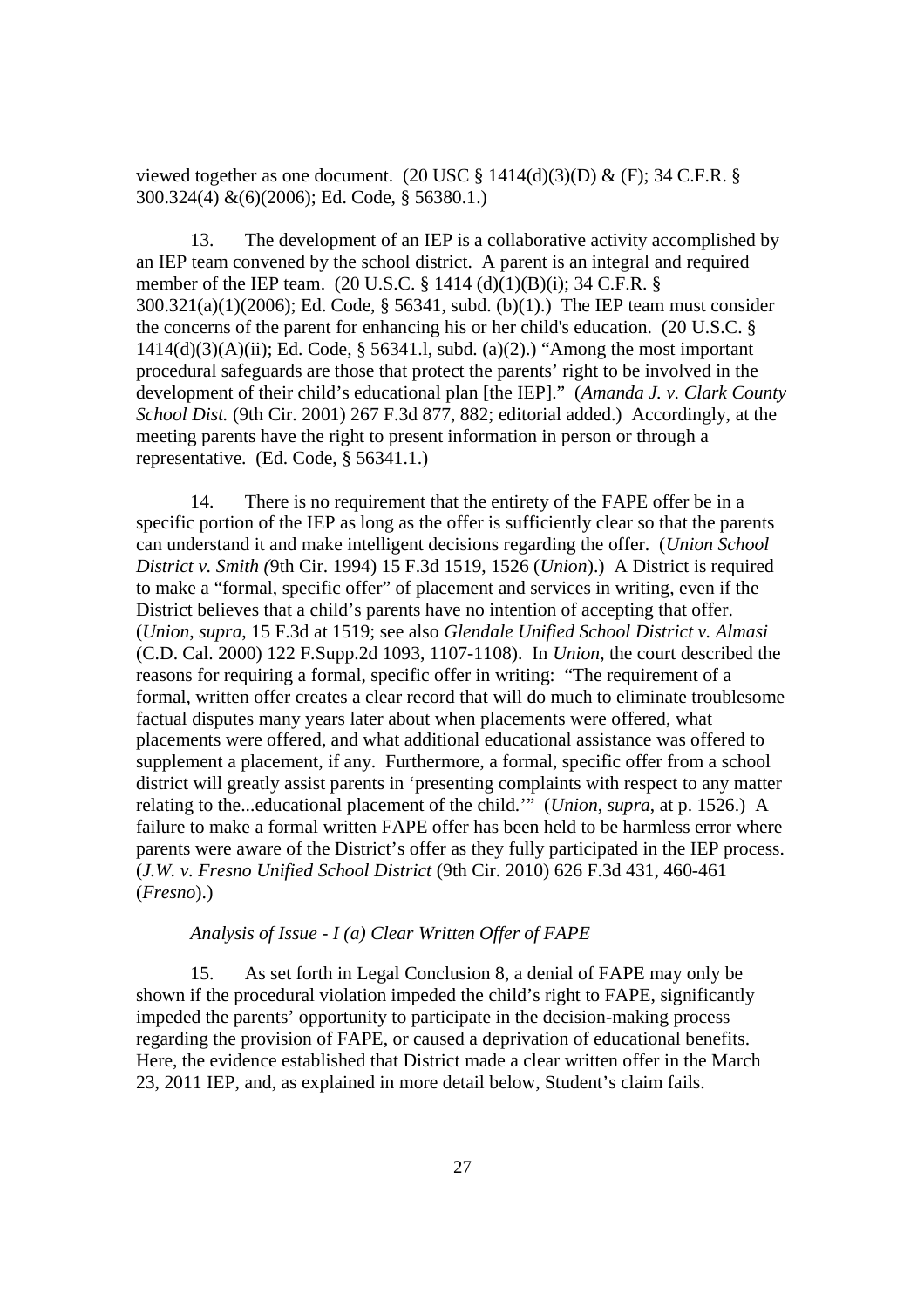viewed together as one document. (20 USC § 1414(d)(3)(D) & (F); 34 C.F.R. § 300.324(4) &(6)(2006); Ed. Code, § 56380.1.)

13. The development of an IEP is a collaborative activity accomplished by an IEP team convened by the school district. A parent is an integral and required member of the IEP team. (20 U.S.C. § 1414 (d)(1)(B)(i); 34 C.F.R. § 300.321(a)(1)(2006); Ed. Code, § 56341, subd. (b)(1).) The IEP team must consider the concerns of the parent for enhancing his or her child's education. (20 U.S.C. § 1414(d)(3)(A)(ii); Ed. Code, § 56341.l, subd. (a)(2).) "Among the most important procedural safeguards are those that protect the parents' right to be involved in the development of their child's educational plan [the IEP]." (*Amanda J. v. Clark County School Dist.* (9th Cir. 2001) 267 F.3d 877, 882; editorial added.) Accordingly, at the meeting parents have the right to present information in person or through a representative. (Ed. Code, § 56341.1.)

14. There is no requirement that the entirety of the FAPE offer be in a specific portion of the IEP as long as the offer is sufficiently clear so that the parents can understand it and make intelligent decisions regarding the offer. (*Union School District v. Smith (*9th Cir. 1994) 15 F.3d 1519, 1526 (*Union*).) A District is required to make a "formal, specific offer" of placement and services in writing, even if the District believes that a child's parents have no intention of accepting that offer. (*Union*, *supra*, 15 F.3d at 1519; see also *Glendale Unified School District v. Almasi* (C.D. Cal. 2000) 122 F.Supp.2d 1093, 1107-1108). In *Union*, the court described the reasons for requiring a formal, specific offer in writing: "The requirement of a formal, written offer creates a clear record that will do much to eliminate troublesome factual disputes many years later about when placements were offered, what placements were offered, and what additional educational assistance was offered to supplement a placement, if any. Furthermore, a formal, specific offer from a school district will greatly assist parents in 'presenting complaints with respect to any matter relating to the...educational placement of the child.'" (*Union*, *supra*, at p. 1526.) A failure to make a formal written FAPE offer has been held to be harmless error where parents were aware of the District's offer as they fully participated in the IEP process. (*J.W. v. Fresno Unified School District* (9th Cir. 2010) 626 F.3d 431, 460-461 (*Fresno*).)

*Analysis of Issue - I (a) Clear Written Offer of FAPE*

15. As set forth in Legal Conclusion 8, a denial of FAPE may only be shown if the procedural violation impeded the child's right to FAPE, significantly impeded the parents' opportunity to participate in the decision-making process regarding the provision of FAPE, or caused a deprivation of educational benefits. Here, the evidence established that District made a clear written offer in the March 23, 2011 IEP, and, as explained in more detail below, Student's claim fails.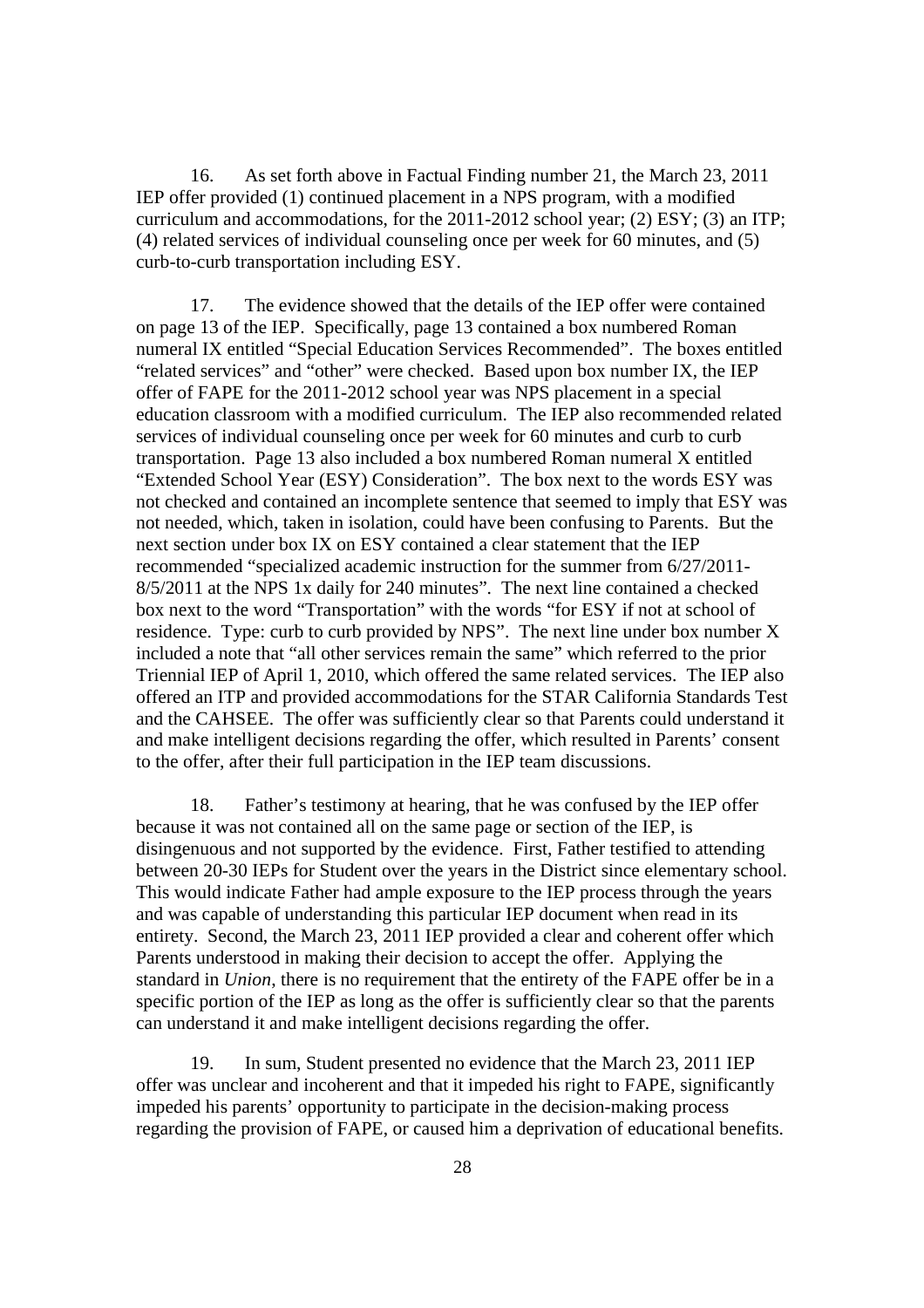16. As set forth above in Factual Finding number 21, the March 23, 2011 IEP offer provided (1) continued placement in a NPS program, with a modified curriculum and accommodations, for the 2011-2012 school year; (2) ESY; (3) an ITP; (4) related services of individual counseling once per week for 60 minutes, and (5) curb-to-curb transportation including ESY.

17. The evidence showed that the details of the IEP offer were contained on page 13 of the IEP. Specifically, page 13 contained a box numbered Roman numeral IX entitled "Special Education Services Recommended". The boxes entitled "related services" and "other" were checked. Based upon box number IX, the IEP offer of FAPE for the 2011-2012 school year was NPS placement in a special education classroom with a modified curriculum. The IEP also recommended related services of individual counseling once per week for 60 minutes and curb to curb transportation. Page 13 also included a box numbered Roman numeral X entitled "Extended School Year (ESY) Consideration". The box next to the words ESY was not checked and contained an incomplete sentence that seemed to imply that ESY was not needed, which, taken in isolation, could have been confusing to Parents. But the next section under box IX on ESY contained a clear statement that the IEP recommended "specialized academic instruction for the summer from 6/27/2011-8/5/2011 at the NPS 1x daily for 240 minutes". The next line contained a checked box next to the word "Transportation" with the words "for ESY if not at school of residence. Type: curb to curb provided by NPS". The next line under box number X included a note that "all other services remain the same" which referred to the prior Triennial IEP of April 1, 2010, which offered the same related services. The IEP also offered an ITP and provided accommodations for the STAR California Standards Test and the CAHSEE. The offer was sufficiently clear so that Parents could understand it and make intelligent decisions regarding the offer, which resulted in Parents' consent to the offer, after their full participation in the IEP team discussions.

18. Father's testimony at hearing, that he was confused by the IEP offer because it was not contained all on the same page or section of the IEP, is disingenuous and not supported by the evidence. First, Father testified to attending between 20-30 IEPs for Student over the years in the District since elementary school. This would indicate Father had ample exposure to the IEP process through the years and was capable of understanding this particular IEP document when read in its entirety. Second, the March 23, 2011 IEP provided a clear and coherent offer which Parents understood in making their decision to accept the offer. Applying the standard in *Union*, there is no requirement that the entirety of the FAPE offer be in a specific portion of the IEP as long as the offer is sufficiently clear so that the parents can understand it and make intelligent decisions regarding the offer.

19. In sum, Student presented no evidence that the March 23, 2011 IEP offer was unclear and incoherent and that it impeded his right to FAPE, significantly impeded his parents' opportunity to participate in the decision-making process regarding the provision of FAPE, or caused him a deprivation of educational benefits.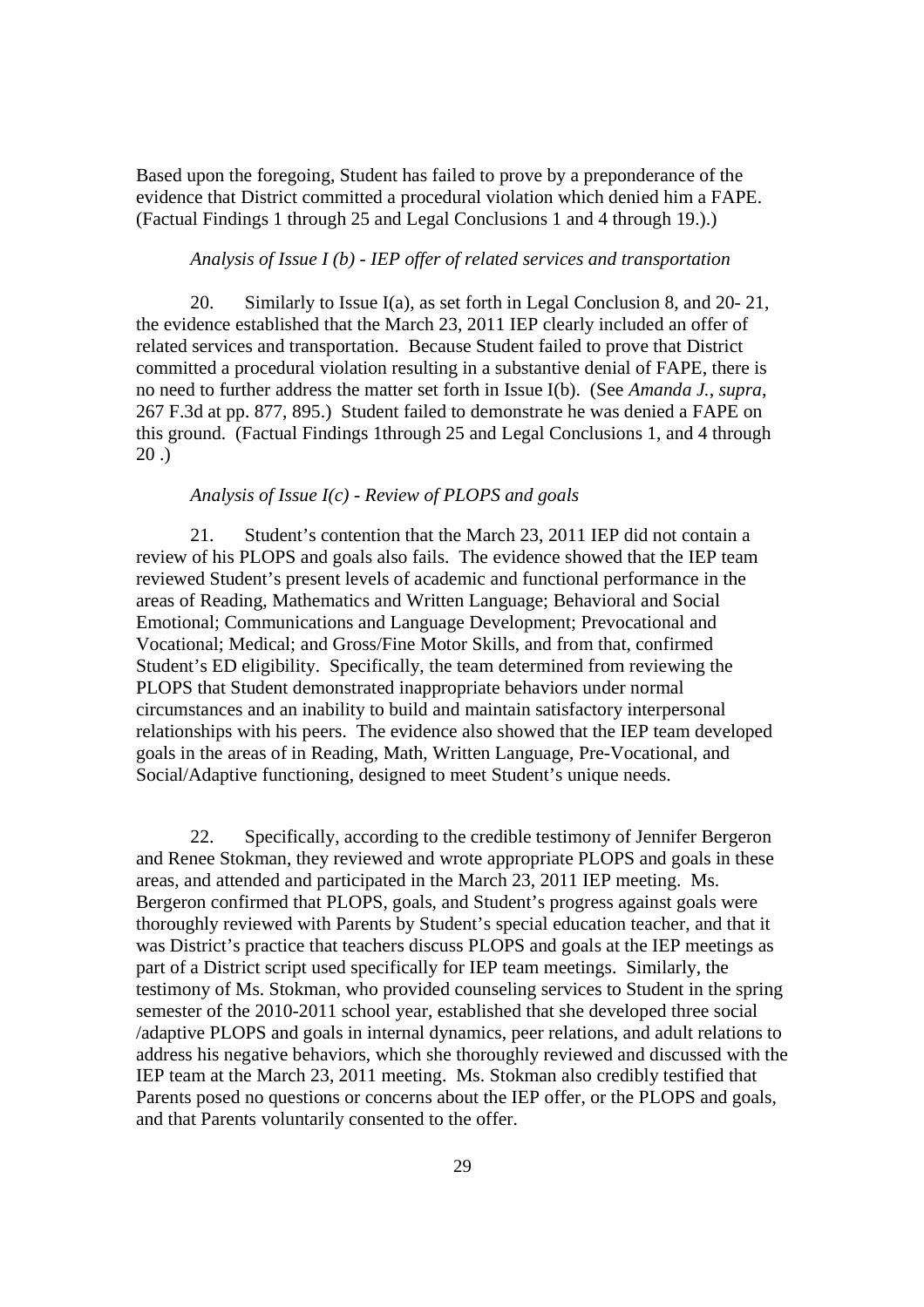Based upon the foregoing, Student has failed to prove by a preponderance of the evidence that District committed a procedural violation which denied him a FAPE. (Factual Findings 1 through 25 and Legal Conclusions 1 and 4 through 19.).)

*Analysis of Issue I (b) - IEP offer of related services and transportation*

20. Similarly to Issue I(a), as set forth in Legal Conclusion 8, and 20- 21, the evidence established that the March 23, 2011 IEP clearly included an offer of related services and transportation. Because Student failed to prove that District committed a procedural violation resulting in a substantive denial of FAPE, there is no need to further address the matter set forth in Issue I(b). (See *Amanda J., supra,* 267 F.3d at pp. 877, 895.) Student failed to demonstrate he was denied a FAPE on this ground. (Factual Findings 1through 25 and Legal Conclusions 1, and 4 through 20 .)

*Analysis of Issue I(c) - Review of PLOPS and goals*

21. Student's contention that the March 23, 2011 IEP did not contain a review of his PLOPS and goals also fails. The evidence showed that the IEP team reviewed Student's present levels of academic and functional performance in the areas of Reading, Mathematics and Written Language; Behavioral and Social Emotional; Communications and Language Development; Prevocational and Vocational; Medical; and Gross/Fine Motor Skills, and from that, confirmed Student's ED eligibility. Specifically, the team determined from reviewing the PLOPS that Student demonstrated inappropriate behaviors under normal circumstances and an inability to build and maintain satisfactory interpersonal relationships with his peers. The evidence also showed that the IEP team developed goals in the areas of in Reading, Math, Written Language, Pre-Vocational, and Social/Adaptive functioning, designed to meet Student's unique needs.

22. Specifically, according to the credible testimony of Jennifer Bergeron and Renee Stokman, they reviewed and wrote appropriate PLOPS and goals in these areas, and attended and participated in the March 23, 2011 IEP meeting. Ms. Bergeron confirmed that PLOPS, goals, and Student's progress against goals were thoroughly reviewed with Parents by Student's special education teacher, and that it was District's practice that teachers discuss PLOPS and goals at the IEP meetings as part of a District script used specifically for IEP team meetings. Similarly, the testimony of Ms. Stokman, who provided counseling services to Student in the spring semester of the 2010-2011 school year, established that she developed three social /adaptive PLOPS and goals in internal dynamics, peer relations, and adult relations to address his negative behaviors, which she thoroughly reviewed and discussed with the IEP team at the March 23, 2011 meeting. Ms. Stokman also credibly testified that Parents posed no questions or concerns about the IEP offer, or the PLOPS and goals, and that Parents voluntarily consented to the offer.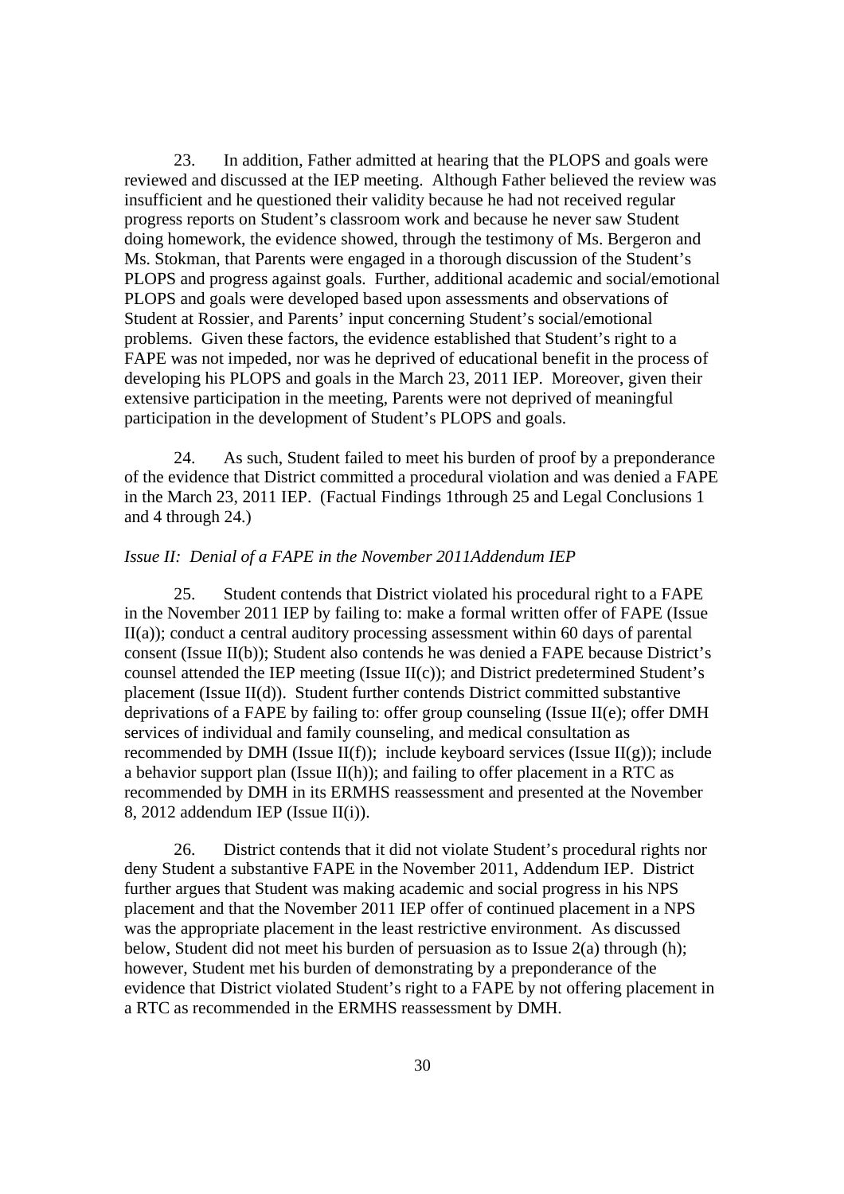23. In addition, Father admitted at hearing that the PLOPS and goals were reviewed and discussed at the IEP meeting. Although Father believed the review was insufficient and he questioned their validity because he had not received regular progress reports on Student's classroom work and because he never saw Student doing homework, the evidence showed, through the testimony of Ms. Bergeron and Ms. Stokman, that Parents were engaged in a thorough discussion of the Student's PLOPS and progress against goals. Further, additional academic and social/emotional PLOPS and goals were developed based upon assessments and observations of Student at Rossier, and Parents' input concerning Student's social/emotional problems. Given these factors, the evidence established that Student's right to a FAPE was not impeded, nor was he deprived of educational benefit in the process of developing his PLOPS and goals in the March 23, 2011 IEP. Moreover, given their extensive participation in the meeting, Parents were not deprived of meaningful participation in the development of Student's PLOPS and goals.

24. As such, Student failed to meet his burden of proof by a preponderance of the evidence that District committed a procedural violation and was denied a FAPE in the March 23, 2011 IEP. (Factual Findings 1through 25 and Legal Conclusions 1 and 4 through 24.)

*Issue II: Denial of a FAPE in the November 2011Addendum IEP*

25. Student contends that District violated his procedural right to a FAPE in the November 2011 IEP by failing to: make a formal written offer of FAPE (Issue II(a)); conduct a central auditory processing assessment within 60 days of parental consent (Issue II(b)); Student also contends he was denied a FAPE because District's counsel attended the IEP meeting (Issue II(c)); and District predetermined Student's placement (Issue II(d)). Student further contends District committed substantive deprivations of a FAPE by failing to: offer group counseling (Issue II(e); offer DMH services of individual and family counseling, and medical consultation as recommended by DMH (Issue II(f)); include keyboard services (Issue II(g)); include a behavior support plan (Issue II(h)); and failing to offer placement in a RTC as recommended by DMH in its ERMHS reassessment and presented at the November 8, 2012 addendum IEP (Issue II(i)).

26. District contends that it did not violate Student's procedural rights nor deny Student a substantive FAPE in the November 2011, Addendum IEP. District further argues that Student was making academic and social progress in his NPS placement and that the November 2011 IEP offer of continued placement in a NPS was the appropriate placement in the least restrictive environment. As discussed below, Student did not meet his burden of persuasion as to Issue 2(a) through (h); however, Student met his burden of demonstrating by a preponderance of the evidence that District violated Student's right to a FAPE by not offering placement in a RTC as recommended in the ERMHS reassessment by DMH.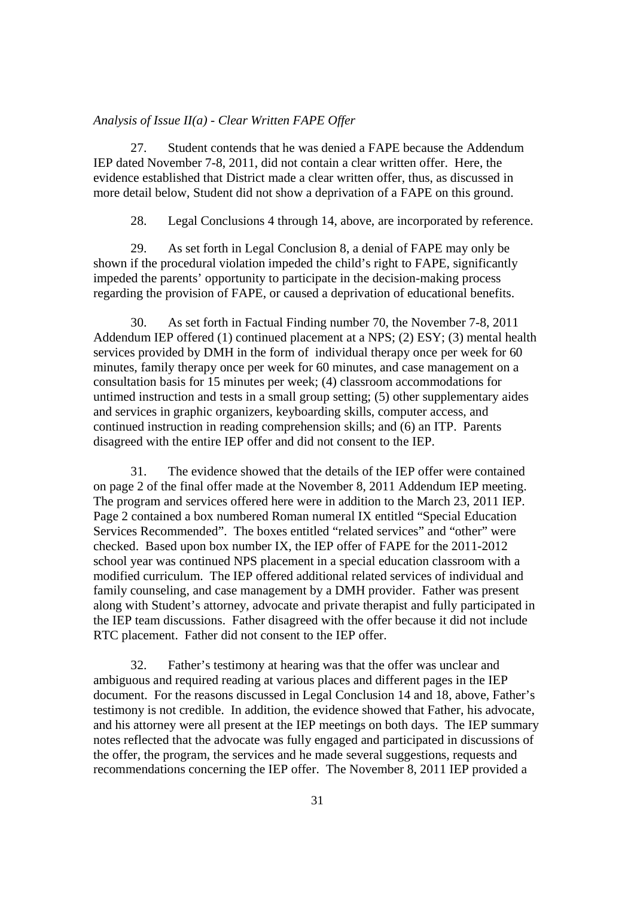*Analysis of Issue II(a) - Clear Written FAPE Offer*

27. Student contends that he was denied a FAPE because the Addendum IEP dated November 7-8, 2011, did not contain a clear written offer. Here, the evidence established that District made a clear written offer, thus, as discussed in more detail below, Student did not show a deprivation of a FAPE on this ground.

28. Legal Conclusions 4 through 14, above, are incorporated by reference.

29. As set forth in Legal Conclusion 8, a denial of FAPE may only be shown if the procedural violation impeded the child's right to FAPE, significantly impeded the parents' opportunity to participate in the decision-making process regarding the provision of FAPE, or caused a deprivation of educational benefits.

30. As set forth in Factual Finding number 70, the November 7-8, 2011 Addendum IEP offered (1) continued placement at a NPS; (2) ESY; (3) mental health services provided by DMH in the form of individual therapy once per week for 60 minutes, family therapy once per week for 60 minutes, and case management on a consultation basis for 15 minutes per week; (4) classroom accommodations for untimed instruction and tests in a small group setting; (5) other supplementary aides and services in graphic organizers, keyboarding skills, computer access, and continued instruction in reading comprehension skills; and (6) an ITP. Parents disagreed with the entire IEP offer and did not consent to the IEP.

31. The evidence showed that the details of the IEP offer were contained on page 2 of the final offer made at the November 8, 2011 Addendum IEP meeting. The program and services offered here were in addition to the March 23, 2011 IEP. Page 2 contained a box numbered Roman numeral IX entitled "Special Education Services Recommended". The boxes entitled "related services" and "other" were checked. Based upon box number IX, the IEP offer of FAPE for the 2011-2012 school year was continued NPS placement in a special education classroom with a modified curriculum. The IEP offered additional related services of individual and family counseling, and case management by a DMH provider. Father was present along with Student's attorney, advocate and private therapist and fully participated in the IEP team discussions. Father disagreed with the offer because it did not include RTC placement. Father did not consent to the IEP offer.

32. Father's testimony at hearing was that the offer was unclear and ambiguous and required reading at various places and different pages in the IEP document. For the reasons discussed in Legal Conclusion 14 and 18, above, Father's testimony is not credible. In addition, the evidence showed that Father, his advocate, and his attorney were all present at the IEP meetings on both days. The IEP summary notes reflected that the advocate was fully engaged and participated in discussions of the offer, the program, the services and he made several suggestions, requests and recommendations concerning the IEP offer. The November 8, 2011 IEP provided a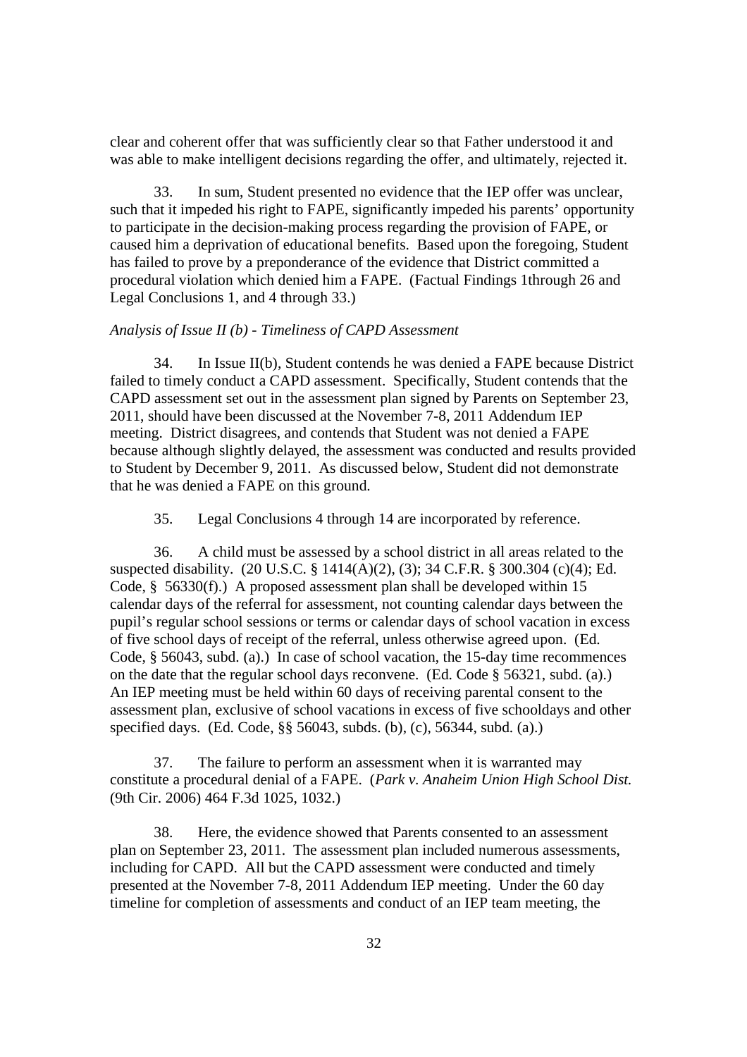clear and coherent offer that was sufficiently clear so that Father understood it and was able to make intelligent decisions regarding the offer, and ultimately, rejected it.

33. In sum, Student presented no evidence that the IEP offer was unclear, such that it impeded his right to FAPE, significantly impeded his parents' opportunity to participate in the decision-making process regarding the provision of FAPE, or caused him a deprivation of educational benefits. Based upon the foregoing, Student has failed to prove by a preponderance of the evidence that District committed a procedural violation which denied him a FAPE. (Factual Findings 1through 26 and Legal Conclusions 1, and 4 through 33.)

*Analysis of Issue II (b) - Timeliness of CAPD Assessment*

34. In Issue II(b), Student contends he was denied a FAPE because District failed to timely conduct a CAPD assessment. Specifically, Student contends that the CAPD assessment set out in the assessment plan signed by Parents on September 23, 2011, should have been discussed at the November 7-8, 2011 Addendum IEP meeting. District disagrees, and contends that Student was not denied a FAPE because although slightly delayed, the assessment was conducted and results provided to Student by December 9, 2011. As discussed below, Student did not demonstrate that he was denied a FAPE on this ground.

35. Legal Conclusions 4 through 14 are incorporated by reference.

36. A child must be assessed by a school district in all areas related to the suspected disability. (20 U.S.C. § 1414(A)(2), (3); 34 C.F.R. § 300.304 (c)(4); Ed. Code, § 56330(f).) A proposed assessment plan shall be developed within 15 calendar days of the referral for assessment, not counting calendar days between the pupil's regular school sessions or terms or calendar days of school vacation in excess of five school days of receipt of the referral, unless otherwise agreed upon. (Ed. Code, § 56043, subd. (a).) In case of school vacation, the 15-day time recommences on the date that the regular school days reconvene. (Ed. Code § 56321, subd. (a).) An IEP meeting must be held within 60 days of receiving parental consent to the assessment plan, exclusive of school vacations in excess of five schooldays and other specified days. (Ed. Code, §§ 56043, subds. (b), (c), 56344, subd. (a).)

37. The failure to perform an assessment when it is warranted may constitute a procedural denial of a FAPE. (*Park v. Anaheim Union High School Dist.* (9th Cir. 2006) 464 F.3d 1025, 1032.)

38. Here, the evidence showed that Parents consented to an assessment plan on September 23, 2011. The assessment plan included numerous assessments, including for CAPD. All but the CAPD assessment were conducted and timely presented at the November 7-8, 2011 Addendum IEP meeting. Under the 60 day timeline for completion of assessments and conduct of an IEP team meeting, the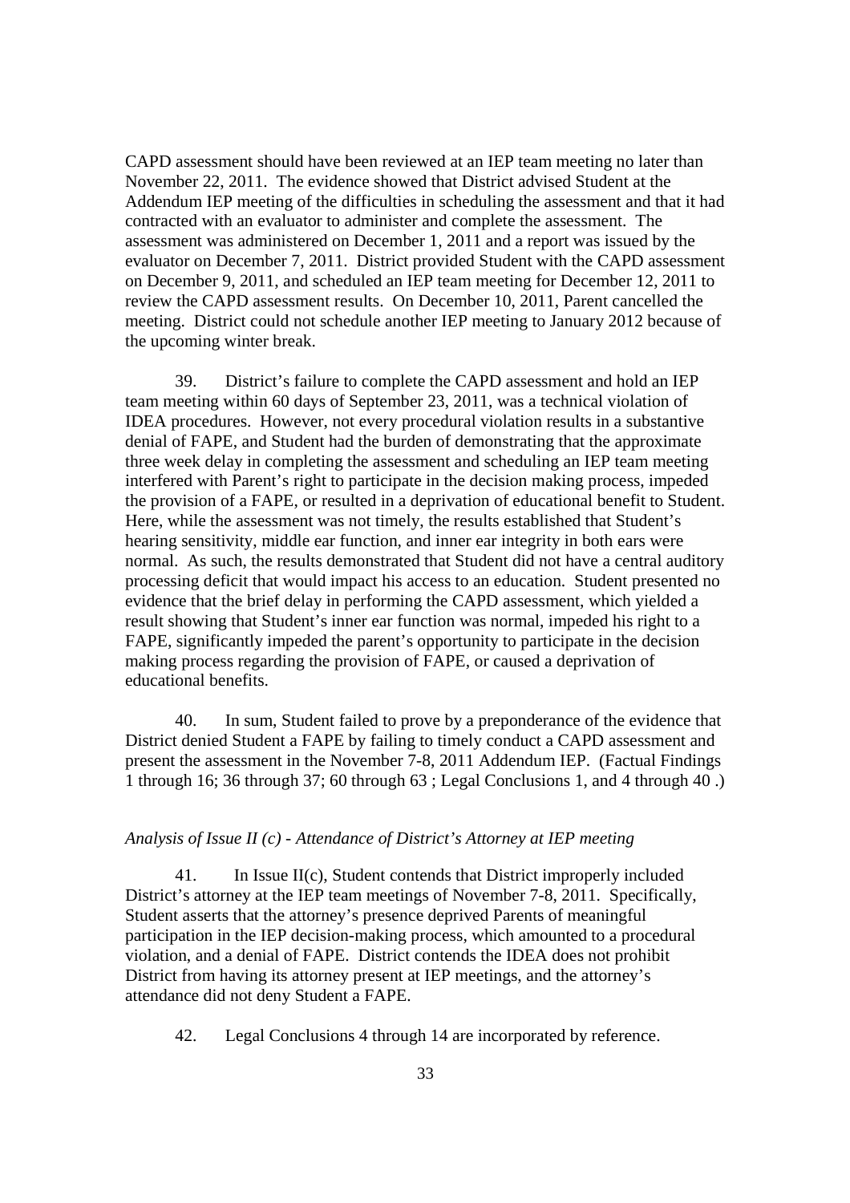CAPD assessment should have been reviewed at an IEP team meeting no later than November 22, 2011. The evidence showed that District advised Student at the Addendum IEP meeting of the difficulties in scheduling the assessment and that it had contracted with an evaluator to administer and complete the assessment. The assessment was administered on December 1, 2011 and a report was issued by the evaluator on December 7, 2011. District provided Student with the CAPD assessment on December 9, 2011, and scheduled an IEP team meeting for December 12, 2011 to review the CAPD assessment results. On December 10, 2011, Parent cancelled the meeting. District could not schedule another IEP meeting to January 2012 because of the upcoming winter break.

39. District's failure to complete the CAPD assessment and hold an IEP team meeting within 60 days of September 23, 2011, was a technical violation of IDEA procedures. However, not every procedural violation results in a substantive denial of FAPE, and Student had the burden of demonstrating that the approximate three week delay in completing the assessment and scheduling an IEP team meeting interfered with Parent's right to participate in the decision making process, impeded the provision of a FAPE, or resulted in a deprivation of educational benefit to Student. Here, while the assessment was not timely, the results established that Student's hearing sensitivity, middle ear function, and inner ear integrity in both ears were normal. As such, the results demonstrated that Student did not have a central auditory processing deficit that would impact his access to an education. Student presented no evidence that the brief delay in performing the CAPD assessment, which yielded a result showing that Student's inner ear function was normal, impeded his right to a FAPE, significantly impeded the parent's opportunity to participate in the decision making process regarding the provision of FAPE, or caused a deprivation of educational benefits.

40. In sum, Student failed to prove by a preponderance of the evidence that District denied Student a FAPE by failing to timely conduct a CAPD assessment and present the assessment in the November 7-8, 2011 Addendum IEP. (Factual Findings 1 through 16; 36 through 37; 60 through 63 ; Legal Conclusions 1, and 4 through 40 .)

*Analysis of Issue II (c) - Attendance of District's Attorney at IEP meeting*

41. In Issue II(c), Student contends that District improperly included District's attorney at the IEP team meetings of November 7-8, 2011. Specifically, Student asserts that the attorney's presence deprived Parents of meaningful participation in the IEP decision-making process, which amounted to a procedural violation, and a denial of FAPE. District contends the IDEA does not prohibit District from having its attorney present at IEP meetings, and the attorney's attendance did not deny Student a FAPE.

42. Legal Conclusions 4 through 14 are incorporated by reference.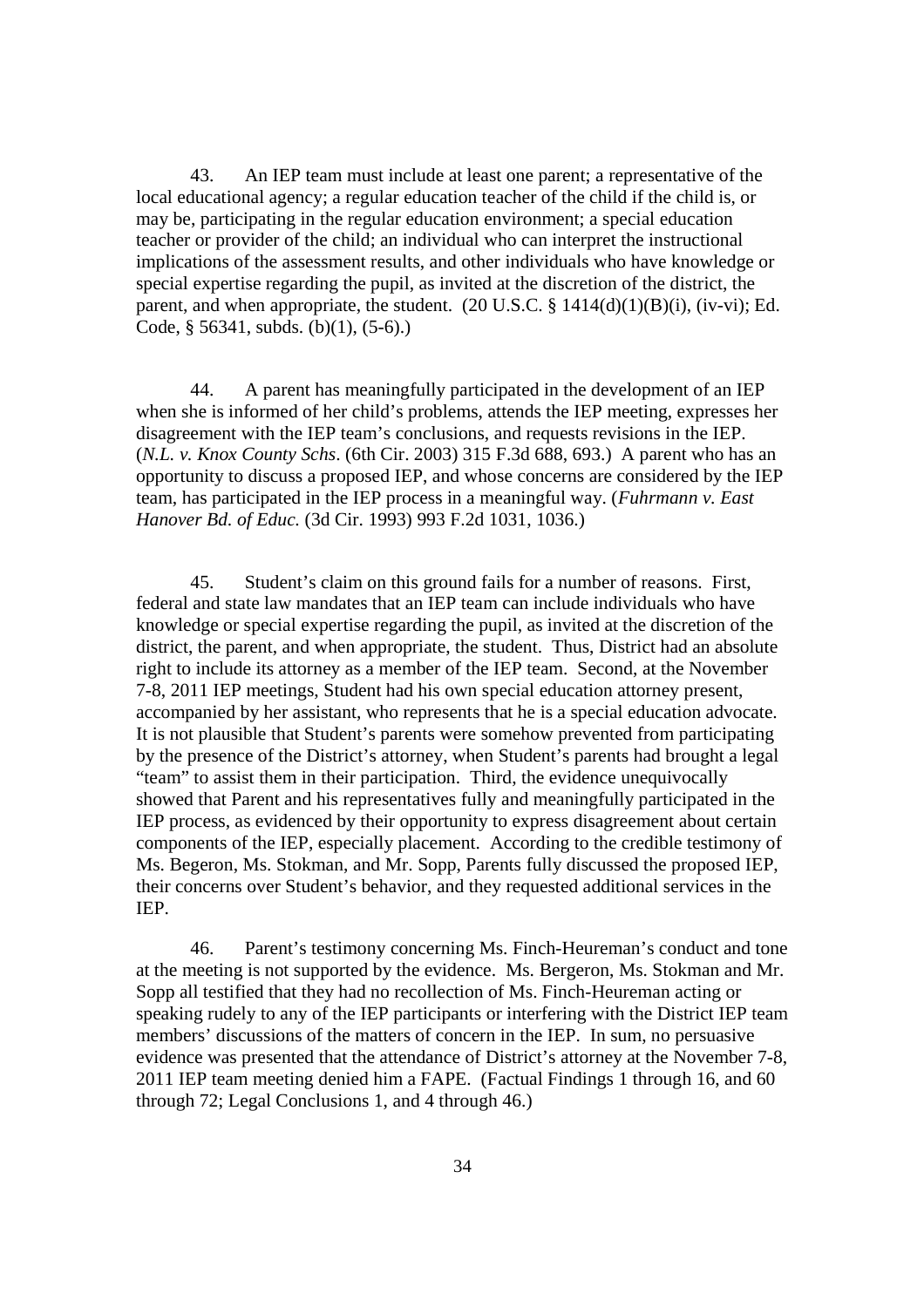43. An IEP team must include at least one parent; a representative of the local educational agency; a regular education teacher of the child if the child is, or may be, participating in the regular education environment; a special education teacher or provider of the child; an individual who can interpret the instructional implications of the assessment results, and other individuals who have knowledge or special expertise regarding the pupil, as invited at the discretion of the district, the parent, and when appropriate, the student. (20 U.S.C. § 1414(d)(1)(B)(i), (iv-vi); Ed. Code, § 56341, subds. (b)(1), (5-6).)

44. A parent has meaningfully participated in the development of an IEP when she is informed of her child's problems, attends the IEP meeting, expresses her disagreement with the IEP team's conclusions, and requests revisions in the IEP. (*N.L. v. Knox County Schs*. (6th Cir. 2003) 315 F.3d 688, 693.) A parent who has an opportunity to discuss a proposed IEP, and whose concerns are considered by the IEP team, has participated in the IEP process in a meaningful way. (*Fuhrmann v. East Hanover Bd. of Educ.* (3d Cir. 1993) 993 F.2d 1031, 1036.)

45. Student's claim on this ground fails for a number of reasons. First, federal and state law mandates that an IEP team can include individuals who have knowledge or special expertise regarding the pupil, as invited at the discretion of the district, the parent, and when appropriate, the student. Thus, District had an absolute right to include its attorney as a member of the IEP team. Second, at the November 7-8, 2011 IEP meetings, Student had his own special education attorney present, accompanied by her assistant, who represents that he is a special education advocate. It is not plausible that Student's parents were somehow prevented from participating by the presence of the District's attorney, when Student's parents had brought a legal "team" to assist them in their participation. Third, the evidence unequivocally showed that Parent and his representatives fully and meaningfully participated in the IEP process, as evidenced by their opportunity to express disagreement about certain components of the IEP, especially placement. According to the credible testimony of Ms. Begeron, Ms. Stokman, and Mr. Sopp, Parents fully discussed the proposed IEP, their concerns over Student's behavior, and they requested additional services in the IEP.

46. Parent's testimony concerning Ms. Finch-Heureman's conduct and tone at the meeting is not supported by the evidence. Ms. Bergeron, Ms. Stokman and Mr. Sopp all testified that they had no recollection of Ms. Finch-Heureman acting or speaking rudely to any of the IEP participants or interfering with the District IEP team members' discussions of the matters of concern in the IEP. In sum, no persuasive evidence was presented that the attendance of District's attorney at the November 7-8, 2011 IEP team meeting denied him a FAPE. (Factual Findings 1 through 16, and 60 through 72; Legal Conclusions 1, and 4 through 46.)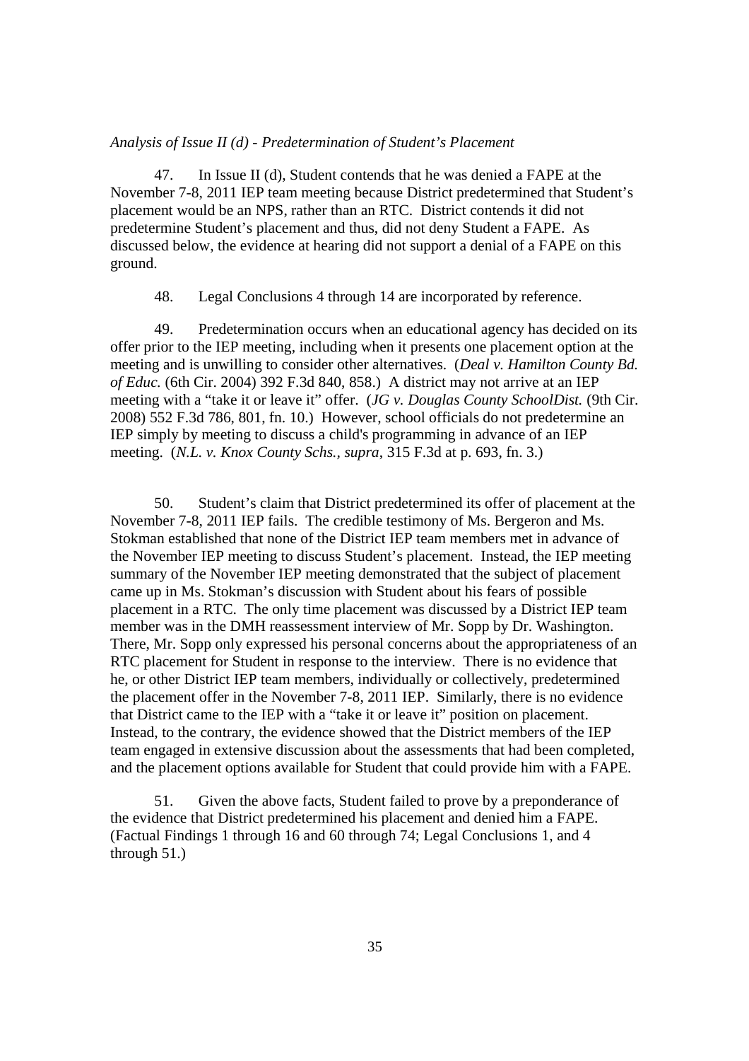*Analysis of Issue II (d) - Predetermination of Student's Placement*

47. In Issue II (d), Student contends that he was denied a FAPE at the November 7-8, 2011 IEP team meeting because District predetermined that Student's placement would be an NPS, rather than an RTC. District contends it did not predetermine Student's placement and thus, did not deny Student a FAPE. As discussed below, the evidence at hearing did not support a denial of a FAPE on this ground.

48. Legal Conclusions 4 through 14 are incorporated by reference.

49. Predetermination occurs when an educational agency has decided on its offer prior to the IEP meeting, including when it presents one placement option at the meeting and is unwilling to consider other alternatives. (*Deal v. Hamilton County Bd. of Educ.* (6th Cir. 2004) 392 F.3d 840, 858.) A district may not arrive at an IEP meeting with a "take it or leave it" offer. (*JG v. Douglas County SchoolDist.* (9th Cir. 2008) 552 F.3d 786, 801, fn. 10.) However, school officials do not predetermine an IEP simply by meeting to discuss a child's programming in advance of an IEP meeting. (*N.L. v. Knox County Schs., supra*, 315 F.3d at p. 693, fn. 3.)

50. Student's claim that District predetermined its offer of placement at the November 7-8, 2011 IEP fails. The credible testimony of Ms. Bergeron and Ms. Stokman established that none of the District IEP team members met in advance of the November IEP meeting to discuss Student's placement. Instead, the IEP meeting summary of the November IEP meeting demonstrated that the subject of placement came up in Ms. Stokman's discussion with Student about his fears of possible placement in a RTC. The only time placement was discussed by a District IEP team member was in the DMH reassessment interview of Mr. Sopp by Dr. Washington. There, Mr. Sopp only expressed his personal concerns about the appropriateness of an RTC placement for Student in response to the interview. There is no evidence that he, or other District IEP team members, individually or collectively, predetermined the placement offer in the November 7-8, 2011 IEP. Similarly, there is no evidence that District came to the IEP with a "take it or leave it" position on placement. Instead, to the contrary, the evidence showed that the District members of the IEP team engaged in extensive discussion about the assessments that had been completed, and the placement options available for Student that could provide him with a FAPE.

51. Given the above facts, Student failed to prove by a preponderance of the evidence that District predetermined his placement and denied him a FAPE. (Factual Findings 1 through 16 and 60 through 74; Legal Conclusions 1, and 4 through 51.)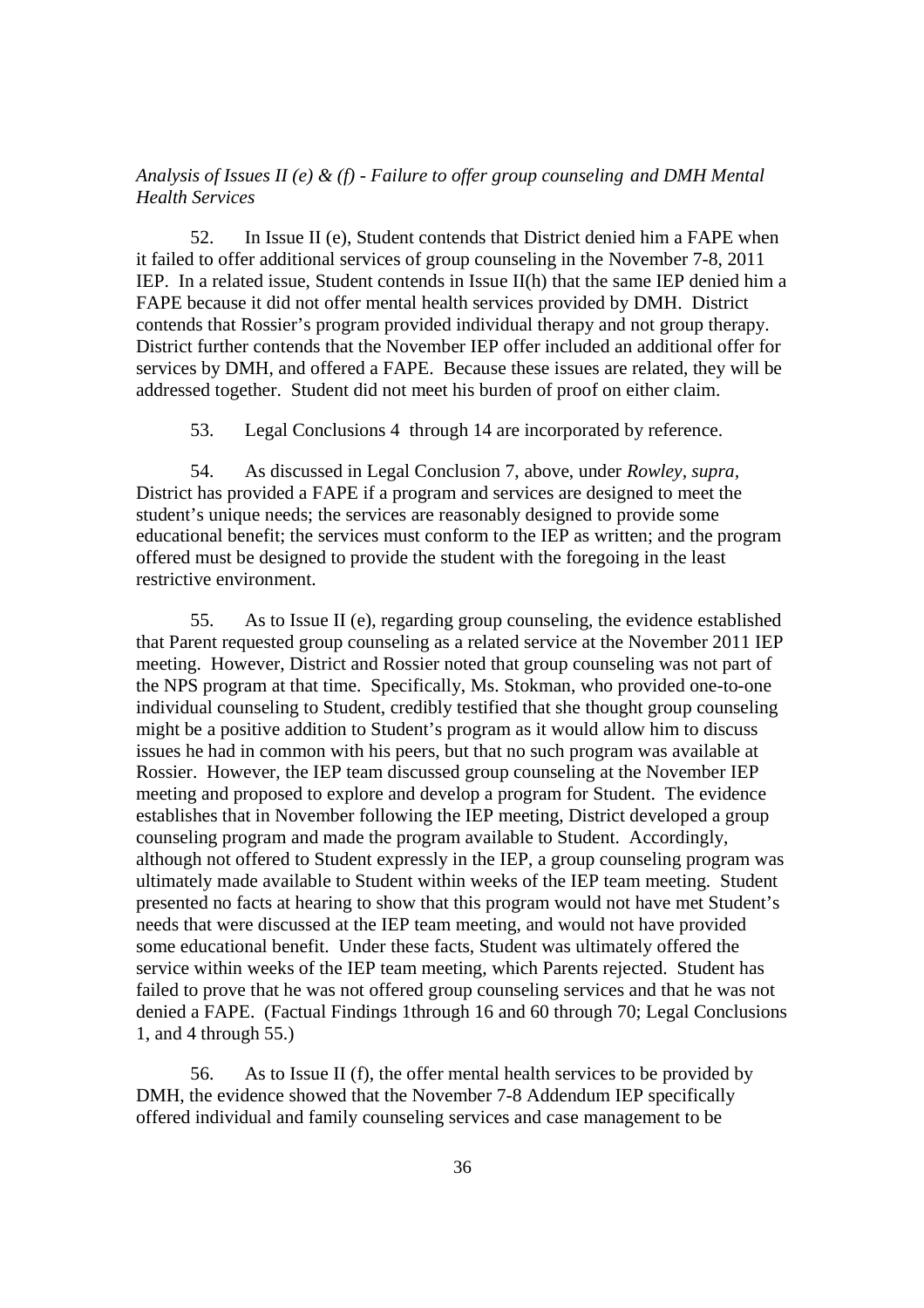*Analysis of Issues II (e) & (f) - Failure to offer group counseling and DMH Mental Health Services*

52. In Issue II (e), Student contends that District denied him a FAPE when it failed to offer additional services of group counseling in the November 7-8, 2011 IEP. In a related issue, Student contends in Issue II(h) that the same IEP denied him a FAPE because it did not offer mental health services provided by DMH. District contends that Rossier's program provided individual therapy and not group therapy. District further contends that the November IEP offer included an additional offer for services by DMH, and offered a FAPE. Because these issues are related, they will be addressed together. Student did not meet his burden of proof on either claim.

53. Legal Conclusions 4 through 14 are incorporated by reference.

54. As discussed in Legal Conclusion 7, above, under *Rowley*, *supra*, District has provided a FAPE if a program and services are designed to meet the student's unique needs; the services are reasonably designed to provide some educational benefit; the services must conform to the IEP as written; and the program offered must be designed to provide the student with the foregoing in the least restrictive environment.

55. As to Issue II (e), regarding group counseling, the evidence established that Parent requested group counseling as a related service at the November 2011 IEP meeting. However, District and Rossier noted that group counseling was not part of the NPS program at that time. Specifically, Ms. Stokman, who provided one-to-one individual counseling to Student, credibly testified that she thought group counseling might be a positive addition to Student's program as it would allow him to discuss issues he had in common with his peers, but that no such program was available at Rossier. However, the IEP team discussed group counseling at the November IEP meeting and proposed to explore and develop a program for Student. The evidence establishes that in November following the IEP meeting, District developed a group counseling program and made the program available to Student. Accordingly, although not offered to Student expressly in the IEP, a group counseling program was ultimately made available to Student within weeks of the IEP team meeting. Student presented no facts at hearing to show that this program would not have met Student's needs that were discussed at the IEP team meeting, and would not have provided some educational benefit. Under these facts, Student was ultimately offered the service within weeks of the IEP team meeting, which Parents rejected. Student has failed to prove that he was not offered group counseling services and that he was not denied a FAPE. (Factual Findings 1through 16 and 60 through 70; Legal Conclusions 1, and 4 through 55.)

56. As to Issue II (f), the offer mental health services to be provided by DMH, the evidence showed that the November 7-8 Addendum IEP specifically offered individual and family counseling services and case management to be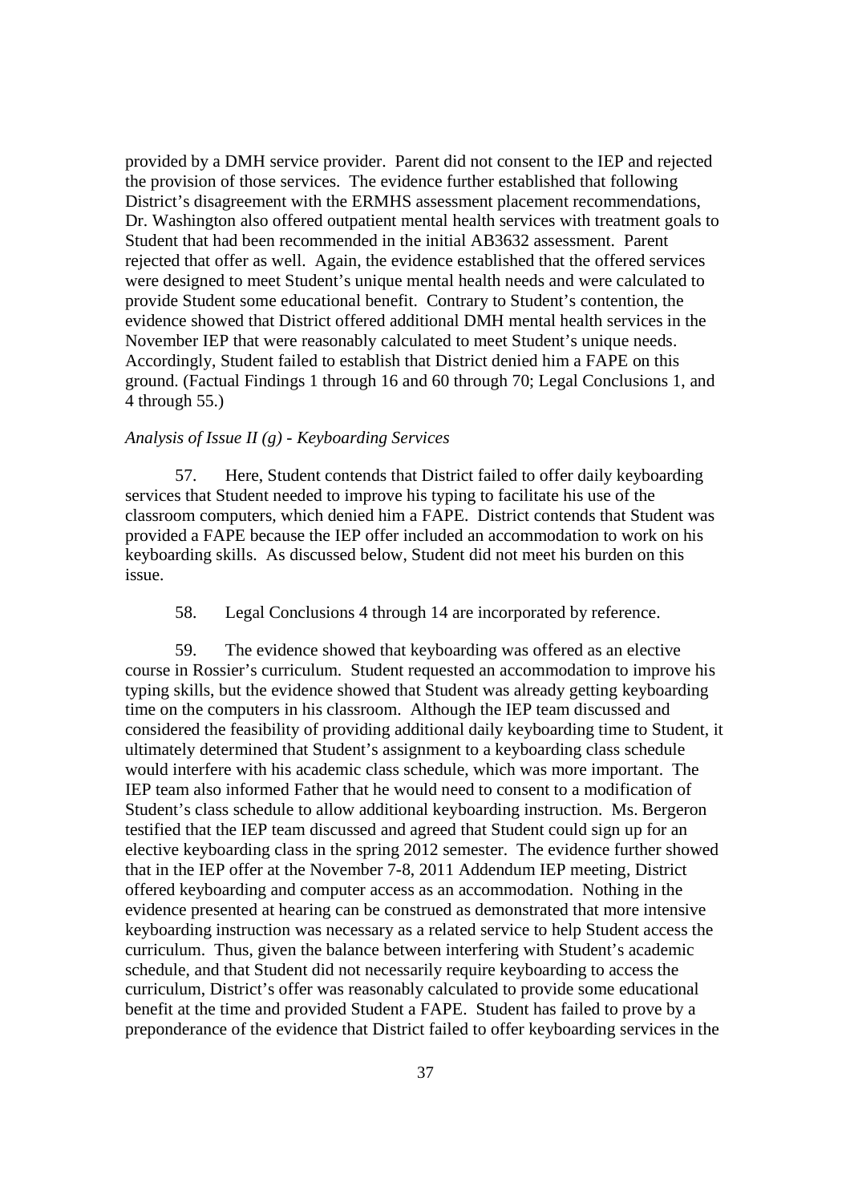provided by a DMH service provider. Parent did not consent to the IEP and rejected the provision of those services. The evidence further established that following District's disagreement with the ERMHS assessment placement recommendations, Dr. Washington also offered outpatient mental health services with treatment goals to Student that had been recommended in the initial AB3632 assessment. Parent rejected that offer as well. Again, the evidence established that the offered services were designed to meet Student's unique mental health needs and were calculated to provide Student some educational benefit. Contrary to Student's contention, the evidence showed that District offered additional DMH mental health services in the November IEP that were reasonably calculated to meet Student's unique needs. Accordingly, Student failed to establish that District denied him a FAPE on this ground. (Factual Findings 1 through 16 and 60 through 70; Legal Conclusions 1, and 4 through 55.)

*Analysis of Issue II (g) - Keyboarding Services*

57. Here, Student contends that District failed to offer daily keyboarding services that Student needed to improve his typing to facilitate his use of the classroom computers, which denied him a FAPE. District contends that Student was provided a FAPE because the IEP offer included an accommodation to work on his keyboarding skills. As discussed below, Student did not meet his burden on this issue.

58. Legal Conclusions 4 through 14 are incorporated by reference.

59. The evidence showed that keyboarding was offered as an elective course in Rossier's curriculum. Student requested an accommodation to improve his typing skills, but the evidence showed that Student was already getting keyboarding time on the computers in his classroom. Although the IEP team discussed and considered the feasibility of providing additional daily keyboarding time to Student, it ultimately determined that Student's assignment to a keyboarding class schedule would interfere with his academic class schedule, which was more important. The IEP team also informed Father that he would need to consent to a modification of Student's class schedule to allow additional keyboarding instruction. Ms. Bergeron testified that the IEP team discussed and agreed that Student could sign up for an elective keyboarding class in the spring 2012 semester. The evidence further showed that in the IEP offer at the November 7-8, 2011 Addendum IEP meeting, District offered keyboarding and computer access as an accommodation. Nothing in the evidence presented at hearing can be construed as demonstrated that more intensive keyboarding instruction was necessary as a related service to help Student access the curriculum. Thus, given the balance between interfering with Student's academic schedule, and that Student did not necessarily require keyboarding to access the curriculum, District's offer was reasonably calculated to provide some educational benefit at the time and provided Student a FAPE. Student has failed to prove by a preponderance of the evidence that District failed to offer keyboarding services in the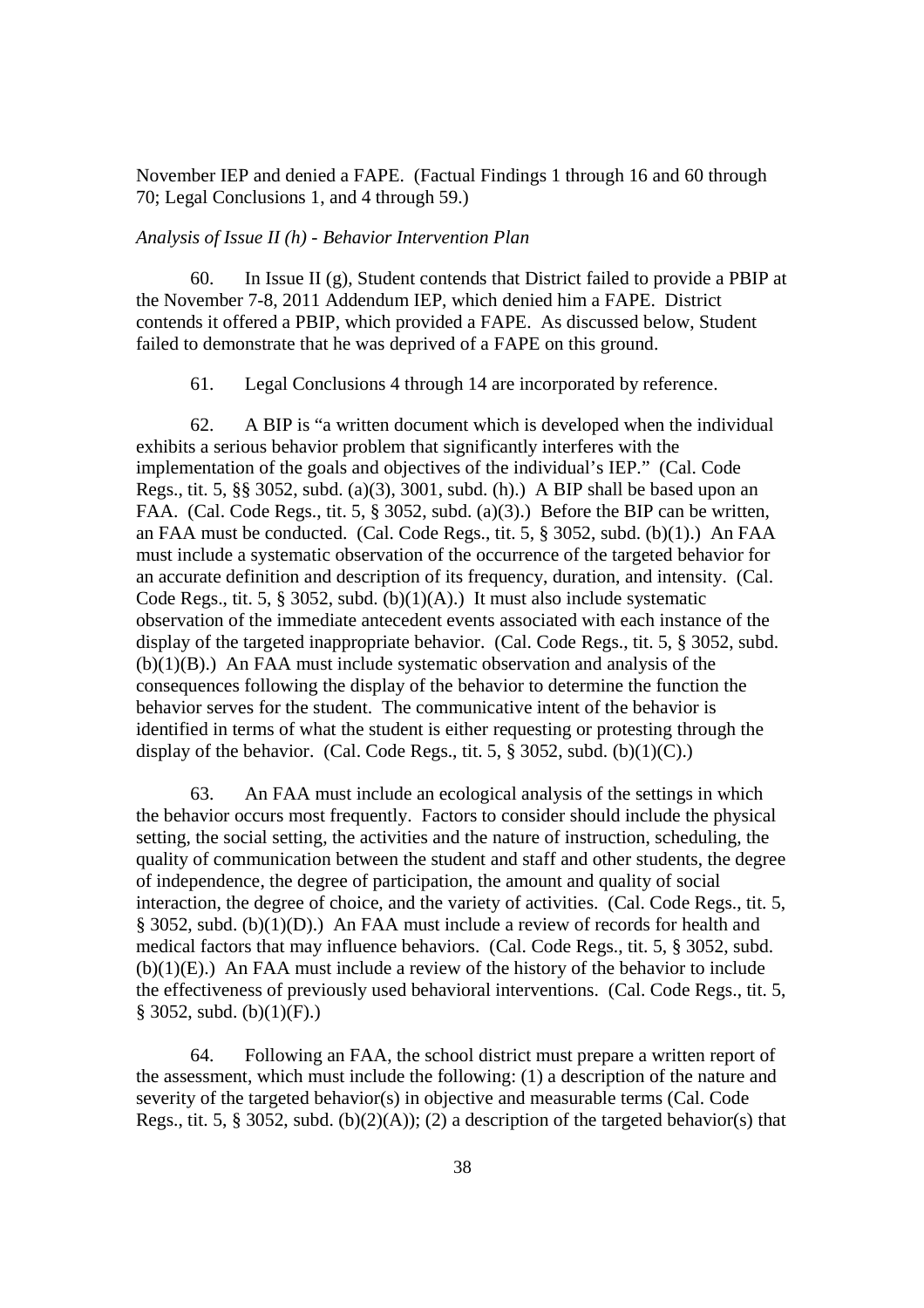November IEP and denied a FAPE. (Factual Findings 1 through 16 and 60 through 70; Legal Conclusions 1, and 4 through 59.)

*Analysis of Issue II (h) - Behavior Intervention Plan*

60. In Issue II (g), Student contends that District failed to provide a PBIP at the November 7-8, 2011 Addendum IEP, which denied him a FAPE. District contends it offered a PBIP, which provided a FAPE. As discussed below, Student failed to demonstrate that he was deprived of a FAPE on this ground.

61. Legal Conclusions 4 through 14 are incorporated by reference.

62. A BIP is "a written document which is developed when the individual exhibits a serious behavior problem that significantly interferes with the implementation of the goals and objectives of the individual's IEP." (Cal. Code Regs., tit. 5, §§ 3052, subd. (a)(3), 3001, subd. (h).) A BIP shall be based upon an FAA. (Cal. Code Regs., tit. 5, § 3052, subd. (a)(3).) Before the BIP can be written, an FAA must be conducted. (Cal. Code Regs., tit. 5, § 3052, subd. (b)(1).) An FAA must include a systematic observation of the occurrence of the targeted behavior for an accurate definition and description of its frequency, duration, and intensity. (Cal. Code Regs., tit. 5, § 3052, subd. (b)(1)(A).) It must also include systematic observation of the immediate antecedent events associated with each instance of the display of the targeted inappropriate behavior. (Cal. Code Regs., tit. 5, § 3052, subd. (b)(1)(B).) An FAA must include systematic observation and analysis of the consequences following the display of the behavior to determine the function the behavior serves for the student. The communicative intent of the behavior is identified in terms of what the student is either requesting or protesting through the display of the behavior. (Cal. Code Regs., tit. 5, § 3052, subd. (b)(1)(C).)

63. An FAA must include an ecological analysis of the settings in which the behavior occurs most frequently. Factors to consider should include the physical setting, the social setting, the activities and the nature of instruction, scheduling, the quality of communication between the student and staff and other students, the degree of independence, the degree of participation, the amount and quality of social interaction, the degree of choice, and the variety of activities. (Cal. Code Regs., tit. 5, § 3052, subd. (b)(1)(D).) An FAA must include a review of records for health and medical factors that may influence behaviors. (Cal. Code Regs., tit. 5, § 3052, subd. (b)(1)(E).) An FAA must include a review of the history of the behavior to include the effectiveness of previously used behavioral interventions. (Cal. Code Regs., tit. 5, § 3052, subd. (b)(1)(F).)

64. Following an FAA, the school district must prepare a written report of the assessment, which must include the following: (1) a description of the nature and severity of the targeted behavior(s) in objective and measurable terms (Cal. Code Regs., tit. 5, § 3052, subd. (b)(2)(A)); (2) a description of the targeted behavior(s) that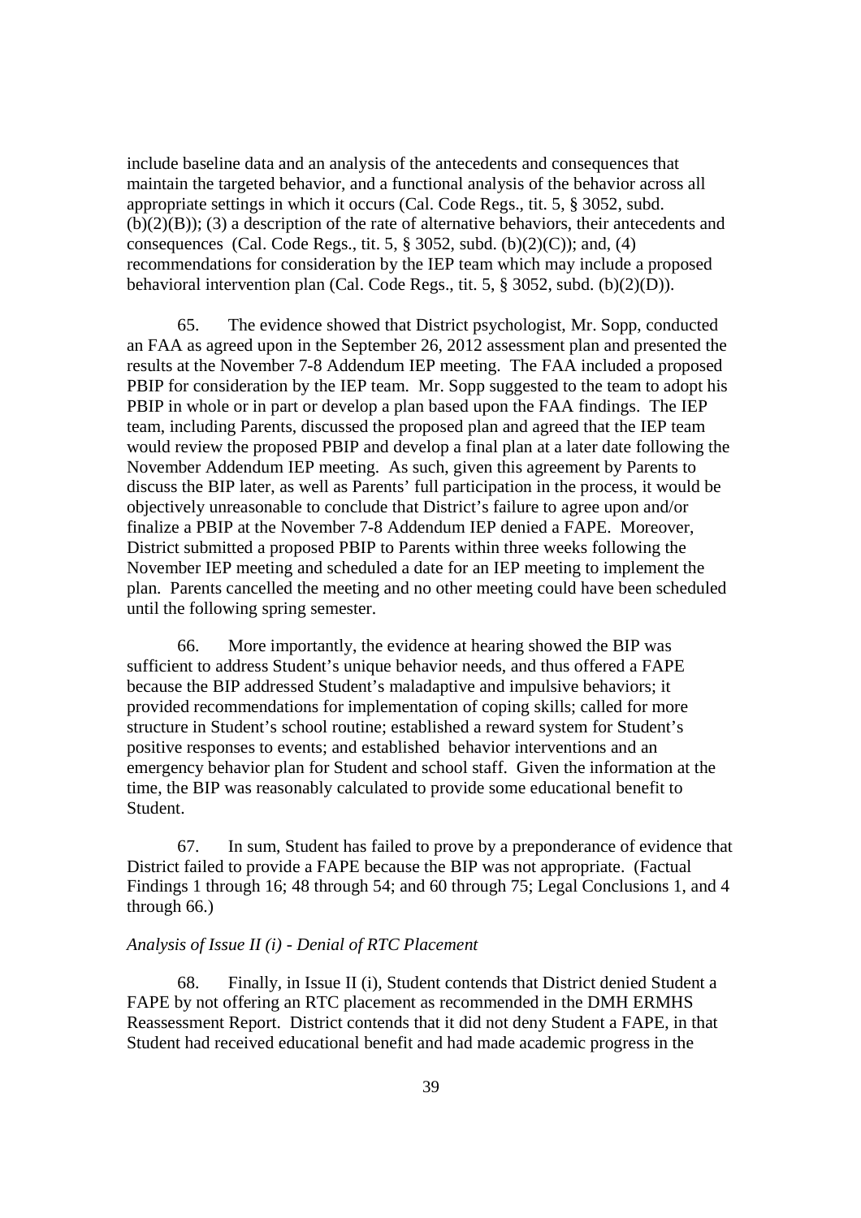include baseline data and an analysis of the antecedents and consequences that maintain the targeted behavior, and a functional analysis of the behavior across all appropriate settings in which it occurs (Cal. Code Regs., tit. 5, § 3052, subd. (b)(2)(B)); (3) a description of the rate of alternative behaviors, their antecedents and consequences (Cal. Code Regs., tit. 5, § 3052, subd. (b)(2)(C)); and, (4) recommendations for consideration by the IEP team which may include a proposed behavioral intervention plan (Cal. Code Regs., tit. 5, § 3052, subd. (b)(2)(D)).

65. The evidence showed that District psychologist, Mr. Sopp, conducted an FAA as agreed upon in the September 26, 2012 assessment plan and presented the results at the November 7-8 Addendum IEP meeting. The FAA included a proposed PBIP for consideration by the IEP team. Mr. Sopp suggested to the team to adopt his PBIP in whole or in part or develop a plan based upon the FAA findings. The IEP team, including Parents, discussed the proposed plan and agreed that the IEP team would review the proposed PBIP and develop a final plan at a later date following the November Addendum IEP meeting. As such, given this agreement by Parents to discuss the BIP later, as well as Parents' full participation in the process, it would be objectively unreasonable to conclude that District's failure to agree upon and/or finalize a PBIP at the November 7-8 Addendum IEP denied a FAPE. Moreover, District submitted a proposed PBIP to Parents within three weeks following the November IEP meeting and scheduled a date for an IEP meeting to implement the plan. Parents cancelled the meeting and no other meeting could have been scheduled until the following spring semester.

66. More importantly, the evidence at hearing showed the BIP was sufficient to address Student's unique behavior needs, and thus offered a FAPE because the BIP addressed Student's maladaptive and impulsive behaviors; it provided recommendations for implementation of coping skills; called for more structure in Student's school routine; established a reward system for Student's positive responses to events; and established behavior interventions and an emergency behavior plan for Student and school staff. Given the information at the time, the BIP was reasonably calculated to provide some educational benefit to Student.

67. In sum, Student has failed to prove by a preponderance of evidence that District failed to provide a FAPE because the BIP was not appropriate. (Factual Findings 1 through 16; 48 through 54; and 60 through 75; Legal Conclusions 1, and 4 through 66.)

*Analysis of Issue II (i) - Denial of RTC Placement*

68. Finally, in Issue II (i), Student contends that District denied Student a FAPE by not offering an RTC placement as recommended in the DMH ERMHS Reassessment Report. District contends that it did not deny Student a FAPE, in that Student had received educational benefit and had made academic progress in the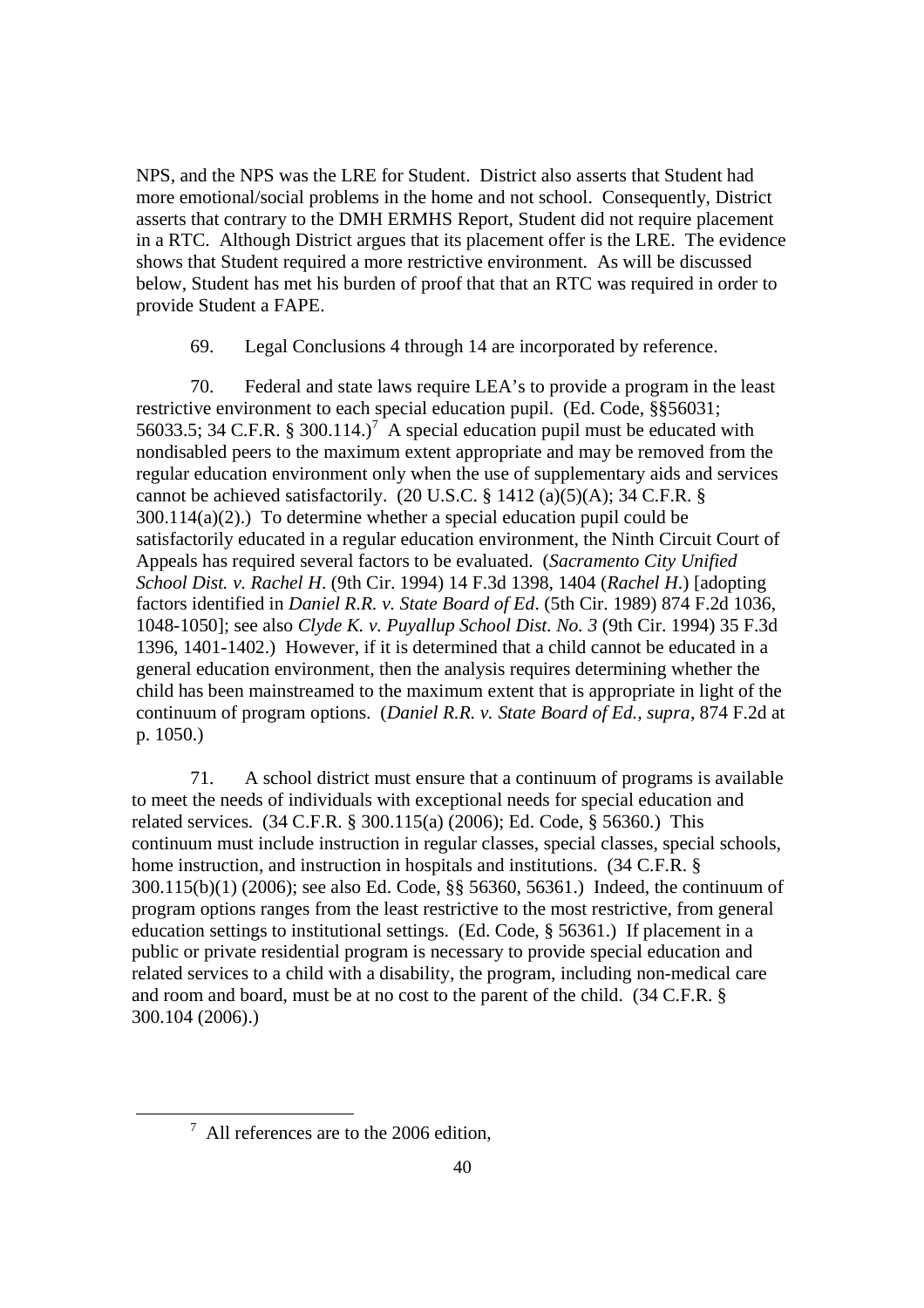NPS, and the NPS was the LRE for Student. District also asserts that Student had more emotional/social problems in the home and not school. Consequently, District asserts that contrary to the DMH ERMHS Report, Student did not require placement in a RTC. Although District argues that its placement offer is the LRE. The evidence shows that Student required a more restrictive environment. As will be discussed below, Student has met his burden of proof that that an RTC was required in order to provide Student a FAPE.

69. Legal Conclusions 4 through 14 are incorporated by reference.

70. Federal and state laws require LEA's to provide a program in the least restrictive environment to each special education pupil. (Ed. Code, §§56031; 56033.5; 34 C.F.R. § 300.114.)[7] A special education pupil must be educated with nondisabled peers to the maximum extent appropriate and may be removed from the regular education environment only when the use of supplementary aids and services cannot be achieved satisfactorily. (20 U.S.C. § 1412 (a)(5)(A); 34 C.F.R. § 300.114(a)(2).) To determine whether a special education pupil could be satisfactorily educated in a regular education environment, the Ninth Circuit Court of Appeals has required several factors to be evaluated. (*Sacramento City Unified School Dist. v. Rachel H*. (9th Cir. 1994) 14 F.3d 1398, 1404 (*Rachel H*.) [adopting factors identified in *Daniel R.R. v. State Board of Ed*. (5th Cir. 1989) 874 F.2d 1036, 1048-1050]; see also *Clyde K. v. Puyallup School Dist. No. 3* (9th Cir. 1994) 35 F.3d 1396, 1401-1402.) However, if it is determined that a child cannot be educated in a general education environment, then the analysis requires determining whether the child has been mainstreamed to the maximum extent that is appropriate in light of the continuum of program options. (*Daniel R.R. v. State Board of Ed., supra*, 874 F.2d at p. 1050.)

71. A school district must ensure that a continuum of programs is available to meet the needs of individuals with exceptional needs for special education and related services. (34 C.F.R. § 300.115(a) (2006); Ed. Code, § 56360.) This continuum must include instruction in regular classes, special classes, special schools, home instruction, and instruction in hospitals and institutions. (34 C.F.R. § 300.115(b)(1) (2006); see also Ed. Code, §§ 56360, 56361.) Indeed, the continuum of program options ranges from the least restrictive to the most restrictive, from general education settings to institutional settings. (Ed. Code, § 56361.) If placement in a public or private residential program is necessary to provide special education and related services to a child with a disability, the program, including non-medical care and room and board, must be at no cost to the parent of the child. (34 C.F.R. § 300.104 (2006).)

[7] All references are to the 2006 edition,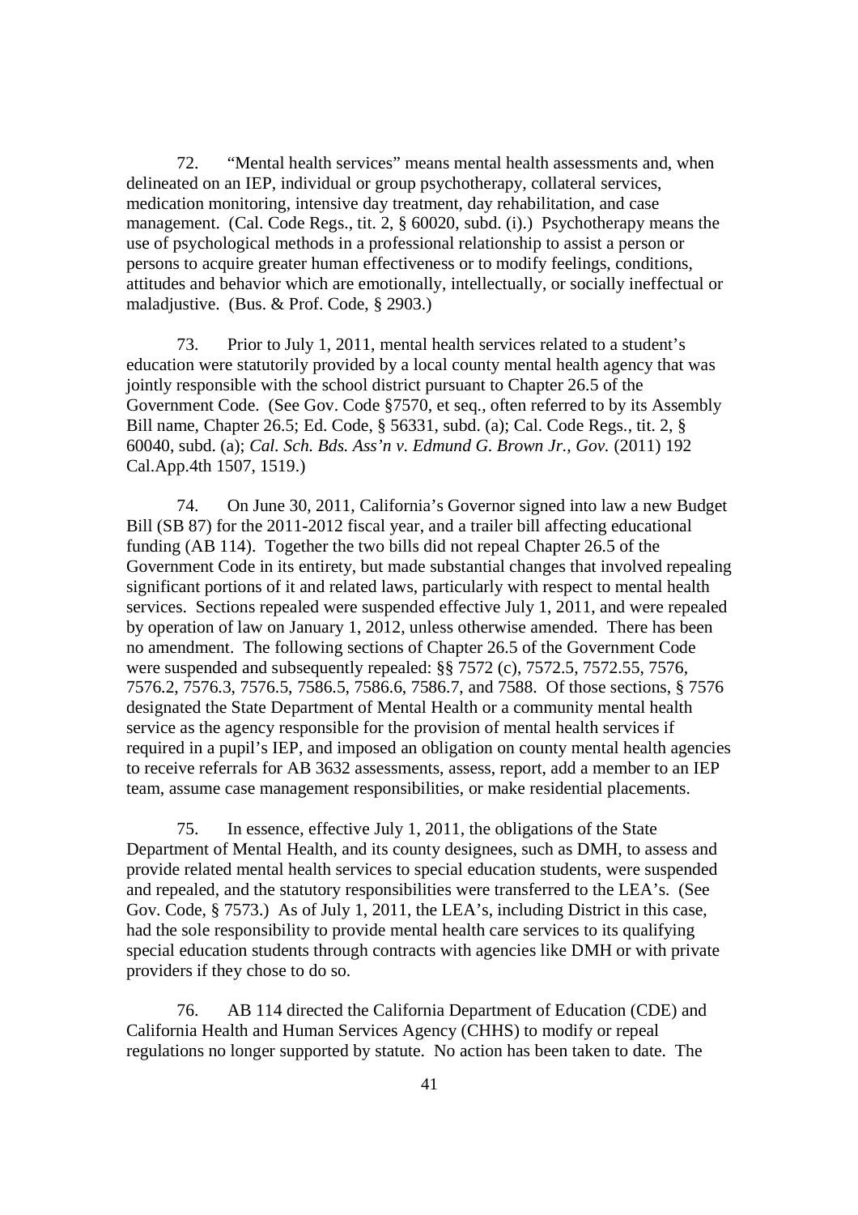72. "Mental health services" means mental health assessments and, when delineated on an IEP, individual or group psychotherapy, collateral services, medication monitoring, intensive day treatment, day rehabilitation, and case management. (Cal. Code Regs., tit. 2, § 60020, subd. (i).) Psychotherapy means the use of psychological methods in a professional relationship to assist a person or persons to acquire greater human effectiveness or to modify feelings, conditions, attitudes and behavior which are emotionally, intellectually, or socially ineffectual or maladjustive. (Bus. & Prof. Code, § 2903.)

73. Prior to July 1, 2011, mental health services related to a student's education were statutorily provided by a local county mental health agency that was jointly responsible with the school district pursuant to Chapter 26.5 of the Government Code. (See Gov. Code §7570, et seq., often referred to by its Assembly Bill name, Chapter 26.5; Ed. Code, § 56331, subd. (a); Cal. Code Regs., tit. 2, § 60040, subd. (a); *Cal. Sch. Bds. Ass'n v. Edmund G. Brown Jr., Gov.* (2011) 192 Cal.App.4th 1507, 1519.)

74. On June 30, 2011, California's Governor signed into law a new Budget Bill (SB 87) for the 2011-2012 fiscal year, and a trailer bill affecting educational funding (AB 114). Together the two bills did not repeal Chapter 26.5 of the Government Code in its entirety, but made substantial changes that involved repealing significant portions of it and related laws, particularly with respect to mental health services. Sections repealed were suspended effective July 1, 2011, and were repealed by operation of law on January 1, 2012, unless otherwise amended. There has been no amendment. The following sections of Chapter 26.5 of the Government Code were suspended and subsequently repealed: §§ 7572 (c), 7572.5, 7572.55, 7576, 7576.2, 7576.3, 7576.5, 7586.5, 7586.6, 7586.7, and 7588. Of those sections, § 7576 designated the State Department of Mental Health or a community mental health service as the agency responsible for the provision of mental health services if required in a pupil's IEP, and imposed an obligation on county mental health agencies to receive referrals for AB 3632 assessments, assess, report, add a member to an IEP team, assume case management responsibilities, or make residential placements.

75. In essence, effective July 1, 2011, the obligations of the State Department of Mental Health, and its county designees, such as DMH, to assess and provide related mental health services to special education students, were suspended and repealed, and the statutory responsibilities were transferred to the LEA's. (See Gov. Code, § 7573.) As of July 1, 2011, the LEA's, including District in this case, had the sole responsibility to provide mental health care services to its qualifying special education students through contracts with agencies like DMH or with private providers if they chose to do so.

76. AB 114 directed the California Department of Education (CDE) and California Health and Human Services Agency (CHHS) to modify or repeal regulations no longer supported by statute. No action has been taken to date. The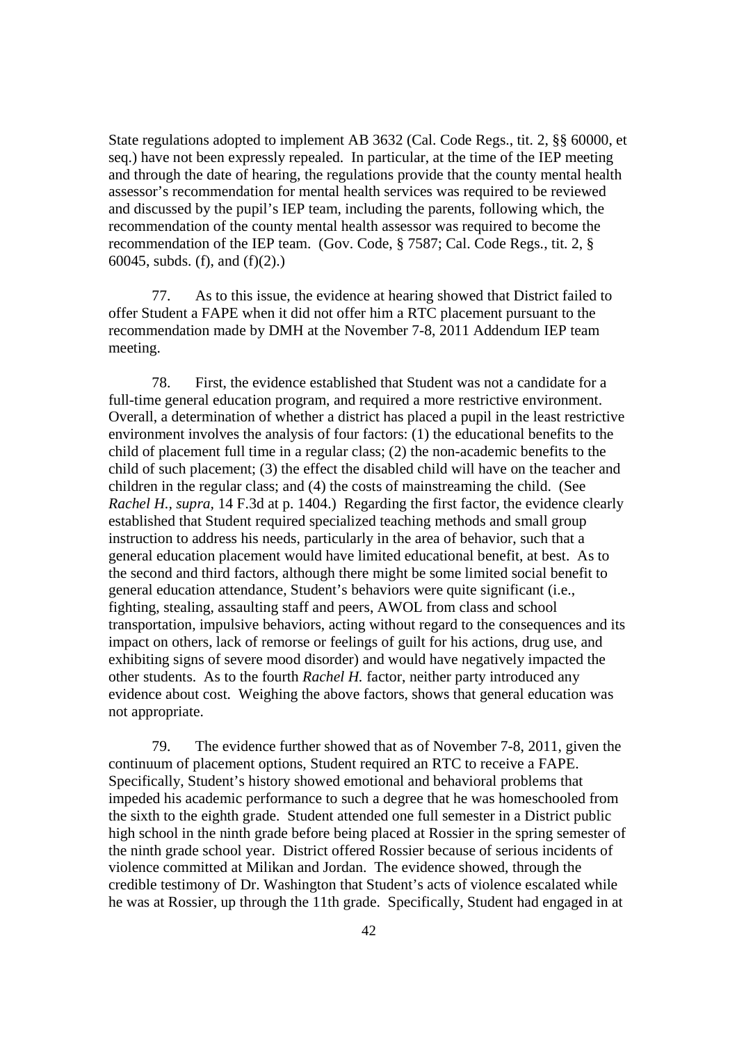State regulations adopted to implement AB 3632 (Cal. Code Regs., tit. 2, §§ 60000, et seq.) have not been expressly repealed. In particular, at the time of the IEP meeting and through the date of hearing, the regulations provide that the county mental health assessor's recommendation for mental health services was required to be reviewed and discussed by the pupil's IEP team, including the parents, following which, the recommendation of the county mental health assessor was required to become the recommendation of the IEP team. (Gov. Code, § 7587; Cal. Code Regs., tit. 2, § 60045, subds. (f), and (f)(2).)

77. As to this issue, the evidence at hearing showed that District failed to offer Student a FAPE when it did not offer him a RTC placement pursuant to the recommendation made by DMH at the November 7-8, 2011 Addendum IEP team meeting.

78. First, the evidence established that Student was not a candidate for a full-time general education program, and required a more restrictive environment. Overall, a determination of whether a district has placed a pupil in the least restrictive environment involves the analysis of four factors: (1) the educational benefits to the child of placement full time in a regular class; (2) the non-academic benefits to the child of such placement; (3) the effect the disabled child will have on the teacher and children in the regular class; and (4) the costs of mainstreaming the child. (See *Rachel H.*, *supra*, 14 F.3d at p. 1404.) Regarding the first factor, the evidence clearly established that Student required specialized teaching methods and small group instruction to address his needs, particularly in the area of behavior, such that a general education placement would have limited educational benefit, at best. As to the second and third factors, although there might be some limited social benefit to general education attendance, Student's behaviors were quite significant (i.e., fighting, stealing, assaulting staff and peers, AWOL from class and school transportation, impulsive behaviors, acting without regard to the consequences and its impact on others, lack of remorse or feelings of guilt for his actions, drug use, and exhibiting signs of severe mood disorder) and would have negatively impacted the other students. As to the fourth *Rachel H.* factor, neither party introduced any evidence about cost. Weighing the above factors, shows that general education was not appropriate.

79. The evidence further showed that as of November 7-8, 2011, given the continuum of placement options, Student required an RTC to receive a FAPE. Specifically, Student's history showed emotional and behavioral problems that impeded his academic performance to such a degree that he was homeschooled from the sixth to the eighth grade. Student attended one full semester in a District public high school in the ninth grade before being placed at Rossier in the spring semester of the ninth grade school year. District offered Rossier because of serious incidents of violence committed at Milikan and Jordan. The evidence showed, through the credible testimony of Dr. Washington that Student's acts of violence escalated while he was at Rossier, up through the 11th grade. Specifically, Student had engaged in at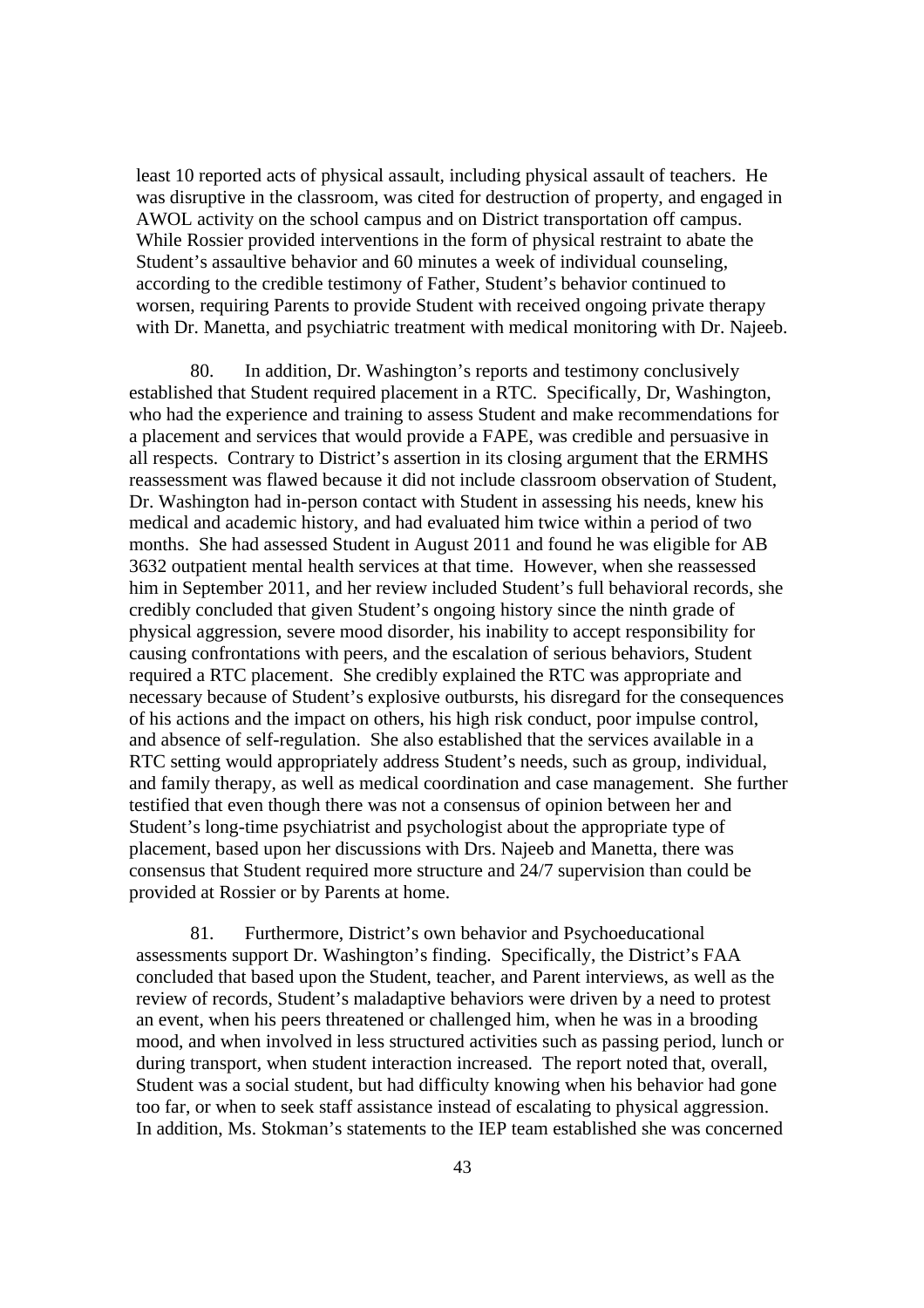least 10 reported acts of physical assault, including physical assault of teachers. He was disruptive in the classroom, was cited for destruction of property, and engaged in AWOL activity on the school campus and on District transportation off campus. While Rossier provided interventions in the form of physical restraint to abate the Student's assaultive behavior and 60 minutes a week of individual counseling, according to the credible testimony of Father, Student's behavior continued to worsen, requiring Parents to provide Student with received ongoing private therapy with Dr. Manetta, and psychiatric treatment with medical monitoring with Dr. Najeeb.

80. In addition, Dr. Washington's reports and testimony conclusively established that Student required placement in a RTC. Specifically, Dr, Washington, who had the experience and training to assess Student and make recommendations for a placement and services that would provide a FAPE, was credible and persuasive in all respects. Contrary to District's assertion in its closing argument that the ERMHS reassessment was flawed because it did not include classroom observation of Student, Dr. Washington had in-person contact with Student in assessing his needs, knew his medical and academic history, and had evaluated him twice within a period of two months. She had assessed Student in August 2011 and found he was eligible for AB 3632 outpatient mental health services at that time. However, when she reassessed him in September 2011, and her review included Student's full behavioral records, she credibly concluded that given Student's ongoing history since the ninth grade of physical aggression, severe mood disorder, his inability to accept responsibility for causing confrontations with peers, and the escalation of serious behaviors, Student required a RTC placement. She credibly explained the RTC was appropriate and necessary because of Student's explosive outbursts, his disregard for the consequences of his actions and the impact on others, his high risk conduct, poor impulse control, and absence of self-regulation. She also established that the services available in a RTC setting would appropriately address Student's needs, such as group, individual, and family therapy, as well as medical coordination and case management. She further testified that even though there was not a consensus of opinion between her and Student's long-time psychiatrist and psychologist about the appropriate type of placement, based upon her discussions with Drs. Najeeb and Manetta, there was consensus that Student required more structure and 24/7 supervision than could be provided at Rossier or by Parents at home.

81. Furthermore, District's own behavior and Psychoeducational assessments support Dr. Washington's finding. Specifically, the District's FAA concluded that based upon the Student, teacher, and Parent interviews, as well as the review of records, Student's maladaptive behaviors were driven by a need to protest an event, when his peers threatened or challenged him, when he was in a brooding mood, and when involved in less structured activities such as passing period, lunch or during transport, when student interaction increased. The report noted that, overall, Student was a social student, but had difficulty knowing when his behavior had gone too far, or when to seek staff assistance instead of escalating to physical aggression. In addition, Ms. Stokman's statements to the IEP team established she was concerned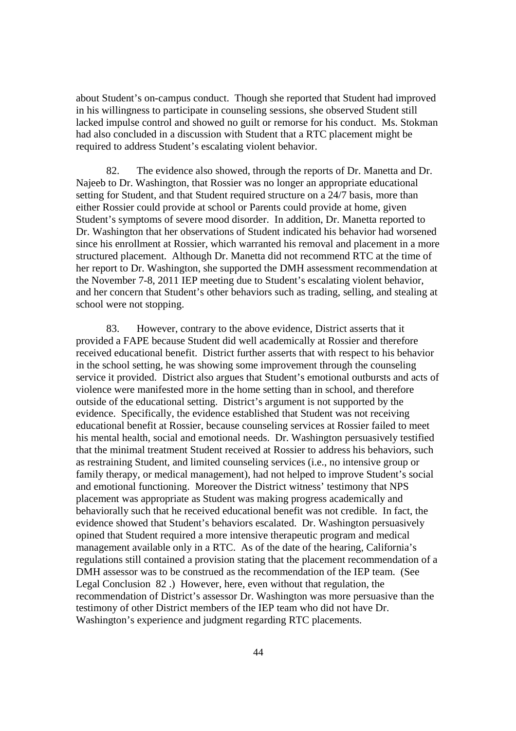about Student's on-campus conduct. Though she reported that Student had improved in his willingness to participate in counseling sessions, she observed Student still lacked impulse control and showed no guilt or remorse for his conduct. Ms. Stokman had also concluded in a discussion with Student that a RTC placement might be required to address Student's escalating violent behavior.

82. The evidence also showed, through the reports of Dr. Manetta and Dr. Najeeb to Dr. Washington, that Rossier was no longer an appropriate educational setting for Student, and that Student required structure on a 24/7 basis, more than either Rossier could provide at school or Parents could provide at home, given Student's symptoms of severe mood disorder. In addition, Dr. Manetta reported to Dr. Washington that her observations of Student indicated his behavior had worsened since his enrollment at Rossier, which warranted his removal and placement in a more structured placement. Although Dr. Manetta did not recommend RTC at the time of her report to Dr. Washington, she supported the DMH assessment recommendation at the November 7-8, 2011 IEP meeting due to Student's escalating violent behavior, and her concern that Student's other behaviors such as trading, selling, and stealing at school were not stopping.

83. However, contrary to the above evidence, District asserts that it provided a FAPE because Student did well academically at Rossier and therefore received educational benefit. District further asserts that with respect to his behavior in the school setting, he was showing some improvement through the counseling service it provided. District also argues that Student's emotional outbursts and acts of violence were manifested more in the home setting than in school, and therefore outside of the educational setting. District's argument is not supported by the evidence. Specifically, the evidence established that Student was not receiving educational benefit at Rossier, because counseling services at Rossier failed to meet his mental health, social and emotional needs. Dr. Washington persuasively testified that the minimal treatment Student received at Rossier to address his behaviors, such as restraining Student, and limited counseling services (i.e., no intensive group or family therapy, or medical management), had not helped to improve Student's social and emotional functioning. Moreover the District witness' testimony that NPS placement was appropriate as Student was making progress academically and behaviorally such that he received educational benefit was not credible. In fact, the evidence showed that Student's behaviors escalated. Dr. Washington persuasively opined that Student required a more intensive therapeutic program and medical management available only in a RTC. As of the date of the hearing, California's regulations still contained a provision stating that the placement recommendation of a DMH assessor was to be construed as the recommendation of the IEP team. (See Legal Conclusion 82 .) However, here, even without that regulation, the recommendation of District's assessor Dr. Washington was more persuasive than the testimony of other District members of the IEP team who did not have Dr. Washington's experience and judgment regarding RTC placements.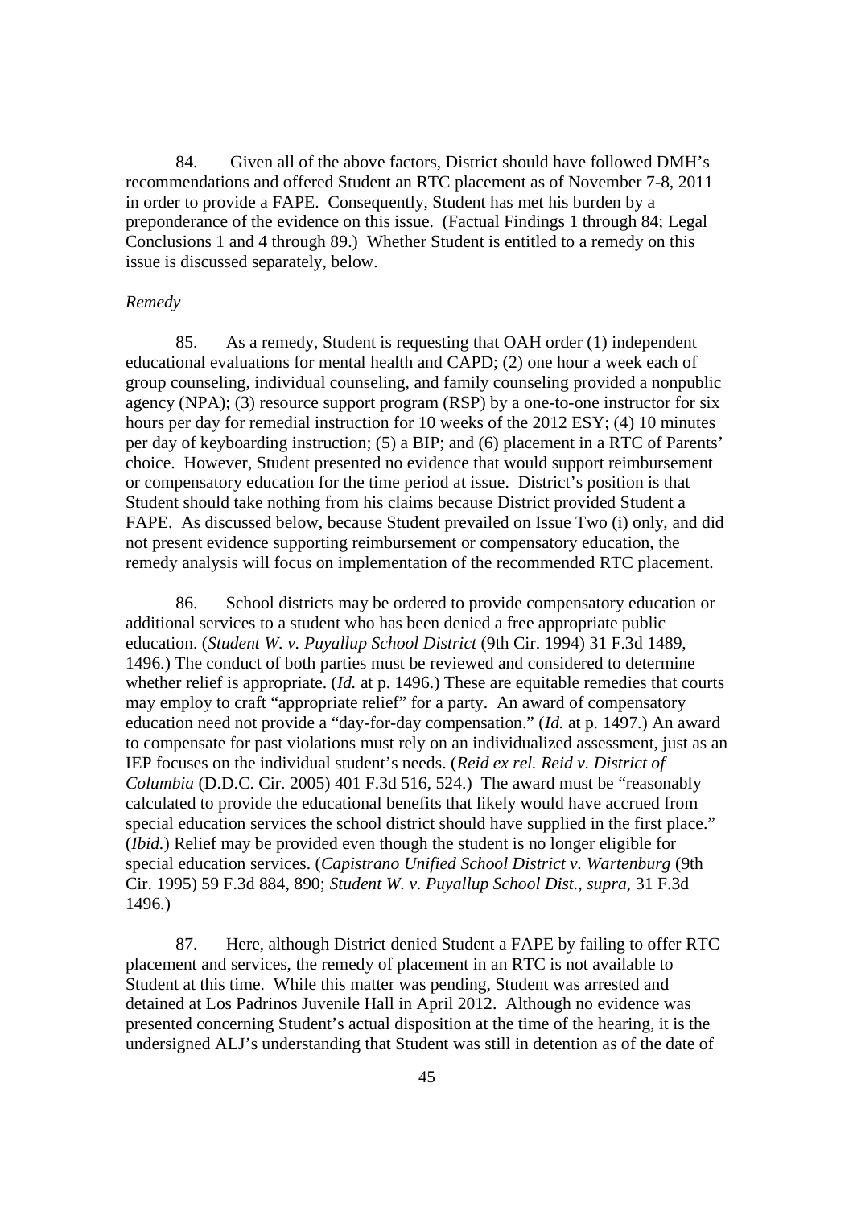84. Given all of the above factors, District should have followed DMH's recommendations and offered Student an RTC placement as of November 7-8, 2011 in order to provide a FAPE. Consequently, Student has met his burden by a preponderance of the evidence on this issue. (Factual Findings 1 through 84; Legal Conclusions 1 and 4 through 89.) Whether Student is entitled to a remedy on this issue is discussed separately, below.

*Remedy*

85. As a remedy, Student is requesting that OAH order (1) independent educational evaluations for mental health and CAPD; (2) one hour a week each of group counseling, individual counseling, and family counseling provided a nonpublic agency (NPA); (3) resource support program (RSP) by a one-to-one instructor for six hours per day for remedial instruction for 10 weeks of the 2012 ESY; (4) 10 minutes per day of keyboarding instruction; (5) a BIP; and (6) placement in a RTC of Parents' choice. However, Student presented no evidence that would support reimbursement or compensatory education for the time period at issue. District's position is that Student should take nothing from his claims because District provided Student a FAPE. As discussed below, because Student prevailed on Issue Two (i) only, and did not present evidence supporting reimbursement or compensatory education, the remedy analysis will focus on implementation of the recommended RTC placement.

86. School districts may be ordered to provide compensatory education or additional services to a student who has been denied a free appropriate public education. (*Student W. v. Puyallup School District* (9th Cir. 1994) 31 F.3d 1489, 1496.) The conduct of both parties must be reviewed and considered to determine whether relief is appropriate. (*Id.* at p. 1496.) These are equitable remedies that courts may employ to craft "appropriate relief" for a party. An award of compensatory education need not provide a "day-for-day compensation." (*Id.* at p. 1497.) An award to compensate for past violations must rely on an individualized assessment, just as an IEP focuses on the individual student's needs. (*Reid ex rel. Reid v. District of Columbia* (D.D.C. Cir. 2005) 401 F.3d 516, 524.) The award must be "reasonably calculated to provide the educational benefits that likely would have accrued from special education services the school district should have supplied in the first place." (*Ibid.*) Relief may be provided even though the student is no longer eligible for special education services. (*Capistrano Unified School District v. Wartenburg* (9th Cir. 1995) 59 F.3d 884, 890; *Student W. v. Puyallup School Dist., supra*, 31 F.3d 1496.)

87. Here, although District denied Student a FAPE by failing to offer RTC placement and services, the remedy of placement in an RTC is not available to Student at this time. While this matter was pending, Student was arrested and detained at Los Padrinos Juvenile Hall in April 2012. Although no evidence was presented concerning Student's actual disposition at the time of the hearing, it is the undersigned ALJ's understanding that Student was still in detention as of the date of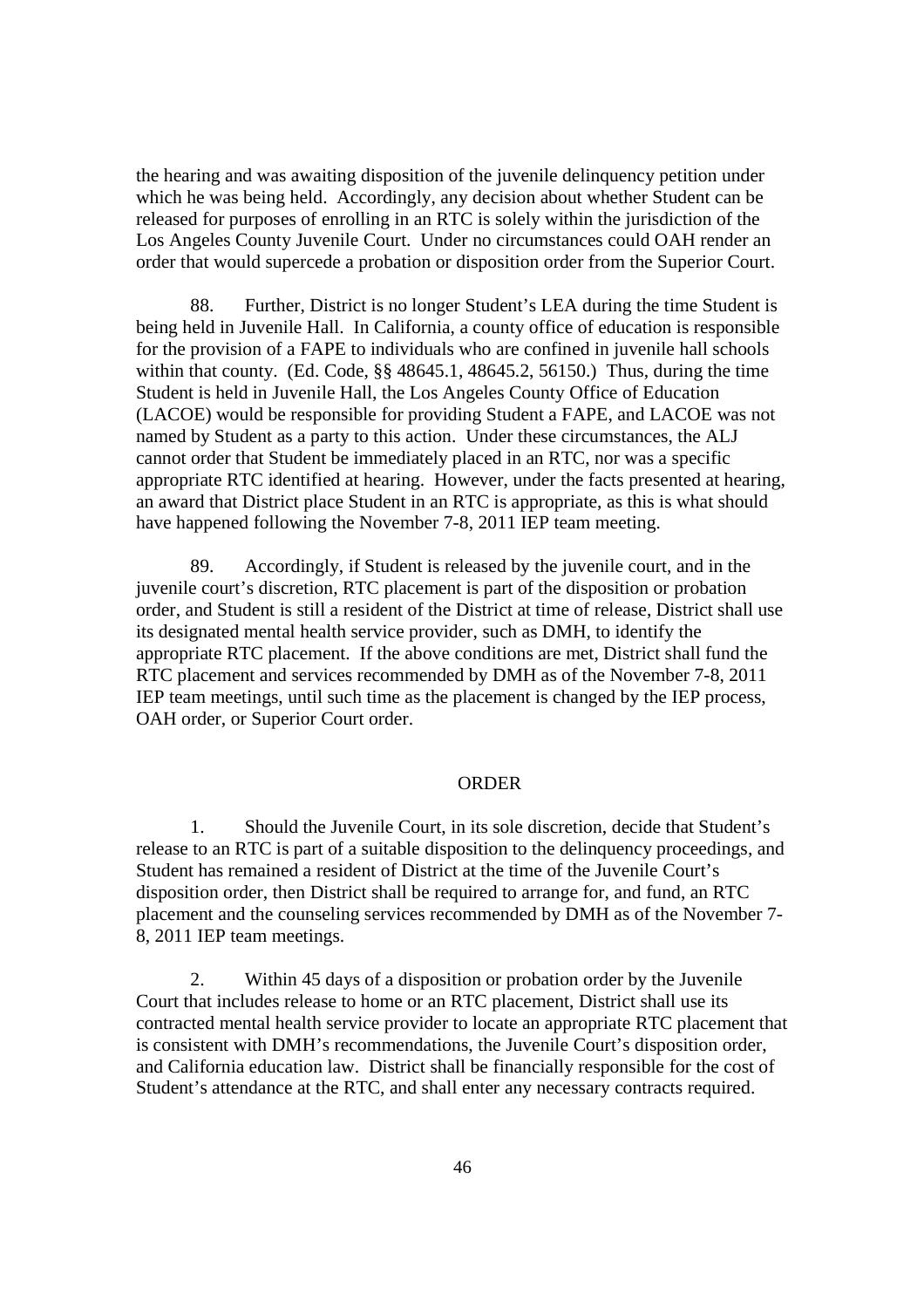the hearing and was awaiting disposition of the juvenile delinquency petition under which he was being held. Accordingly, any decision about whether Student can be released for purposes of enrolling in an RTC is solely within the jurisdiction of the Los Angeles County Juvenile Court. Under no circumstances could OAH render an order that would supercede a probation or disposition order from the Superior Court.

88. Further, District is no longer Student's LEA during the time Student is being held in Juvenile Hall. In California, a county office of education is responsible for the provision of a FAPE to individuals who are confined in juvenile hall schools within that county. (Ed. Code, §§ 48645.1, 48645.2, 56150.) Thus, during the time Student is held in Juvenile Hall, the Los Angeles County Office of Education (LACOE) would be responsible for providing Student a FAPE, and LACOE was not named by Student as a party to this action. Under these circumstances, the ALJ cannot order that Student be immediately placed in an RTC, nor was a specific appropriate RTC identified at hearing. However, under the facts presented at hearing, an award that District place Student in an RTC is appropriate, as this is what should have happened following the November 7-8, 2011 IEP team meeting.

89. Accordingly, if Student is released by the juvenile court, and in the juvenile court's discretion, RTC placement is part of the disposition or probation order, and Student is still a resident of the District at time of release, District shall use its designated mental health service provider, such as DMH, to identify the appropriate RTC placement. If the above conditions are met, District shall fund the RTC placement and services recommended by DMH as of the November 7-8, 2011 IEP team meetings, until such time as the placement is changed by the IEP process, OAH order, or Superior Court order.

## ORDER

1. Should the Juvenile Court, in its sole discretion, decide that Student's release to an RTC is part of a suitable disposition to the delinquency proceedings, and Student has remained a resident of District at the time of the Juvenile Court's disposition order, then District shall be required to arrange for, and fund, an RTC placement and the counseling services recommended by DMH as of the November 7-8, 2011 IEP team meetings.

2. Within 45 days of a disposition or probation order by the Juvenile Court that includes release to home or an RTC placement, District shall use its contracted mental health service provider to locate an appropriate RTC placement that is consistent with DMH's recommendations, the Juvenile Court's disposition order, and California education law. District shall be financially responsible for the cost of Student's attendance at the RTC, and shall enter any necessary contracts required.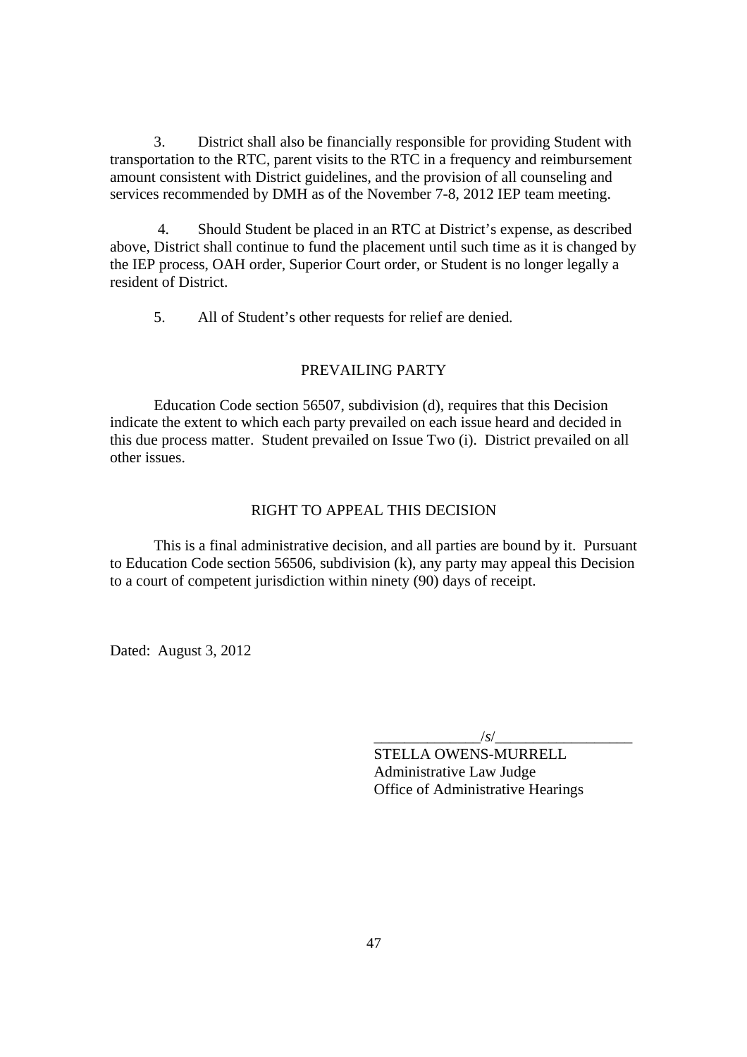3. District shall also be financially responsible for providing Student with transportation to the RTC, parent visits to the RTC in a frequency and reimbursement amount consistent with District guidelines, and the provision of all counseling and services recommended by DMH as of the November 7-8, 2012 IEP team meeting.

4. Should Student be placed in an RTC at District's expense, as described above, District shall continue to fund the placement until such time as it is changed by the IEP process, OAH order, Superior Court order, or Student is no longer legally a resident of District.

5. All of Student's other requests for relief are denied.

## PREVAILING PARTY

Education Code section 56507, subdivision (d), requires that this Decision indicate the extent to which each party prevailed on each issue heard and decided in this due process matter. Student prevailed on Issue Two (i). District prevailed on all other issues.

## RIGHT TO APPEAL THIS DECISION

This is a final administrative decision, and all parties are bound by it. Pursuant to Education Code section 56506, subdivision (k), any party may appeal this Decision to a court of competent jurisdiction within ninety (90) days of receipt.

Dated: August 3, 2012

______________/s/__________________
STELLA OWENS-MURRELL
Administrative Law Judge
Office of Administrative Hearings